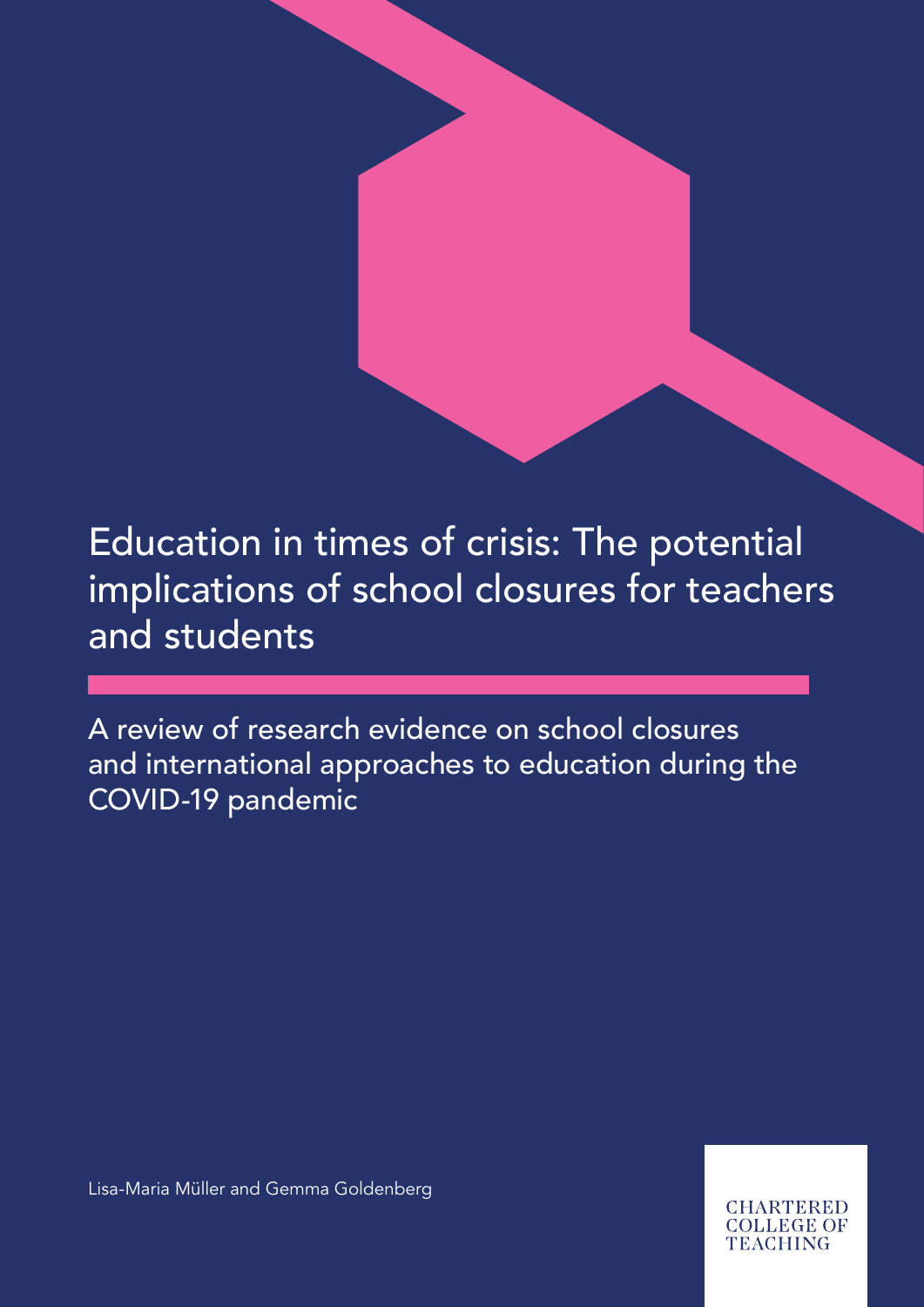# Education in times of crisis: The potential implications of school closures for teachers and students

A review of research evidence on school closures and international approaches to education during the COVID-19 pandemic

Lisa-Maria Müller and Gemma Goldenberg

CHARTERED COLLEGE OF TEACHING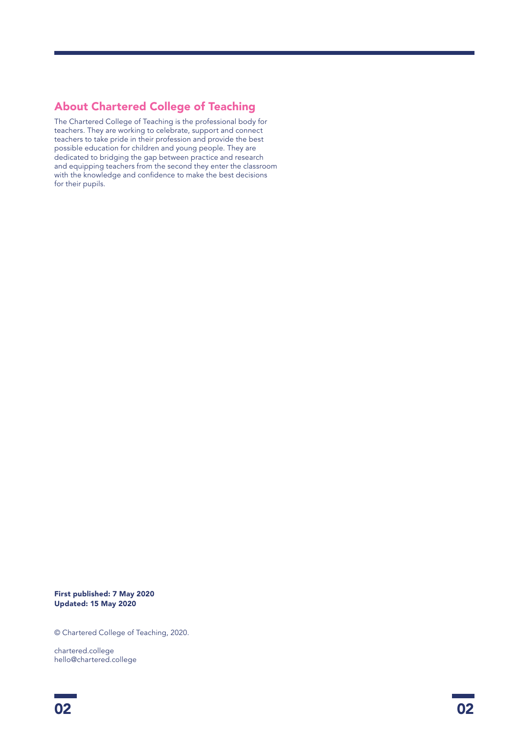## About Chartered College of Teaching

The Chartered College of Teaching is the professional body for teachers. They are working to celebrate, support and connect teachers to take pride in their profession and provide the best possible education for children and young people. They are dedicated to bridging the gap between practice and research and equipping teachers from the second they enter the classroom with the knowledge and confidence to make the best decisions for their pupils.

**First published: 7 May 2020**
**Updated: 15 May 2020**

© Chartered College of Teaching, 2020.

chartered.college
hello@chartered.college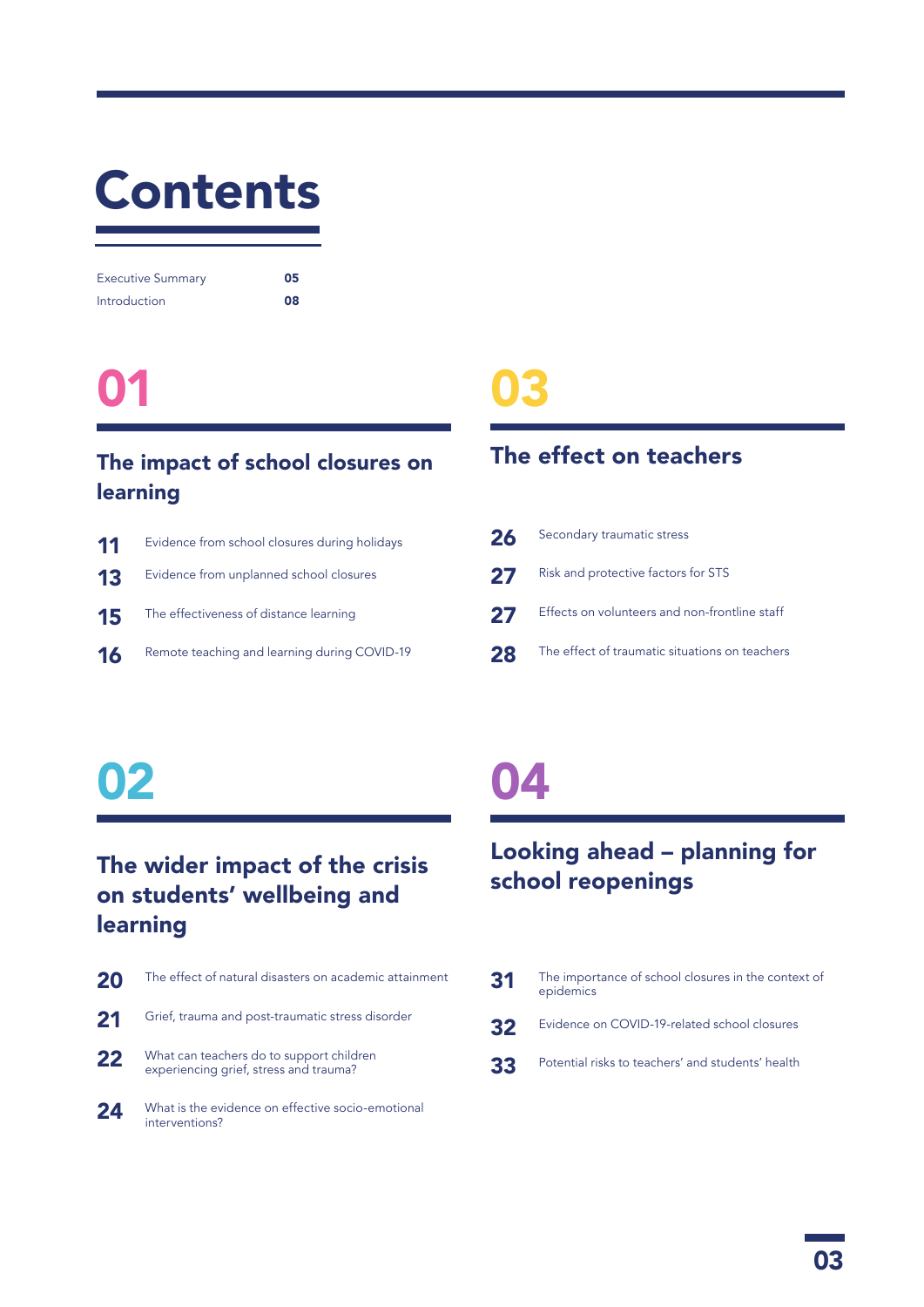# Contents

| | |
|---|---|
| Executive Summary | **05** |
| Introduction | **08** |

## 01

### The impact of school closures on learning

| | |
|---|---|
| **11** | Evidence from school closures during holidays |
| **13** | Evidence from unplanned school closures |
| **15** | The effectiveness of distance learning |
| **16** | Remote teaching and learning during COVID-19 |

## 02

### The wider impact of the crisis on students' wellbeing and learning

| | |
|---|---|
| **20** | The effect of natural disasters on academic attainment |
| **21** | Grief, trauma and post-traumatic stress disorder |
| **22** | What can teachers do to support children experiencing grief, stress and trauma? |
| **24** | What is the evidence on effective socio-emotional interventions? |

## 03

### The effect on teachers

| | |
|---|---|
| **26** | Secondary traumatic stress |
| **27** | Risk and protective factors for STS |
| **27** | Effects on volunteers and non-frontline staff |
| **28** | The effect of traumatic situations on teachers |

## 04

### Looking ahead – planning for school reopenings

| | |
|---|---|
| **31** | The importance of school closures in the context of epidemics |
| **32** | Evidence on COVID-19-related school closures |
| **33** | Potential risks to teachers' and students' health |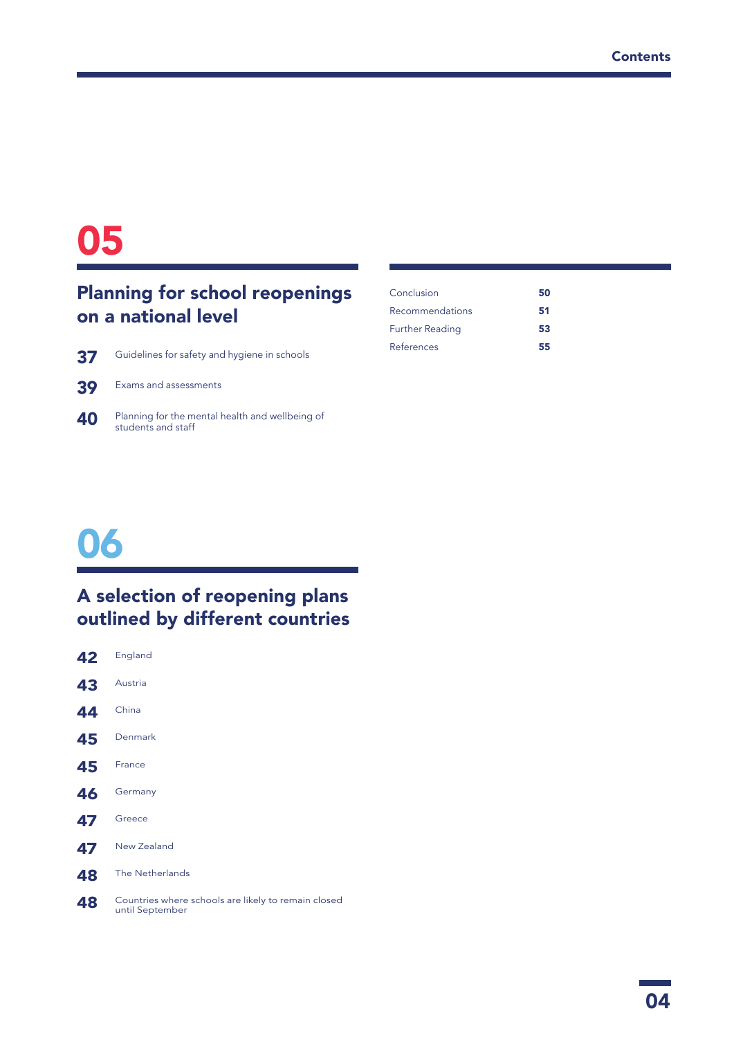# 05

## Planning for school reopenings on a national level

| | |
|---|---|
| 37 | Guidelines for safety and hygiene in schools |
| 39 | Exams and assessments |
| 40 | Planning for the mental health and wellbeing of students and staff |

# 06

## A selection of reopening plans outlined by different countries

| | |
|---|---|
| 42 | England |
| 43 | Austria |
| 44 | China |
| 45 | Denmark |
| 45 | France |
| 46 | Germany |
| 47 | Greece |
| 47 | New Zealand |
| 48 | The Netherlands |
| 48 | Countries where schools are likely to remain closed until September |

| | |
|---|---|
| Conclusion | 50 |
| Recommendations | 51 |
| Further Reading | 53 |
| References | 55 |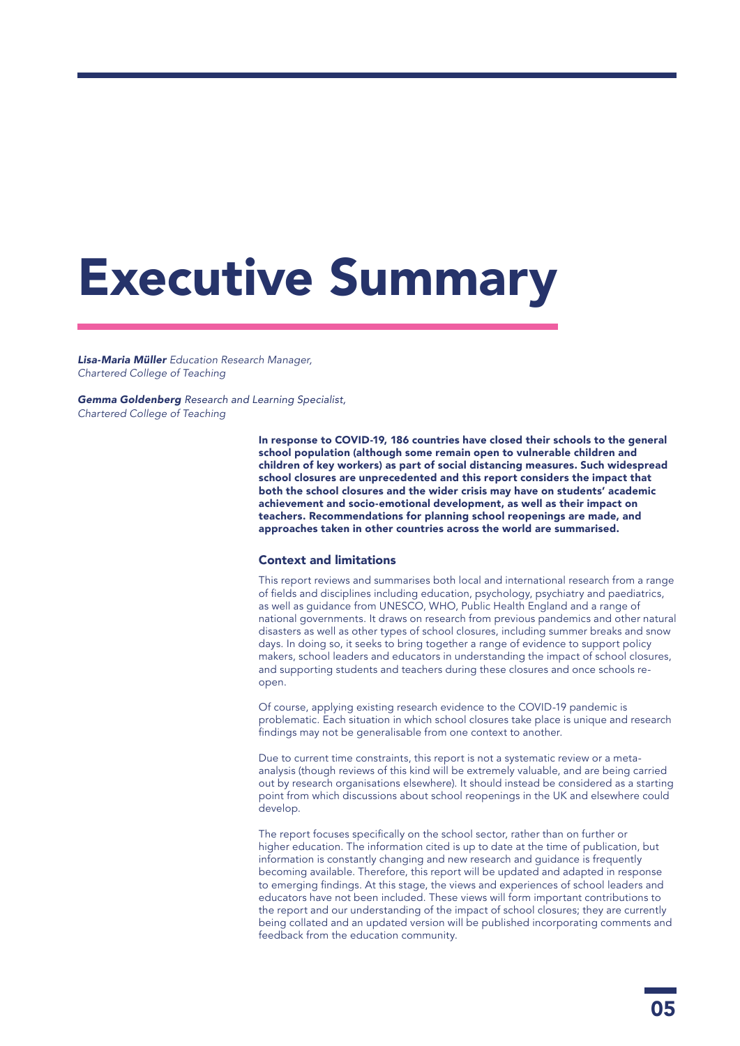# Executive Summary

***Lisa-Maria Müller*** *Education Research Manager, Chartered College of Teaching*

***Gemma Goldenberg*** *Research and Learning Specialist, Chartered College of Teaching*

**In response to COVID-19, 186 countries have closed their schools to the general school population (although some remain open to vulnerable children and children of key workers) as part of social distancing measures. Such widespread school closures are unprecedented and this report considers the impact that both the school closures and the wider crisis may have on students' academic achievement and socio-emotional development, as well as their impact on teachers. Recommendations for planning school reopenings are made, and approaches taken in other countries across the world are summarised.**

### Context and limitations

This report reviews and summarises both local and international research from a range of fields and disciplines including education, psychology, psychiatry and paediatrics, as well as guidance from UNESCO, WHO, Public Health England and a range of national governments. It draws on research from previous pandemics and other natural disasters as well as other types of school closures, including summer breaks and snow days. In doing so, it seeks to bring together a range of evidence to support policy makers, school leaders and educators in understanding the impact of school closures, and supporting students and teachers during these closures and once schools re-open.

Of course, applying existing research evidence to the COVID-19 pandemic is problematic. Each situation in which school closures take place is unique and research findings may not be generalisable from one context to another.

Due to current time constraints, this report is not a systematic review or a meta-analysis (though reviews of this kind will be extremely valuable, and are being carried out by research organisations elsewhere). It should instead be considered as a starting point from which discussions about school reopenings in the UK and elsewhere could develop.

The report focuses specifically on the school sector, rather than on further or higher education. The information cited is up to date at the time of publication, but information is constantly changing and new research and guidance is frequently becoming available. Therefore, this report will be updated and adapted in response to emerging findings. At this stage, the views and experiences of school leaders and educators have not been included. These views will form important contributions to the report and our understanding of the impact of school closures; they are currently being collated and an updated version will be published incorporating comments and feedback from the education community.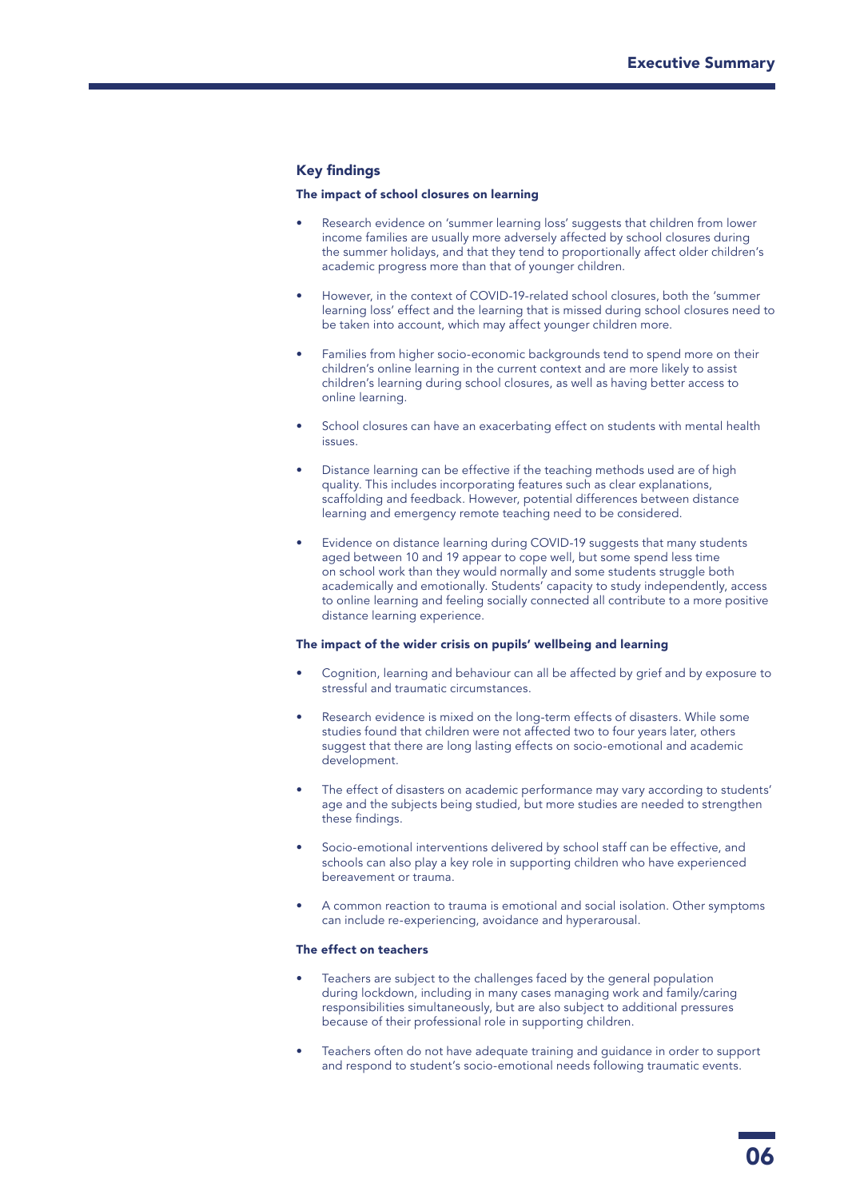## Key findings

### The impact of school closures on learning

- Research evidence on 'summer learning loss' suggests that children from lower income families are usually more adversely affected by school closures during the summer holidays, and that they tend to proportionally affect older children's academic progress more than that of younger children.
- However, in the context of COVID-19-related school closures, both the 'summer learning loss' effect and the learning that is missed during school closures need to be taken into account, which may affect younger children more.
- Families from higher socio-economic backgrounds tend to spend more on their children's online learning in the current context and are more likely to assist children's learning during school closures, as well as having better access to online learning.
- School closures can have an exacerbating effect on students with mental health issues.
- Distance learning can be effective if the teaching methods used are of high quality. This includes incorporating features such as clear explanations, scaffolding and feedback. However, potential differences between distance learning and emergency remote teaching need to be considered.
- Evidence on distance learning during COVID-19 suggests that many students aged between 10 and 19 appear to cope well, but some spend less time on school work than they would normally and some students struggle both academically and emotionally. Students' capacity to study independently, access to online learning and feeling socially connected all contribute to a more positive distance learning experience.

### The impact of the wider crisis on pupils' wellbeing and learning

- Cognition, learning and behaviour can all be affected by grief and by exposure to stressful and traumatic circumstances.
- Research evidence is mixed on the long-term effects of disasters. While some studies found that children were not affected two to four years later, others suggest that there are long lasting effects on socio-emotional and academic development.
- The effect of disasters on academic performance may vary according to students' age and the subjects being studied, but more studies are needed to strengthen these findings.
- Socio-emotional interventions delivered by school staff can be effective, and schools can also play a key role in supporting children who have experienced bereavement or trauma.
- A common reaction to trauma is emotional and social isolation. Other symptoms can include re-experiencing, avoidance and hyperarousal.

### The effect on teachers

- Teachers are subject to the challenges faced by the general population during lockdown, including in many cases managing work and family/caring responsibilities simultaneously, but are also subject to additional pressures because of their professional role in supporting children.
- Teachers often do not have adequate training and guidance in order to support and respond to student's socio-emotional needs following traumatic events.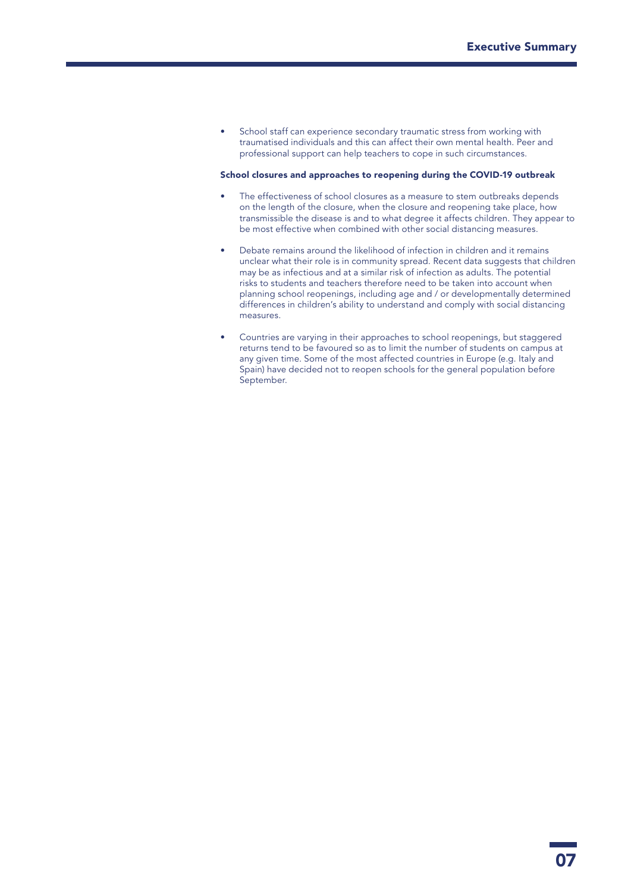- School staff can experience secondary traumatic stress from working with traumatised individuals and this can affect their own mental health. Peer and professional support can help teachers to cope in such circumstances.

**School closures and approaches to reopening during the COVID-19 outbreak**

- The effectiveness of school closures as a measure to stem outbreaks depends on the length of the closure, when the closure and reopening take place, how transmissible the disease is and to what degree it affects children. They appear to be most effective when combined with other social distancing measures.

- Debate remains around the likelihood of infection in children and it remains unclear what their role is in community spread. Recent data suggests that children may be as infectious and at a similar risk of infection as adults. The potential risks to students and teachers therefore need to be taken into account when planning school reopenings, including age and / or developmentally determined differences in children's ability to understand and comply with social distancing measures.

- Countries are varying in their approaches to school reopenings, but staggered returns tend to be favoured so as to limit the number of students on campus at any given time. Some of the most affected countries in Europe (e.g. Italy and Spain) have decided not to reopen schools for the general population before September.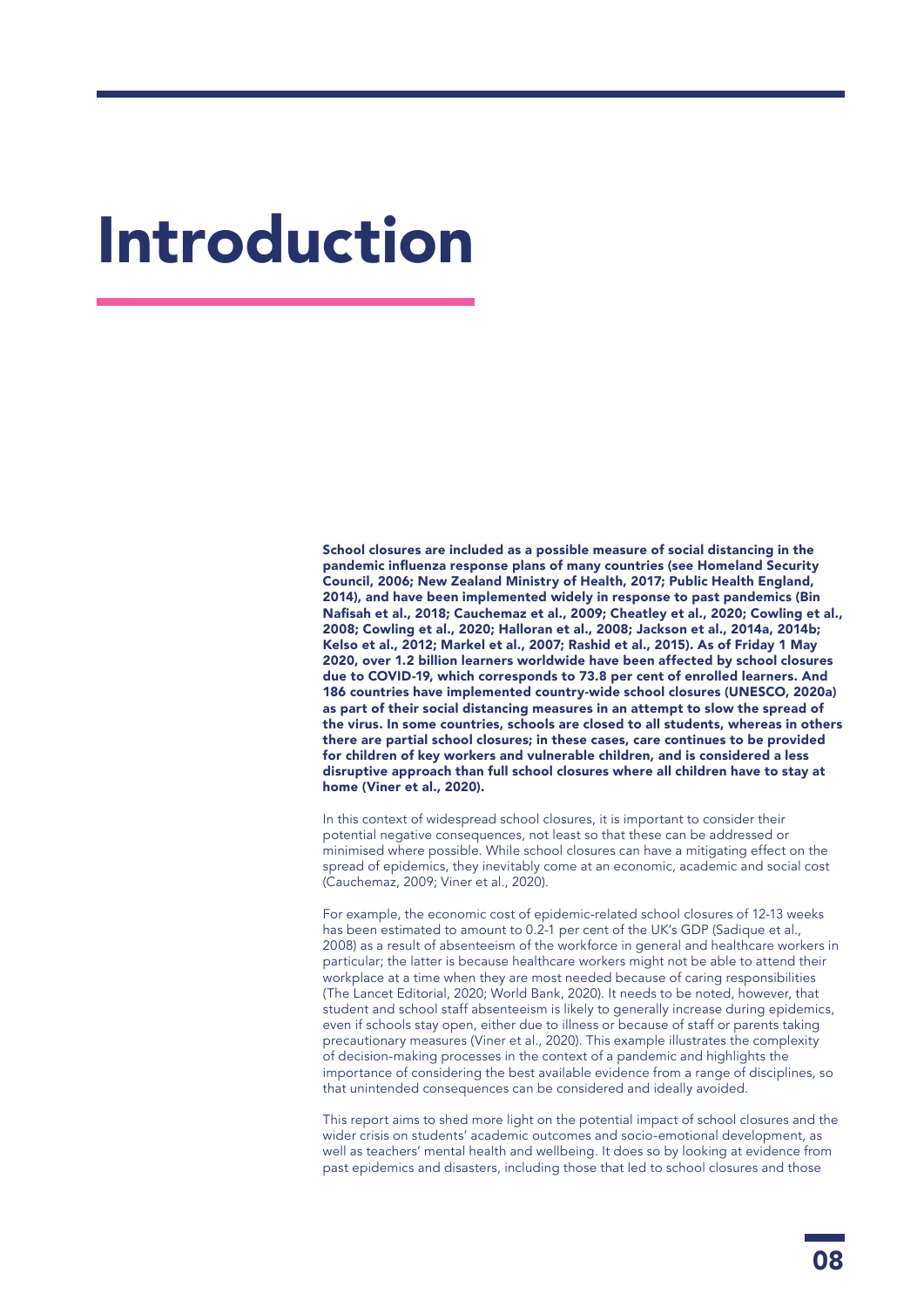# Introduction

**School closures are included as a possible measure of social distancing in the pandemic influenza response plans of many countries (see Homeland Security Council, 2006; New Zealand Ministry of Health, 2017; Public Health England, 2014), and have been implemented widely in response to past pandemics (Bin Nafisah et al., 2018; Cauchemaz et al., 2009; Cheatley et al., 2020; Cowling et al., 2008; Cowling et al., 2020; Halloran et al., 2008; Jackson et al., 2014a, 2014b; Kelso et al., 2012; Markel et al., 2007; Rashid et al., 2015). As of Friday 1 May 2020, over 1.2 billion learners worldwide have been affected by school closures due to COVID-19, which corresponds to 73.8 per cent of enrolled learners. And 186 countries have implemented country-wide school closures (UNESCO, 2020a) as part of their social distancing measures in an attempt to slow the spread of the virus. In some countries, schools are closed to all students, whereas in others there are partial school closures; in these cases, care continues to be provided for children of key workers and vulnerable children, and is considered a less disruptive approach than full school closures where all children have to stay at home (Viner et al., 2020).**

In this context of widespread school closures, it is important to consider their potential negative consequences, not least so that these can be addressed or minimised where possible. While school closures can have a mitigating effect on the spread of epidemics, they inevitably come at an economic, academic and social cost (Cauchemaz, 2009; Viner et al., 2020).

For example, the economic cost of epidemic-related school closures of 12-13 weeks has been estimated to amount to 0.2-1 per cent of the UK's GDP (Sadique et al., 2008) as a result of absenteeism of the workforce in general and healthcare workers in particular; the latter is because healthcare workers might not be able to attend their workplace at a time when they are most needed because of caring responsibilities (The Lancet Editorial, 2020; World Bank, 2020). It needs to be noted, however, that student and school staff absenteeism is likely to generally increase during epidemics, even if schools stay open, either due to illness or because of staff or parents taking precautionary measures (Viner et al., 2020). This example illustrates the complexity of decision-making processes in the context of a pandemic and highlights the importance of considering the best available evidence from a range of disciplines, so that unintended consequences can be considered and ideally avoided.

This report aims to shed more light on the potential impact of school closures and the wider crisis on students' academic outcomes and socio-emotional development, as well as teachers' mental health and wellbeing. It does so by looking at evidence from past epidemics and disasters, including those that led to school closures and those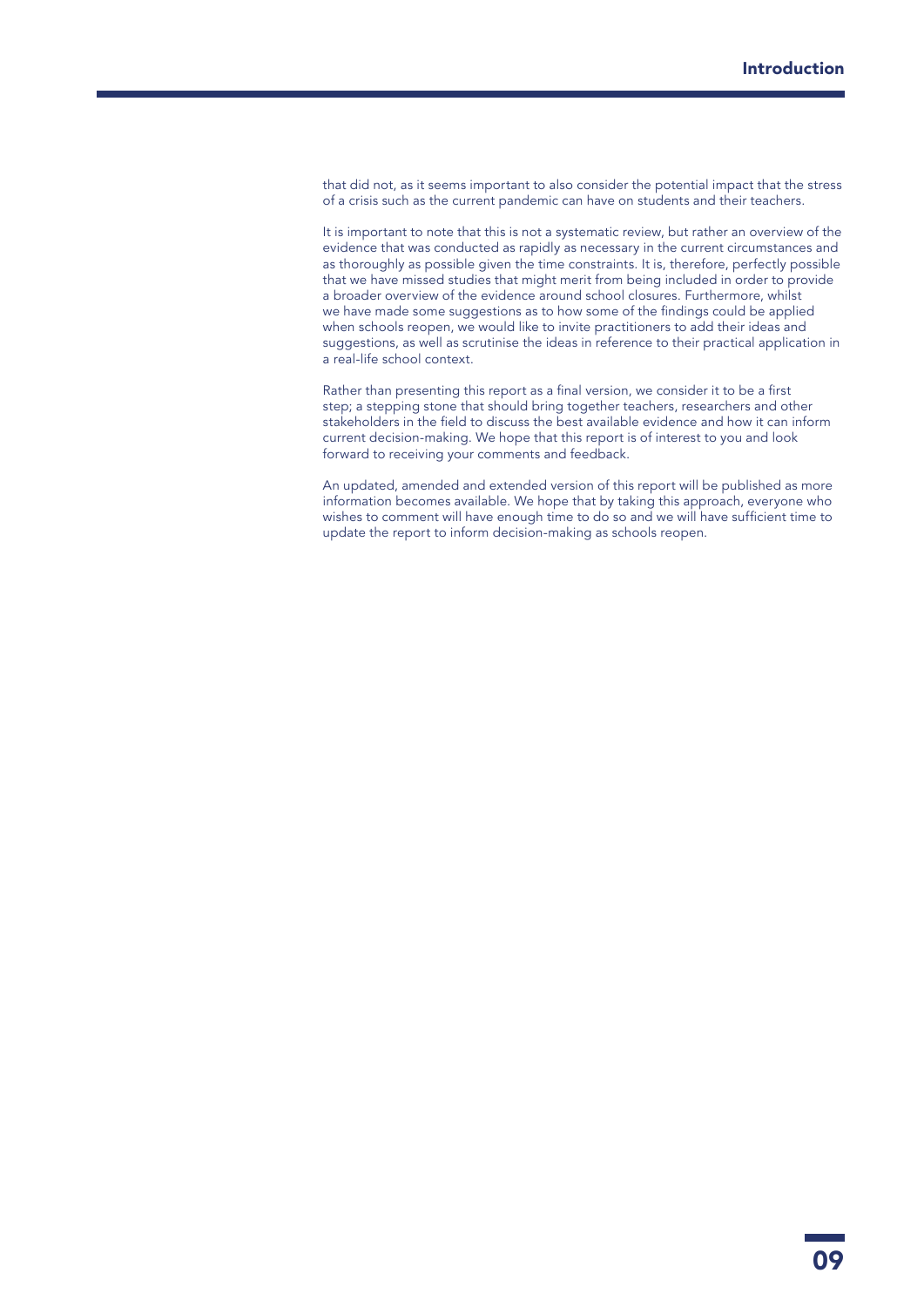that did not, as it seems important to also consider the potential impact that the stress of a crisis such as the current pandemic can have on students and their teachers.

It is important to note that this is not a systematic review, but rather an overview of the evidence that was conducted as rapidly as necessary in the current circumstances and as thoroughly as possible given the time constraints. It is, therefore, perfectly possible that we have missed studies that might merit from being included in order to provide a broader overview of the evidence around school closures. Furthermore, whilst we have made some suggestions as to how some of the findings could be applied when schools reopen, we would like to invite practitioners to add their ideas and suggestions, as well as scrutinise the ideas in reference to their practical application in a real-life school context.

Rather than presenting this report as a final version, we consider it to be a first step; a stepping stone that should bring together teachers, researchers and other stakeholders in the field to discuss the best available evidence and how it can inform current decision-making. We hope that this report is of interest to you and look forward to receiving your comments and feedback.

An updated, amended and extended version of this report will be published as more information becomes available. We hope that by taking this approach, everyone who wishes to comment will have enough time to do so and we will have sufficient time to update the report to inform decision-making as schools reopen.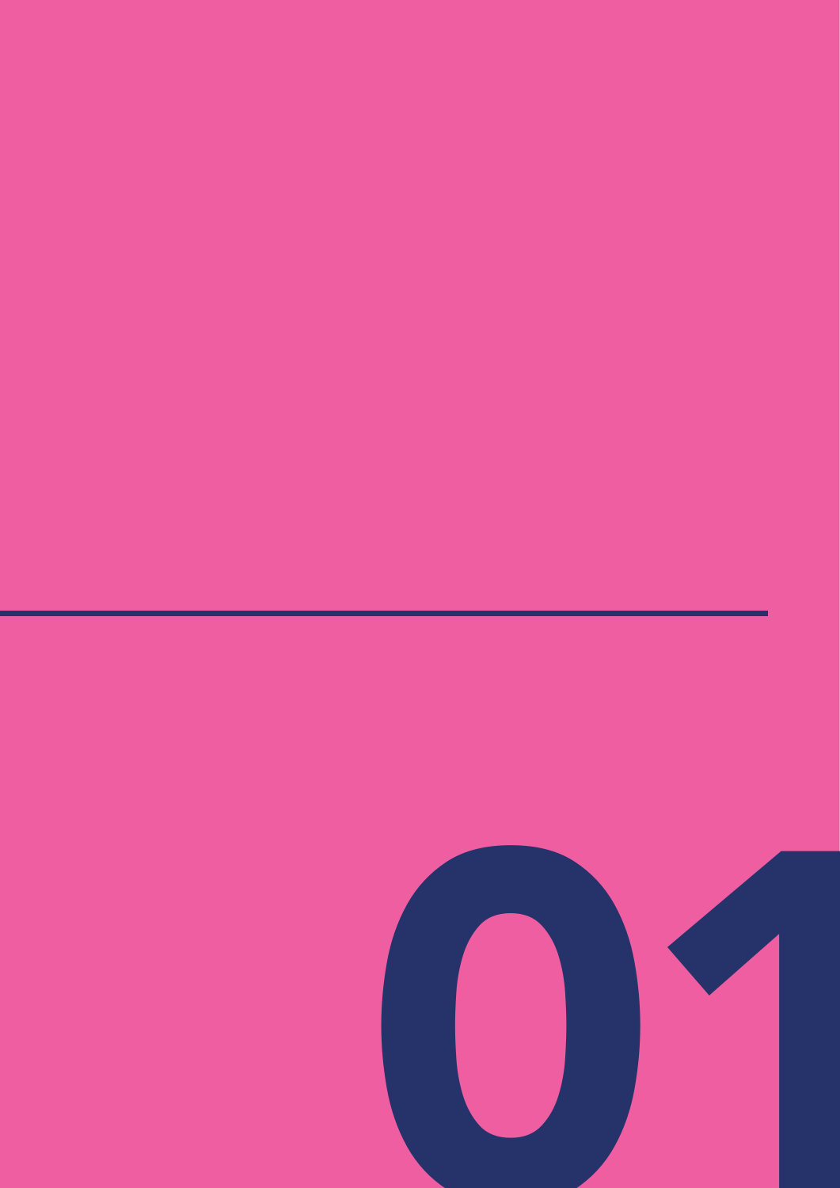# 01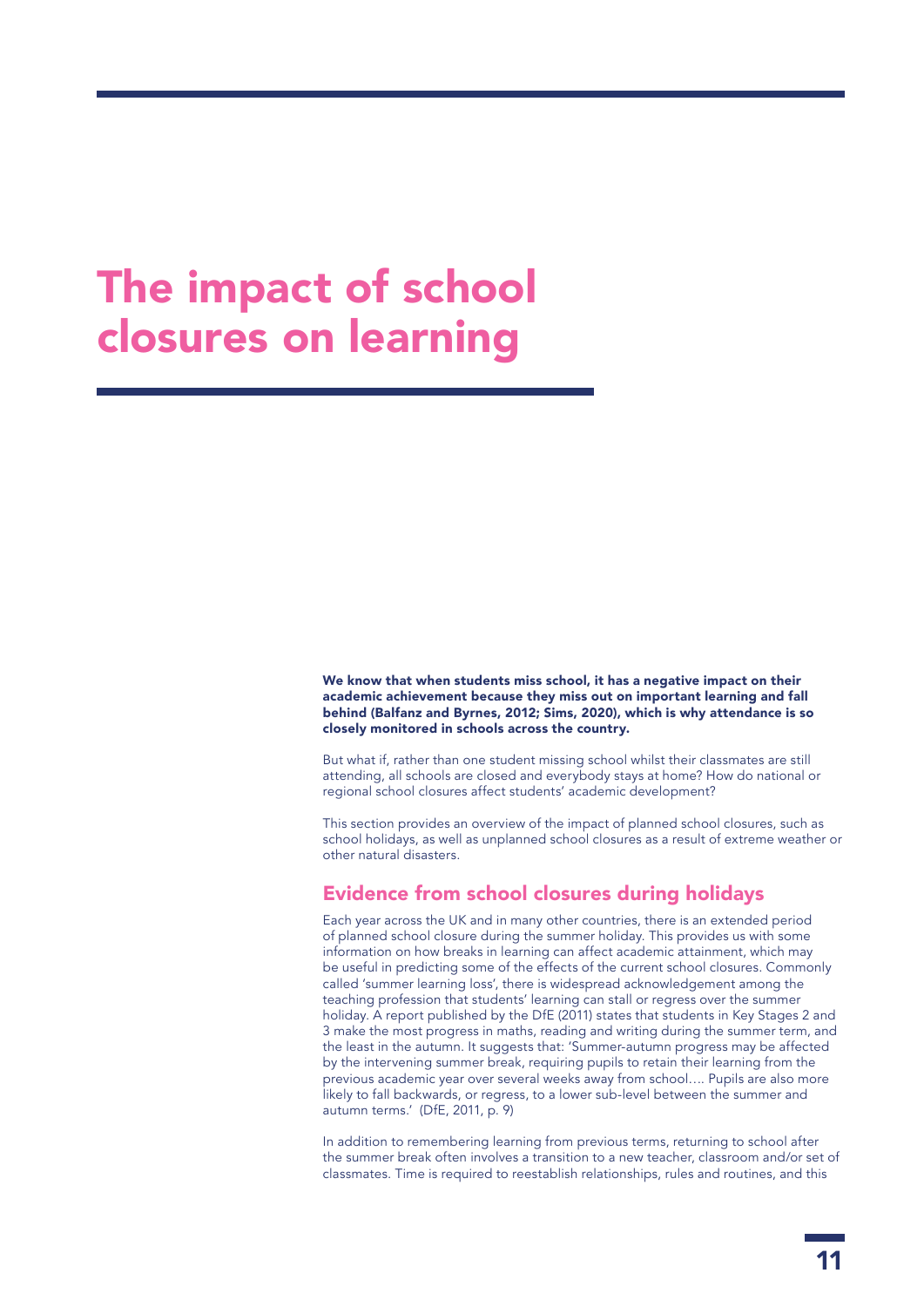# The impact of school closures on learning

**We know that when students miss school, it has a negative impact on their academic achievement because they miss out on important learning and fall behind (Balfanz and Byrnes, 2012; Sims, 2020), which is why attendance is so closely monitored in schools across the country.**

But what if, rather than one student missing school whilst their classmates are still attending, all schools are closed and everybody stays at home? How do national or regional school closures affect students' academic development?

This section provides an overview of the impact of planned school closures, such as school holidays, as well as unplanned school closures as a result of extreme weather or other natural disasters.

## Evidence from school closures during holidays

Each year across the UK and in many other countries, there is an extended period of planned school closure during the summer holiday. This provides us with some information on how breaks in learning can affect academic attainment, which may be useful in predicting some of the effects of the current school closures. Commonly called 'summer learning loss', there is widespread acknowledgement among the teaching profession that students' learning can stall or regress over the summer holiday. A report published by the DfE (2011) states that students in Key Stages 2 and 3 make the most progress in maths, reading and writing during the summer term, and the least in the autumn. It suggests that: 'Summer-autumn progress may be affected by the intervening summer break, requiring pupils to retain their learning from the previous academic year over several weeks away from school…. Pupils are also more likely to fall backwards, or regress, to a lower sub-level between the summer and autumn terms.' (DfE, 2011, p. 9)

In addition to remembering learning from previous terms, returning to school after the summer break often involves a transition to a new teacher, classroom and/or set of classmates. Time is required to reestablish relationships, rules and routines, and this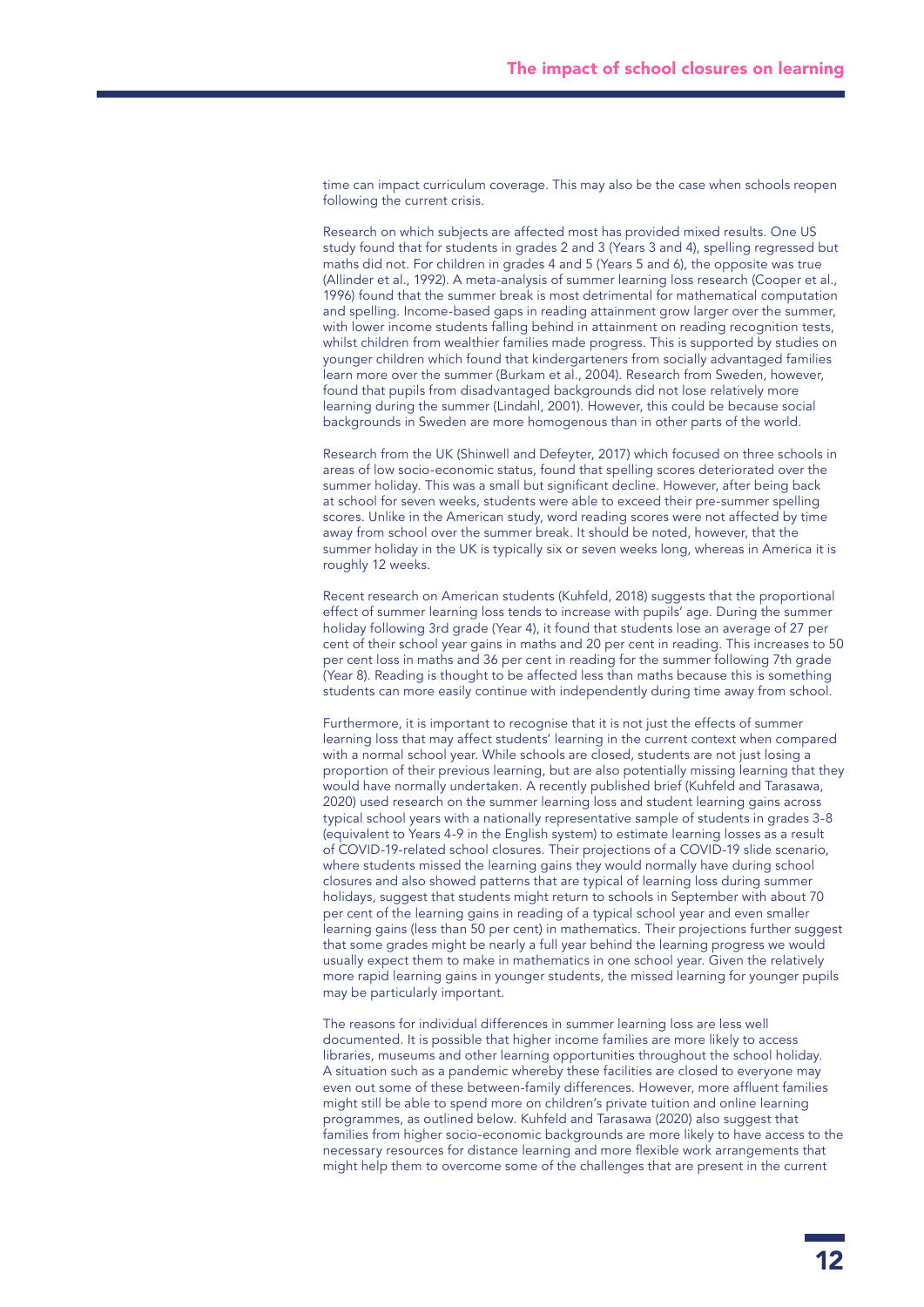time can impact curriculum coverage. This may also be the case when schools reopen following the current crisis.

Research on which subjects are affected most has provided mixed results. One US study found that for students in grades 2 and 3 (Years 3 and 4), spelling regressed but maths did not. For children in grades 4 and 5 (Years 5 and 6), the opposite was true (Allinder et al., 1992). A meta-analysis of summer learning loss research (Cooper et al., 1996) found that the summer break is most detrimental for mathematical computation and spelling. Income-based gaps in reading attainment grow larger over the summer, with lower income students falling behind in attainment on reading recognition tests, whilst children from wealthier families made progress. This is supported by studies on younger children which found that kindergarteners from socially advantaged families learn more over the summer (Burkam et al., 2004). Research from Sweden, however, found that pupils from disadvantaged backgrounds did not lose relatively more learning during the summer (Lindahl, 2001). However, this could be because social backgrounds in Sweden are more homogenous than in other parts of the world.

Research from the UK (Shinwell and Defeyter, 2017) which focused on three schools in areas of low socio-economic status, found that spelling scores deteriorated over the summer holiday. This was a small but significant decline. However, after being back at school for seven weeks, students were able to exceed their pre-summer spelling scores. Unlike in the American study, word reading scores were not affected by time away from school over the summer break. It should be noted, however, that the summer holiday in the UK is typically six or seven weeks long, whereas in America it is roughly 12 weeks.

Recent research on American students (Kuhfeld, 2018) suggests that the proportional effect of summer learning loss tends to increase with pupils' age. During the summer holiday following 3rd grade (Year 4), it found that students lose an average of 27 per cent of their school year gains in maths and 20 per cent in reading. This increases to 50 per cent loss in maths and 36 per cent in reading for the summer following 7th grade (Year 8). Reading is thought to be affected less than maths because this is something students can more easily continue with independently during time away from school.

Furthermore, it is important to recognise that it is not just the effects of summer learning loss that may affect students' learning in the current context when compared with a normal school year. While schools are closed, students are not just losing a proportion of their previous learning, but are also potentially missing learning that they would have normally undertaken. A recently published brief (Kuhfeld and Tarasawa, 2020) used research on the summer learning loss and student learning gains across typical school years with a nationally representative sample of students in grades 3-8 (equivalent to Years 4-9 in the English system) to estimate learning losses as a result of COVID-19-related school closures. Their projections of a COVID-19 slide scenario, where students missed the learning gains they would normally have during school closures and also showed patterns that are typical of learning loss during summer holidays, suggest that students might return to schools in September with about 70 per cent of the learning gains in reading of a typical school year and even smaller learning gains (less than 50 per cent) in mathematics. Their projections further suggest that some grades might be nearly a full year behind the learning progress we would usually expect them to make in mathematics in one school year. Given the relatively more rapid learning gains in younger students, the missed learning for younger pupils may be particularly important.

The reasons for individual differences in summer learning loss are less well documented. It is possible that higher income families are more likely to access libraries, museums and other learning opportunities throughout the school holiday. A situation such as a pandemic whereby these facilities are closed to everyone may even out some of these between-family differences. However, more affluent families might still be able to spend more on children's private tuition and online learning programmes, as outlined below. Kuhfeld and Tarasawa (2020) also suggest that families from higher socio-economic backgrounds are more likely to have access to the necessary resources for distance learning and more flexible work arrangements that might help them to overcome some of the challenges that are present in the current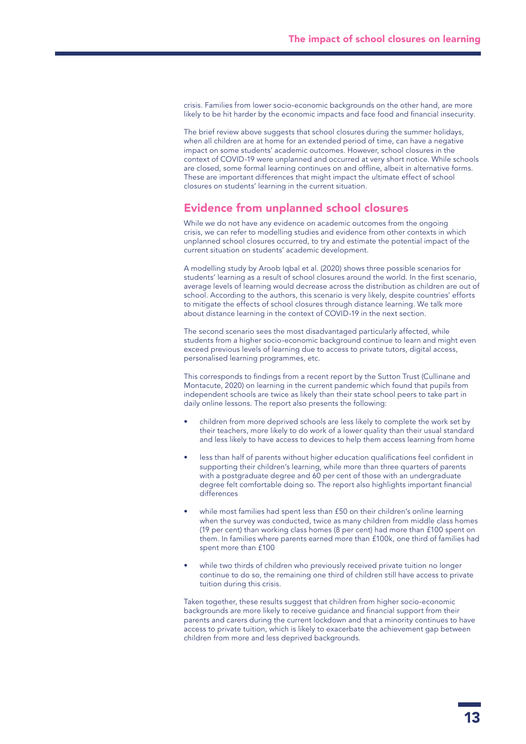crisis. Families from lower socio-economic backgrounds on the other hand, are more likely to be hit harder by the economic impacts and face food and financial insecurity.

The brief review above suggests that school closures during the summer holidays, when all children are at home for an extended period of time, can have a negative impact on some students' academic outcomes. However, school closures in the context of COVID-19 were unplanned and occurred at very short notice. While schools are closed, some formal learning continues on and offline, albeit in alternative forms. These are important differences that might impact the ultimate effect of school closures on students' learning in the current situation.

## Evidence from unplanned school closures

While we do not have any evidence on academic outcomes from the ongoing crisis, we can refer to modelling studies and evidence from other contexts in which unplanned school closures occurred, to try and estimate the potential impact of the current situation on students' academic development.

A modelling study by Aroob Iqbal et al. (2020) shows three possible scenarios for students' learning as a result of school closures around the world. In the first scenario, average levels of learning would decrease across the distribution as children are out of school. According to the authors, this scenario is very likely, despite countries' efforts to mitigate the effects of school closures through distance learning. We talk more about distance learning in the context of COVID-19 in the next section.

The second scenario sees the most disadvantaged particularly affected, while students from a higher socio-economic background continue to learn and might even exceed previous levels of learning due to access to private tutors, digital access, personalised learning programmes, etc.

This corresponds to findings from a recent report by the Sutton Trust (Cullinane and Montacute, 2020) on learning in the current pandemic which found that pupils from independent schools are twice as likely than their state school peers to take part in daily online lessons. The report also presents the following:

- children from more deprived schools are less likely to complete the work set by their teachers, more likely to do work of a lower quality than their usual standard and less likely to have access to devices to help them access learning from home
- less than half of parents without higher education qualifications feel confident in supporting their children's learning, while more than three quarters of parents with a postgraduate degree and 60 per cent of those with an undergraduate degree felt comfortable doing so. The report also highlights important financial differences
- while most families had spent less than £50 on their children's online learning when the survey was conducted, twice as many children from middle class homes (19 per cent) than working class homes (8 per cent) had more than £100 spent on them. In families where parents earned more than £100k, one third of families had spent more than £100
- while two thirds of children who previously received private tuition no longer continue to do so, the remaining one third of children still have access to private tuition during this crisis.

Taken together, these results suggest that children from higher socio-economic backgrounds are more likely to receive guidance and financial support from their parents and carers during the current lockdown and that a minority continues to have access to private tuition, which is likely to exacerbate the achievement gap between children from more and less deprived backgrounds.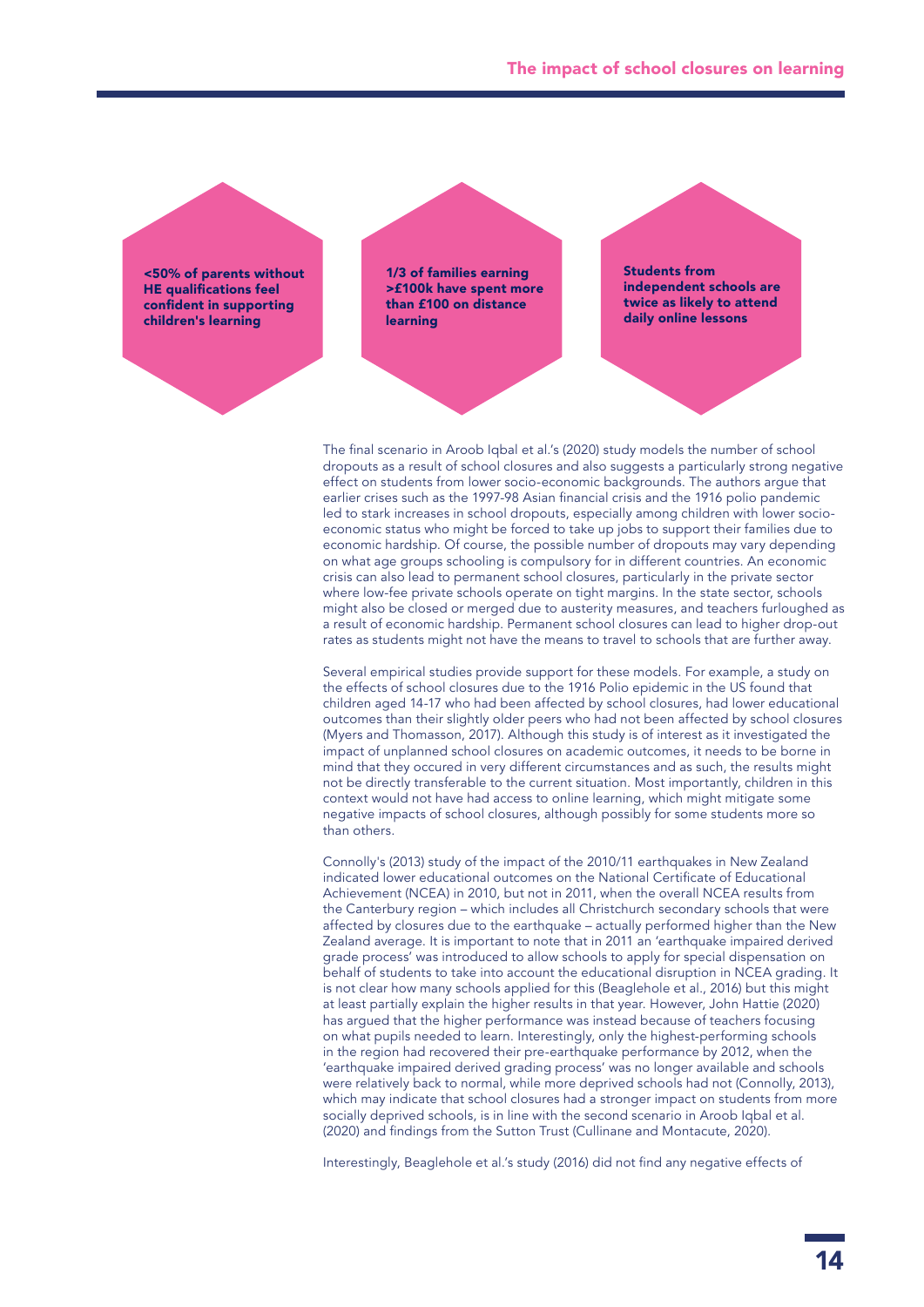**<50% of parents without HE qualifications feel confident in supporting children's learning**

**1/3 of families earning >£100k have spent more than £100 on distance learning**

**Students from independent schools are twice as likely to attend daily online lessons**

The final scenario in Aroob Iqbal et al.'s (2020) study models the number of school dropouts as a result of school closures and also suggests a particularly strong negative effect on students from lower socio-economic backgrounds. The authors argue that earlier crises such as the 1997-98 Asian financial crisis and the 1916 polio pandemic led to stark increases in school dropouts, especially among children with lower socio-economic status who might be forced to take up jobs to support their families due to economic hardship. Of course, the possible number of dropouts may vary depending on what age groups schooling is compulsory for in different countries. An economic crisis can also lead to permanent school closures, particularly in the private sector where low-fee private schools operate on tight margins. In the state sector, schools might also be closed or merged due to austerity measures, and teachers furloughed as a result of economic hardship. Permanent school closures can lead to higher drop-out rates as students might not have the means to travel to schools that are further away.

Several empirical studies provide support for these models. For example, a study on the effects of school closures due to the 1916 Polio epidemic in the US found that children aged 14-17 who had been affected by school closures, had lower educational outcomes than their slightly older peers who had not been affected by school closures (Myers and Thomasson, 2017). Although this study is of interest as it investigated the impact of unplanned school closures on academic outcomes, it needs to be borne in mind that they occured in very different circumstances and as such, the results might not be directly transferable to the current situation. Most importantly, children in this context would not have had access to online learning, which might mitigate some negative impacts of school closures, although possibly for some students more so than others.

Connolly's (2013) study of the impact of the 2010/11 earthquakes in New Zealand indicated lower educational outcomes on the National Certificate of Educational Achievement (NCEA) in 2010, but not in 2011, when the overall NCEA results from the Canterbury region – which includes all Christchurch secondary schools that were affected by closures due to the earthquake – actually performed higher than the New Zealand average. It is important to note that in 2011 an 'earthquake impaired derived grade process' was introduced to allow schools to apply for special dispensation on behalf of students to take into account the educational disruption in NCEA grading. It is not clear how many schools applied for this (Beaglehole et al., 2016) but this might at least partially explain the higher results in that year. However, John Hattie (2020) has argued that the higher performance was instead because of teachers focusing on what pupils needed to learn. Interestingly, only the highest-performing schools in the region had recovered their pre-earthquake performance by 2012, when the 'earthquake impaired derived grading process' was no longer available and schools were relatively back to normal, while more deprived schools had not (Connolly, 2013), which may indicate that school closures had a stronger impact on students from more socially deprived schools, is in line with the second scenario in Aroob Iqbal et al. (2020) and findings from the Sutton Trust (Cullinane and Montacute, 2020).

Interestingly, Beaglehole et al.'s study (2016) did not find any negative effects of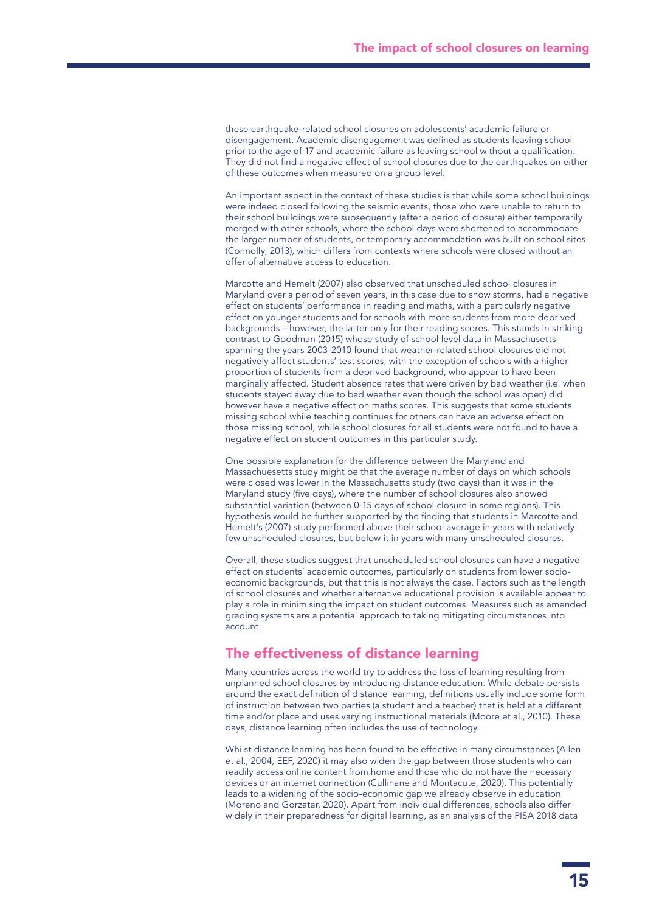these earthquake-related school closures on adolescents' academic failure or disengagement. Academic disengagement was defined as students leaving school prior to the age of 17 and academic failure as leaving school without a qualification. They did not find a negative effect of school closures due to the earthquakes on either of these outcomes when measured on a group level.

An important aspect in the context of these studies is that while some school buildings were indeed closed following the seismic events, those who were unable to return to their school buildings were subsequently (after a period of closure) either temporarily merged with other schools, where the school days were shortened to accommodate the larger number of students, or temporary accommodation was built on school sites (Connolly, 2013), which differs from contexts where schools were closed without an offer of alternative access to education.

Marcotte and Hemelt (2007) also observed that unscheduled school closures in Maryland over a period of seven years, in this case due to snow storms, had a negative effect on students' performance in reading and maths, with a particularly negative effect on younger students and for schools with more students from more deprived backgrounds – however, the latter only for their reading scores. This stands in striking contrast to Goodman (2015) whose study of school level data in Massachusetts spanning the years 2003-2010 found that weather-related school closures did not negatively affect students' test scores, with the exception of schools with a higher proportion of students from a deprived background, who appear to have been marginally affected. Student absence rates that were driven by bad weather (i.e. when students stayed away due to bad weather even though the school was open) did however have a negative effect on maths scores. This suggests that some students missing school while teaching continues for others can have an adverse effect on those missing school, while school closures for all students were not found to have a negative effect on student outcomes in this particular study.

One possible explanation for the difference between the Maryland and Massachuesetts study might be that the average number of days on which schools were closed was lower in the Massachusetts study (two days) than it was in the Maryland study (five days), where the number of school closures also showed substantial variation (between 0-15 days of school closure in some regions). This hypothesis would be further supported by the finding that students in Marcotte and Hemelt's (2007) study performed above their school average in years with relatively few unscheduled closures, but below it in years with many unscheduled closures.

Overall, these studies suggest that unscheduled school closures can have a negative effect on students' academic outcomes, particularly on students from lower socio-economic backgrounds, but that this is not always the case. Factors such as the length of school closures and whether alternative educational provision is available appear to play a role in minimising the impact on student outcomes. Measures such as amended grading systems are a potential approach to taking mitigating circumstances into account.

## The effectiveness of distance learning

Many countries across the world try to address the loss of learning resulting from unplanned school closures by introducing distance education. While debate persists around the exact definition of distance learning, definitions usually include some form of instruction between two parties (a student and a teacher) that is held at a different time and/or place and uses varying instructional materials (Moore et al., 2010). These days, distance learning often includes the use of technology.

Whilst distance learning has been found to be effective in many circumstances (Allen et al., 2004, EEF, 2020) it may also widen the gap between those students who can readily access online content from home and those who do not have the necessary devices or an internet connection (Cullinane and Montacute, 2020). This potentially leads to a widening of the socio-economic gap we already observe in education (Moreno and Gorzatar, 2020). Apart from individual differences, schools also differ widely in their preparedness for digital learning, as an analysis of the PISA 2018 data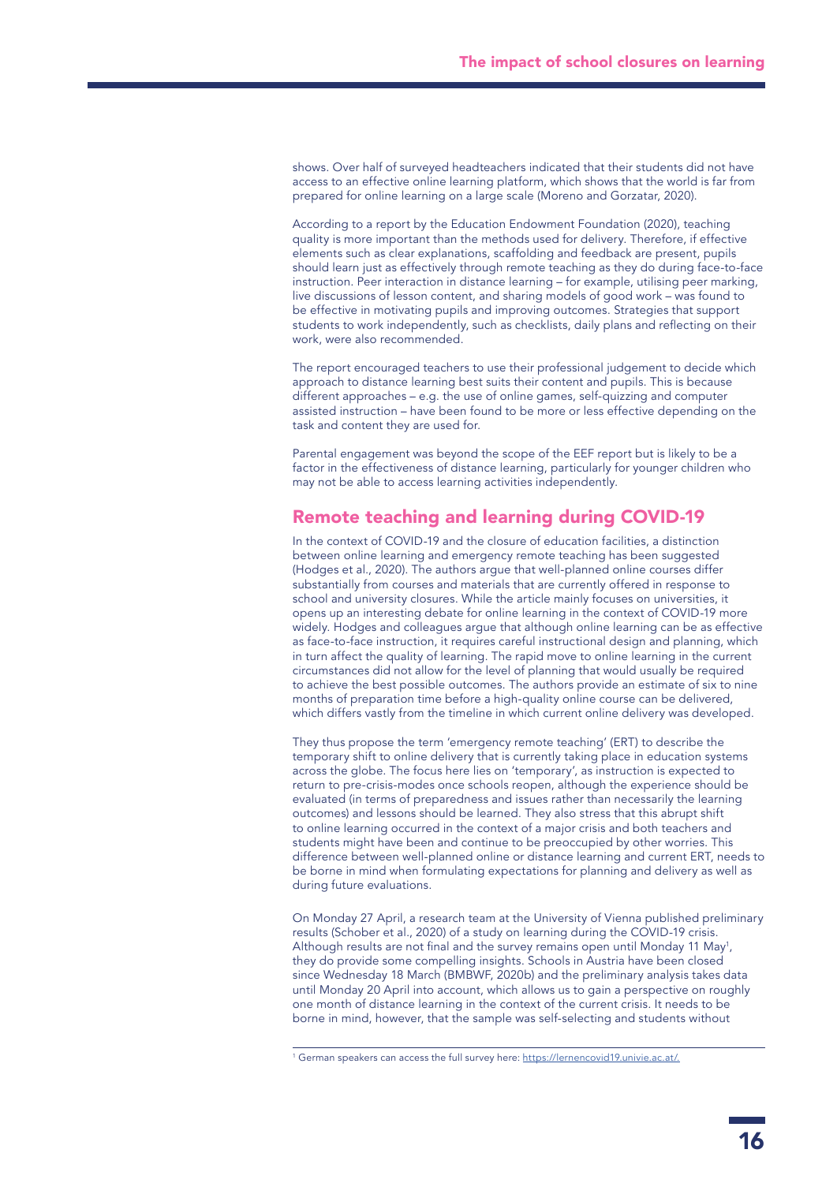shows. Over half of surveyed headteachers indicated that their students did not have access to an effective online learning platform, which shows that the world is far from prepared for online learning on a large scale (Moreno and Gorzatar, 2020).

According to a report by the Education Endowment Foundation (2020), teaching quality is more important than the methods used for delivery. Therefore, if effective elements such as clear explanations, scaffolding and feedback are present, pupils should learn just as effectively through remote teaching as they do during face-to-face instruction. Peer interaction in distance learning – for example, utilising peer marking, live discussions of lesson content, and sharing models of good work – was found to be effective in motivating pupils and improving outcomes. Strategies that support students to work independently, such as checklists, daily plans and reflecting on their work, were also recommended.

The report encouraged teachers to use their professional judgement to decide which approach to distance learning best suits their content and pupils. This is because different approaches – e.g. the use of online games, self-quizzing and computer assisted instruction – have been found to be more or less effective depending on the task and content they are used for.

Parental engagement was beyond the scope of the EEF report but is likely to be a factor in the effectiveness of distance learning, particularly for younger children who may not be able to access learning activities independently.

## Remote teaching and learning during COVID-19

In the context of COVID-19 and the closure of education facilities, a distinction between online learning and emergency remote teaching has been suggested (Hodges et al., 2020). The authors argue that well-planned online courses differ substantially from courses and materials that are currently offered in response to school and university closures. While the article mainly focuses on universities, it opens up an interesting debate for online learning in the context of COVID-19 more widely. Hodges and colleagues argue that although online learning can be as effective as face-to-face instruction, it requires careful instructional design and planning, which in turn affect the quality of learning. The rapid move to online learning in the current circumstances did not allow for the level of planning that would usually be required to achieve the best possible outcomes. The authors provide an estimate of six to nine months of preparation time before a high-quality online course can be delivered, which differs vastly from the timeline in which current online delivery was developed.

They thus propose the term 'emergency remote teaching' (ERT) to describe the temporary shift to online delivery that is currently taking place in education systems across the globe. The focus here lies on 'temporary', as instruction is expected to return to pre-crisis-modes once schools reopen, although the experience should be evaluated (in terms of preparedness and issues rather than necessarily the learning outcomes) and lessons should be learned. They also stress that this abrupt shift to online learning occurred in the context of a major crisis and both teachers and students might have been and continue to be preoccupied by other worries. This difference between well-planned online or distance learning and current ERT, needs to be borne in mind when formulating expectations for planning and delivery as well as during future evaluations.

On Monday 27 April, a research team at the University of Vienna published preliminary results (Schober et al., 2020) of a study on learning during the COVID-19 crisis. Although results are not final and the survey remains open until Monday 11 May[1], they do provide some compelling insights. Schools in Austria have been closed since Wednesday 18 March (BMBWF, 2020b) and the preliminary analysis takes data until Monday 20 April into account, which allows us to gain a perspective on roughly one month of distance learning in the context of the current crisis. It needs to be borne in mind, however, that the sample was self-selecting and students without

[1] German speakers can access the full survey here: https://lernencovid19.univie.ac.at/.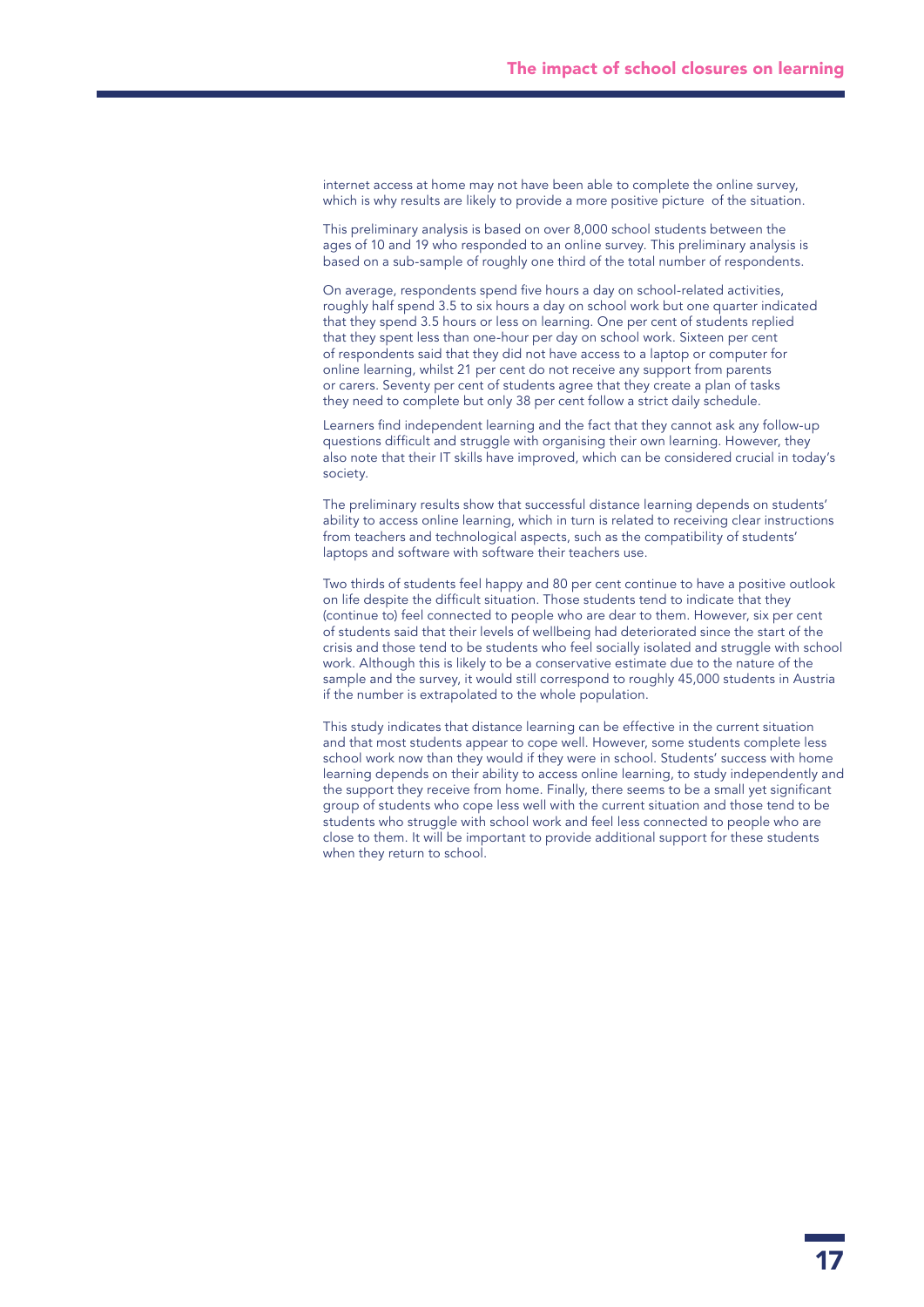internet access at home may not have been able to complete the online survey, which is why results are likely to provide a more positive picture of the situation.

This preliminary analysis is based on over 8,000 school students between the ages of 10 and 19 who responded to an online survey. This preliminary analysis is based on a sub-sample of roughly one third of the total number of respondents.

On average, respondents spend five hours a day on school-related activities, roughly half spend 3.5 to six hours a day on school work but one quarter indicated that they spend 3.5 hours or less on learning. One per cent of students replied that they spent less than one-hour per day on school work. Sixteen per cent of respondents said that they did not have access to a laptop or computer for online learning, whilst 21 per cent do not receive any support from parents or carers. Seventy per cent of students agree that they create a plan of tasks they need to complete but only 38 per cent follow a strict daily schedule.

Learners find independent learning and the fact that they cannot ask any follow-up questions difficult and struggle with organising their own learning. However, they also note that their IT skills have improved, which can be considered crucial in today's society.

The preliminary results show that successful distance learning depends on students' ability to access online learning, which in turn is related to receiving clear instructions from teachers and technological aspects, such as the compatibility of students' laptops and software with software their teachers use.

Two thirds of students feel happy and 80 per cent continue to have a positive outlook on life despite the difficult situation. Those students tend to indicate that they (continue to) feel connected to people who are dear to them. However, six per cent of students said that their levels of wellbeing had deteriorated since the start of the crisis and those tend to be students who feel socially isolated and struggle with school work. Although this is likely to be a conservative estimate due to the nature of the sample and the survey, it would still correspond to roughly 45,000 students in Austria if the number is extrapolated to the whole population.

This study indicates that distance learning can be effective in the current situation and that most students appear to cope well. However, some students complete less school work now than they would if they were in school. Students' success with home learning depends on their ability to access online learning, to study independently and the support they receive from home. Finally, there seems to be a small yet significant group of students who cope less well with the current situation and those tend to be students who struggle with school work and feel less connected to people who are close to them. It will be important to provide additional support for these students when they return to school.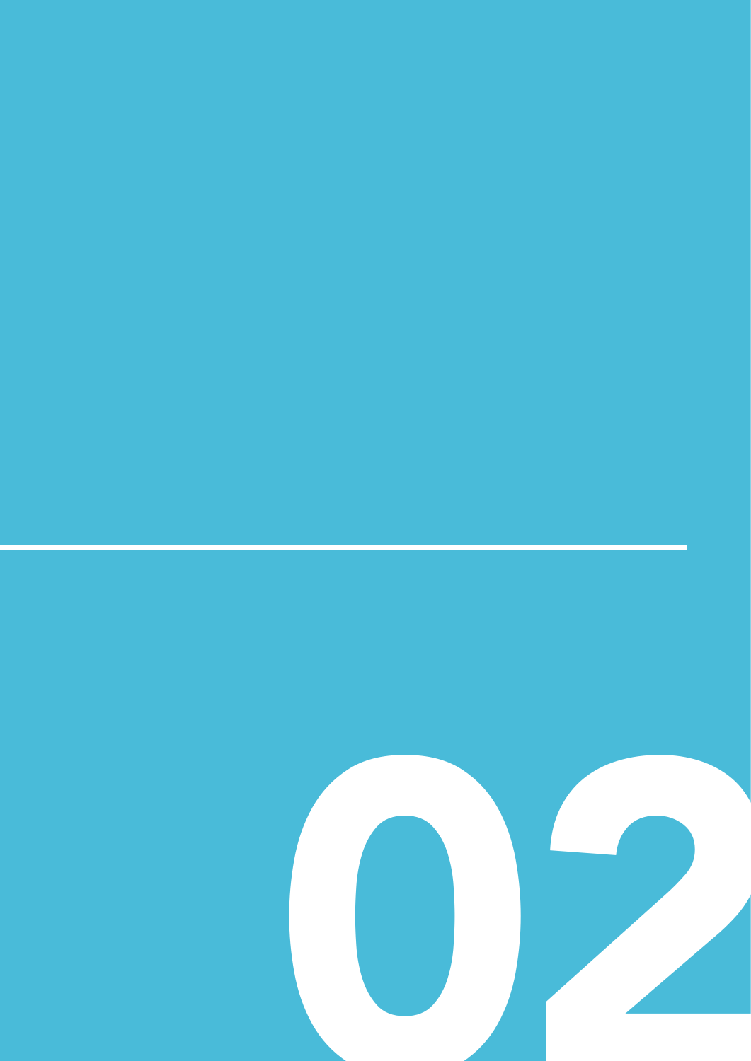# 02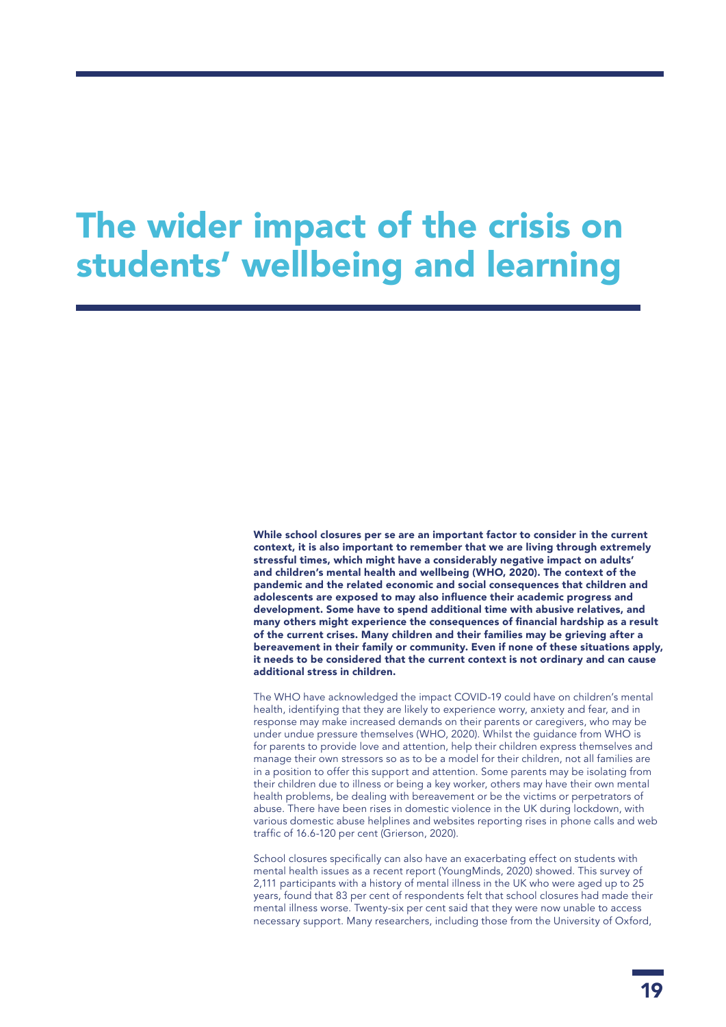# The wider impact of the crisis on students' wellbeing and learning

**While school closures per se are an important factor to consider in the current context, it is also important to remember that we are living through extremely stressful times, which might have a considerably negative impact on adults' and children's mental health and wellbeing (WHO, 2020). The context of the pandemic and the related economic and social consequences that children and adolescents are exposed to may also influence their academic progress and development. Some have to spend additional time with abusive relatives, and many others might experience the consequences of financial hardship as a result of the current crises. Many children and their families may be grieving after a bereavement in their family or community. Even if none of these situations apply, it needs to be considered that the current context is not ordinary and can cause additional stress in children.**

The WHO have acknowledged the impact COVID-19 could have on children's mental health, identifying that they are likely to experience worry, anxiety and fear, and in response may make increased demands on their parents or caregivers, who may be under undue pressure themselves (WHO, 2020). Whilst the guidance from WHO is for parents to provide love and attention, help their children express themselves and manage their own stressors so as to be a model for their children, not all families are in a position to offer this support and attention. Some parents may be isolating from their children due to illness or being a key worker, others may have their own mental health problems, be dealing with bereavement or be the victims or perpetrators of abuse. There have been rises in domestic violence in the UK during lockdown, with various domestic abuse helplines and websites reporting rises in phone calls and web traffic of 16.6-120 per cent (Grierson, 2020).

School closures specifically can also have an exacerbating effect on students with mental health issues as a recent report (YoungMinds, 2020) showed. This survey of 2,111 participants with a history of mental illness in the UK who were aged up to 25 years, found that 83 per cent of respondents felt that school closures had made their mental illness worse. Twenty-six per cent said that they were now unable to access necessary support. Many researchers, including those from the University of Oxford,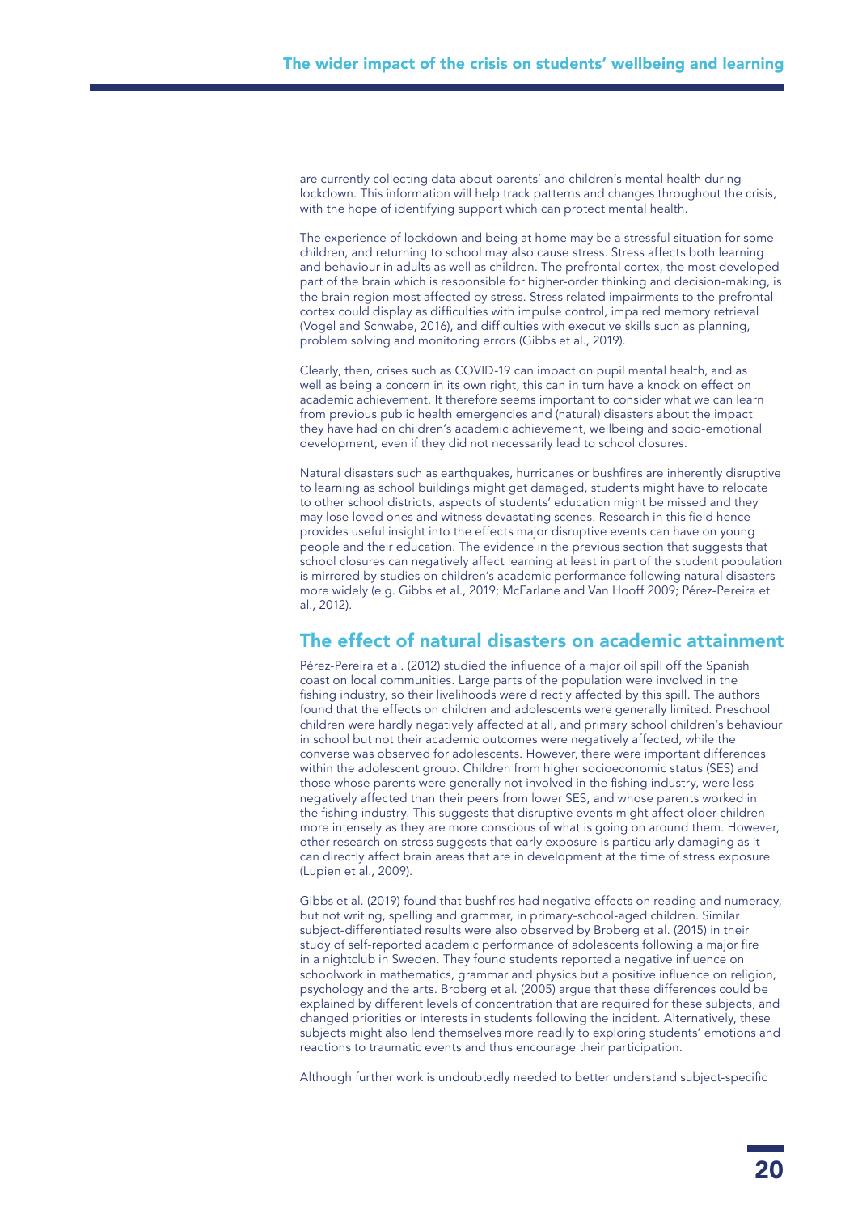are currently collecting data about parents' and children's mental health during lockdown. This information will help track patterns and changes throughout the crisis, with the hope of identifying support which can protect mental health.

The experience of lockdown and being at home may be a stressful situation for some children, and returning to school may also cause stress. Stress affects both learning and behaviour in adults as well as children. The prefrontal cortex, the most developed part of the brain which is responsible for higher-order thinking and decision-making, is the brain region most affected by stress. Stress related impairments to the prefrontal cortex could display as difficulties with impulse control, impaired memory retrieval (Vogel and Schwabe, 2016), and difficulties with executive skills such as planning, problem solving and monitoring errors (Gibbs et al., 2019).

Clearly, then, crises such as COVID-19 can impact on pupil mental health, and as well as being a concern in its own right, this can in turn have a knock on effect on academic achievement. It therefore seems important to consider what we can learn from previous public health emergencies and (natural) disasters about the impact they have had on children's academic achievement, wellbeing and socio-emotional development, even if they did not necessarily lead to school closures.

Natural disasters such as earthquakes, hurricanes or bushfires are inherently disruptive to learning as school buildings might get damaged, students might have to relocate to other school districts, aspects of students' education might be missed and they may lose loved ones and witness devastating scenes. Research in this field hence provides useful insight into the effects major disruptive events can have on young people and their education. The evidence in the previous section that suggests that school closures can negatively affect learning at least in part of the student population is mirrored by studies on children's academic performance following natural disasters more widely (e.g. Gibbs et al., 2019; McFarlane and Van Hooff 2009; Pérez-Pereira et al., 2012).

## The effect of natural disasters on academic attainment

Pérez-Pereira et al. (2012) studied the influence of a major oil spill off the Spanish coast on local communities. Large parts of the population were involved in the fishing industry, so their livelihoods were directly affected by this spill. The authors found that the effects on children and adolescents were generally limited. Preschool children were hardly negatively affected at all, and primary school children's behaviour in school but not their academic outcomes were negatively affected, while the converse was observed for adolescents. However, there were important differences within the adolescent group. Children from higher socioeconomic status (SES) and those whose parents were generally not involved in the fishing industry, were less negatively affected than their peers from lower SES, and whose parents worked in the fishing industry. This suggests that disruptive events might affect older children more intensely as they are more conscious of what is going on around them. However, other research on stress suggests that early exposure is particularly damaging as it can directly affect brain areas that are in development at the time of stress exposure (Lupien et al., 2009).

Gibbs et al. (2019) found that bushfires had negative effects on reading and numeracy, but not writing, spelling and grammar, in primary-school-aged children. Similar subject-differentiated results were also observed by Broberg et al. (2015) in their study of self-reported academic performance of adolescents following a major fire in a nightclub in Sweden. They found students reported a negative influence on schoolwork in mathematics, grammar and physics but a positive influence on religion, psychology and the arts. Broberg et al. (2005) argue that these differences could be explained by different levels of concentration that are required for these subjects, and changed priorities or interests in students following the incident. Alternatively, these subjects might also lend themselves more readily to exploring students' emotions and reactions to traumatic events and thus encourage their participation.

Although further work is undoubtedly needed to better understand subject-specific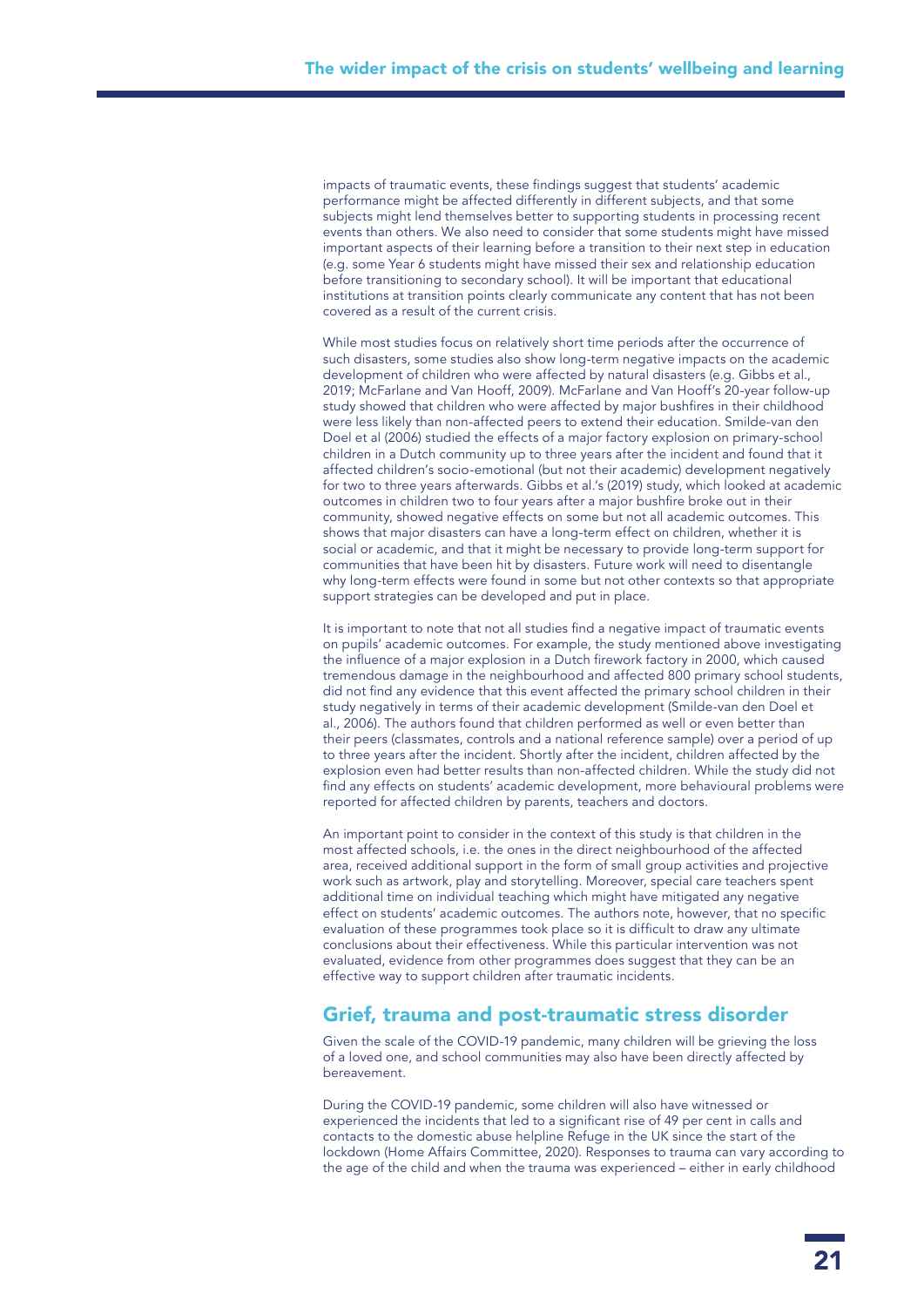impacts of traumatic events, these findings suggest that students' academic performance might be affected differently in different subjects, and that some subjects might lend themselves better to supporting students in processing recent events than others. We also need to consider that some students might have missed important aspects of their learning before a transition to their next step in education (e.g. some Year 6 students might have missed their sex and relationship education before transitioning to secondary school). It will be important that educational institutions at transition points clearly communicate any content that has not been covered as a result of the current crisis.

While most studies focus on relatively short time periods after the occurrence of such disasters, some studies also show long-term negative impacts on the academic development of children who were affected by natural disasters (e.g. Gibbs et al., 2019; McFarlane and Van Hooff, 2009). McFarlane and Van Hooff's 20-year follow-up study showed that children who were affected by major bushfires in their childhood were less likely than non-affected peers to extend their education. Smilde-van den Doel et al (2006) studied the effects of a major factory explosion on primary-school children in a Dutch community up to three years after the incident and found that it affected children's socio-emotional (but not their academic) development negatively for two to three years afterwards. Gibbs et al.'s (2019) study, which looked at academic outcomes in children two to four years after a major bushfire broke out in their community, showed negative effects on some but not all academic outcomes. This shows that major disasters can have a long-term effect on children, whether it is social or academic, and that it might be necessary to provide long-term support for communities that have been hit by disasters. Future work will need to disentangle why long-term effects were found in some but not other contexts so that appropriate support strategies can be developed and put in place.

It is important to note that not all studies find a negative impact of traumatic events on pupils' academic outcomes. For example, the study mentioned above investigating the influence of a major explosion in a Dutch firework factory in 2000, which caused tremendous damage in the neighbourhood and affected 800 primary school students, did not find any evidence that this event affected the primary school children in their study negatively in terms of their academic development (Smilde-van den Doel et al., 2006). The authors found that children performed as well or even better than their peers (classmates, controls and a national reference sample) over a period of up to three years after the incident. Shortly after the incident, children affected by the explosion even had better results than non-affected children. While the study did not find any effects on students' academic development, more behavioural problems were reported for affected children by parents, teachers and doctors.

An important point to consider in the context of this study is that children in the most affected schools, i.e. the ones in the direct neighbourhood of the affected area, received additional support in the form of small group activities and projective work such as artwork, play and storytelling. Moreover, special care teachers spent additional time on individual teaching which might have mitigated any negative effect on students' academic outcomes. The authors note, however, that no specific evaluation of these programmes took place so it is difficult to draw any ultimate conclusions about their effectiveness. While this particular intervention was not evaluated, evidence from other programmes does suggest that they can be an effective way to support children after traumatic incidents.

## Grief, trauma and post-traumatic stress disorder

Given the scale of the COVID-19 pandemic, many children will be grieving the loss of a loved one, and school communities may also have been directly affected by bereavement.

During the COVID-19 pandemic, some children will also have witnessed or experienced the incidents that led to a significant rise of 49 per cent in calls and contacts to the domestic abuse helpline Refuge in the UK since the start of the lockdown (Home Affairs Committee, 2020). Responses to trauma can vary according to the age of the child and when the trauma was experienced – either in early childhood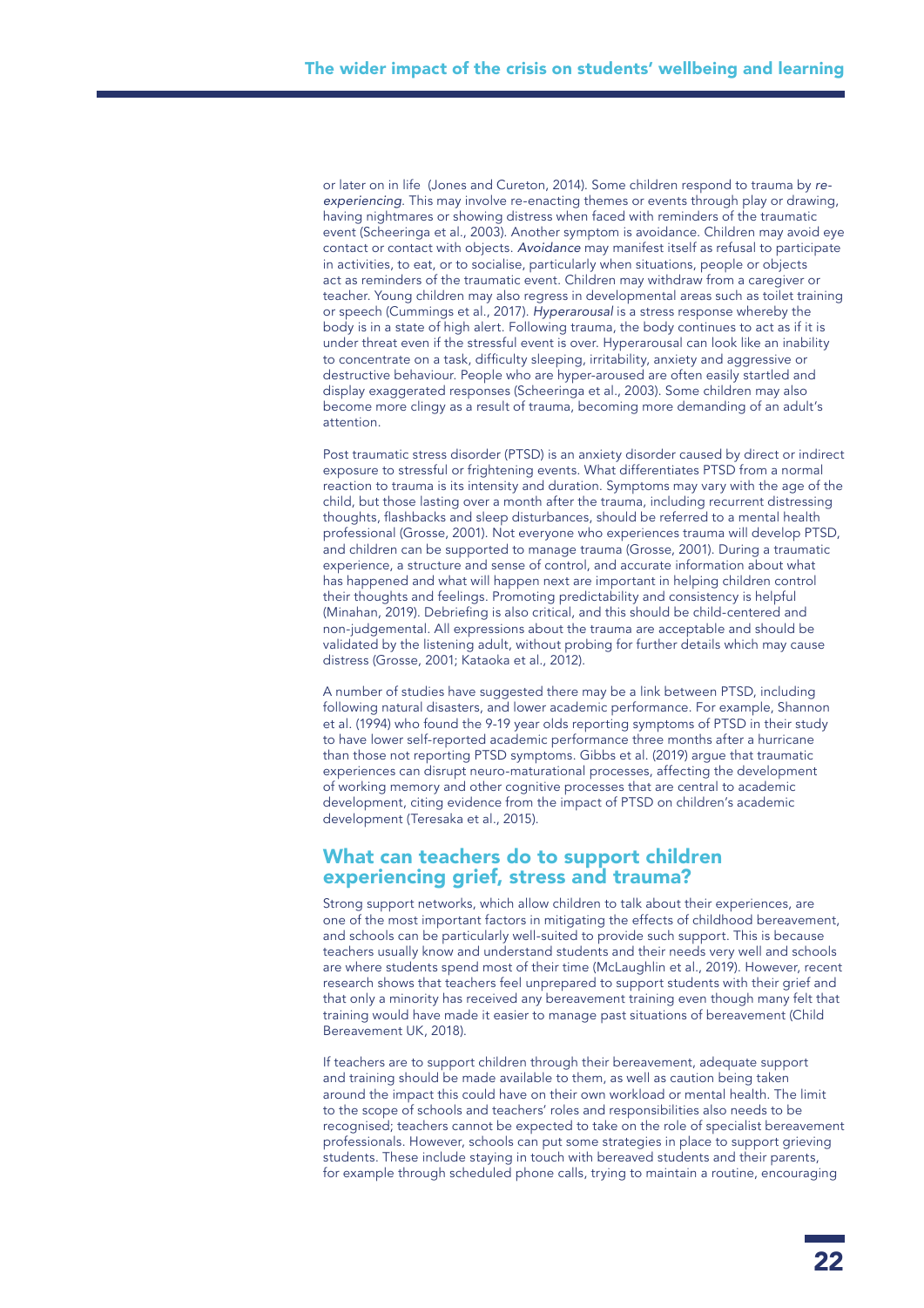or later on in life (Jones and Cureton, 2014). Some children respond to trauma by *re-experiencing*. This may involve re-enacting themes or events through play or drawing, having nightmares or showing distress when faced with reminders of the traumatic event (Scheeringa et al., 2003). Another symptom is avoidance. Children may avoid eye contact or contact with objects. *Avoidance* may manifest itself as refusal to participate in activities, to eat, or to socialise, particularly when situations, people or objects act as reminders of the traumatic event. Children may withdraw from a caregiver or teacher. Young children may also regress in developmental areas such as toilet training or speech (Cummings et al., 2017). *Hyperarousal* is a stress response whereby the body is in a state of high alert. Following trauma, the body continues to act as if it is under threat even if the stressful event is over. Hyperarousal can look like an inability to concentrate on a task, difficulty sleeping, irritability, anxiety and aggressive or destructive behaviour. People who are hyper-aroused are often easily startled and display exaggerated responses (Scheeringa et al., 2003). Some children may also become more clingy as a result of trauma, becoming more demanding of an adult's attention.

Post traumatic stress disorder (PTSD) is an anxiety disorder caused by direct or indirect exposure to stressful or frightening events. What differentiates PTSD from a normal reaction to trauma is its intensity and duration. Symptoms may vary with the age of the child, but those lasting over a month after the trauma, including recurrent distressing thoughts, flashbacks and sleep disturbances, should be referred to a mental health professional (Grosse, 2001). Not everyone who experiences trauma will develop PTSD, and children can be supported to manage trauma (Grosse, 2001). During a traumatic experience, a structure and sense of control, and accurate information about what has happened and what will happen next are important in helping children control their thoughts and feelings. Promoting predictability and consistency is helpful (Minahan, 2019). Debriefing is also critical, and this should be child-centered and non-judgemental. All expressions about the trauma are acceptable and should be validated by the listening adult, without probing for further details which may cause distress (Grosse, 2001; Kataoka et al., 2012).

A number of studies have suggested there may be a link between PTSD, including following natural disasters, and lower academic performance. For example, Shannon et al. (1994) who found the 9-19 year olds reporting symptoms of PTSD in their study to have lower self-reported academic performance three months after a hurricane than those not reporting PTSD symptoms. Gibbs et al. (2019) argue that traumatic experiences can disrupt neuro-maturational processes, affecting the development of working memory and other cognitive processes that are central to academic development, citing evidence from the impact of PTSD on children's academic development (Teresaka et al., 2015).

## What can teachers do to support children experiencing grief, stress and trauma?

Strong support networks, which allow children to talk about their experiences, are one of the most important factors in mitigating the effects of childhood bereavement, and schools can be particularly well-suited to provide such support. This is because teachers usually know and understand students and their needs very well and schools are where students spend most of their time (McLaughlin et al., 2019). However, recent research shows that teachers feel unprepared to support students with their grief and that only a minority has received any bereavement training even though many felt that training would have made it easier to manage past situations of bereavement (Child Bereavement UK, 2018).

If teachers are to support children through their bereavement, adequate support and training should be made available to them, as well as caution being taken around the impact this could have on their own workload or mental health. The limit to the scope of schools and teachers' roles and responsibilities also needs to be recognised; teachers cannot be expected to take on the role of specialist bereavement professionals. However, schools can put some strategies in place to support grieving students. These include staying in touch with bereaved students and their parents, for example through scheduled phone calls, trying to maintain a routine, encouraging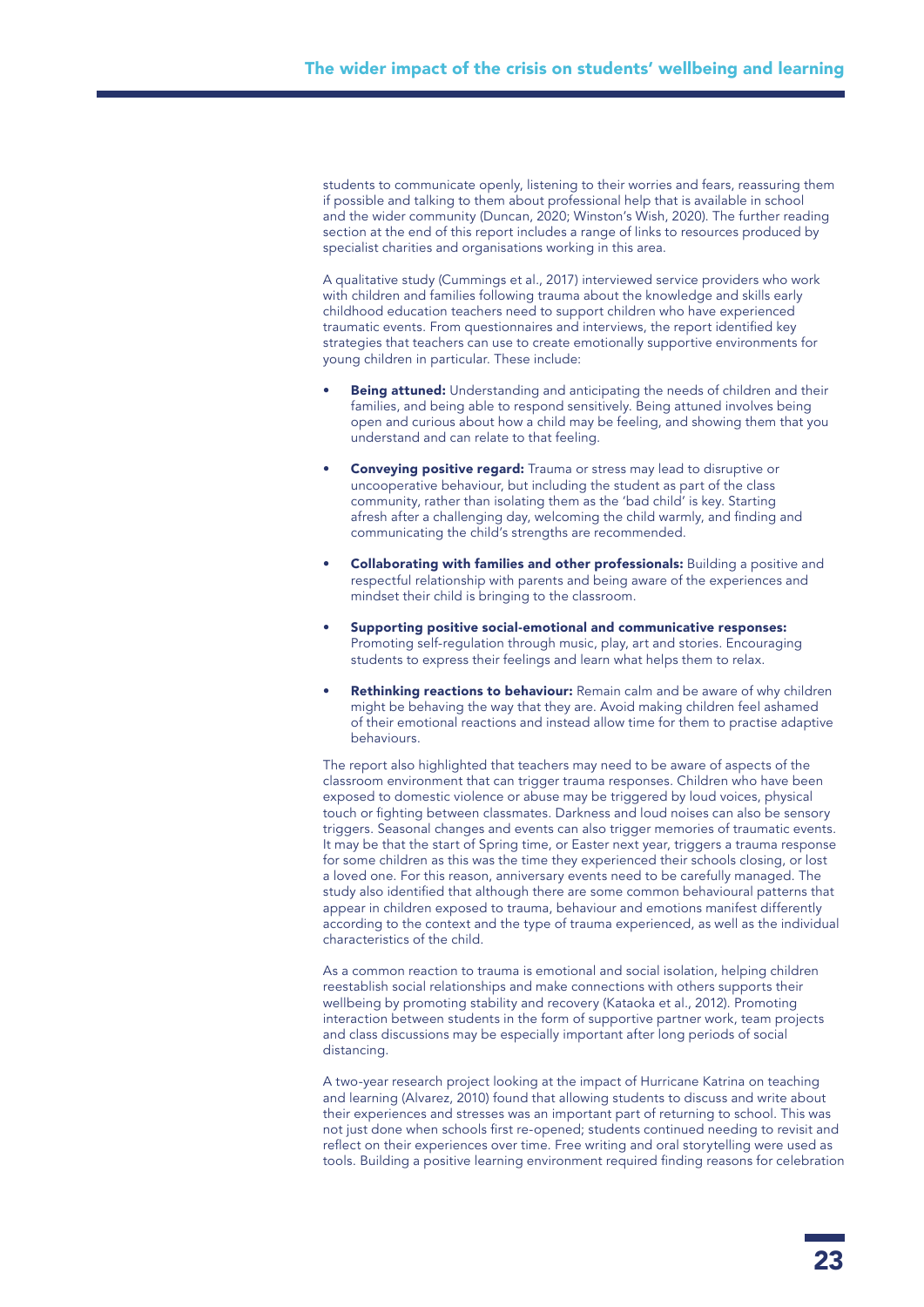students to communicate openly, listening to their worries and fears, reassuring them if possible and talking to them about professional help that is available in school and the wider community (Duncan, 2020; Winston's Wish, 2020). The further reading section at the end of this report includes a range of links to resources produced by specialist charities and organisations working in this area.

A qualitative study (Cummings et al., 2017) interviewed service providers who work with children and families following trauma about the knowledge and skills early childhood education teachers need to support children who have experienced traumatic events. From questionnaires and interviews, the report identified key strategies that teachers can use to create emotionally supportive environments for young children in particular. These include:

- **Being attuned:** Understanding and anticipating the needs of children and their families, and being able to respond sensitively. Being attuned involves being open and curious about how a child may be feeling, and showing them that you understand and can relate to that feeling.
- **Conveying positive regard:** Trauma or stress may lead to disruptive or uncooperative behaviour, but including the student as part of the class community, rather than isolating them as the 'bad child' is key. Starting afresh after a challenging day, welcoming the child warmly, and finding and communicating the child's strengths are recommended.
- **Collaborating with families and other professionals:** Building a positive and respectful relationship with parents and being aware of the experiences and mindset their child is bringing to the classroom.
- **Supporting positive social-emotional and communicative responses:** Promoting self-regulation through music, play, art and stories. Encouraging students to express their feelings and learn what helps them to relax.
- **Rethinking reactions to behaviour:** Remain calm and be aware of why children might be behaving the way that they are. Avoid making children feel ashamed of their emotional reactions and instead allow time for them to practise adaptive behaviours.

The report also highlighted that teachers may need to be aware of aspects of the classroom environment that can trigger trauma responses. Children who have been exposed to domestic violence or abuse may be triggered by loud voices, physical touch or fighting between classmates. Darkness and loud noises can also be sensory triggers. Seasonal changes and events can also trigger memories of traumatic events. It may be that the start of Spring time, or Easter next year, triggers a trauma response for some children as this was the time they experienced their schools closing, or lost a loved one. For this reason, anniversary events need to be carefully managed. The study also identified that although there are some common behavioural patterns that appear in children exposed to trauma, behaviour and emotions manifest differently according to the context and the type of trauma experienced, as well as the individual characteristics of the child.

As a common reaction to trauma is emotional and social isolation, helping children reestablish social relationships and make connections with others supports their wellbeing by promoting stability and recovery (Kataoka et al., 2012). Promoting interaction between students in the form of supportive partner work, team projects and class discussions may be especially important after long periods of social distancing.

A two-year research project looking at the impact of Hurricane Katrina on teaching and learning (Alvarez, 2010) found that allowing students to discuss and write about their experiences and stresses was an important part of returning to school. This was not just done when schools first re-opened; students continued needing to revisit and reflect on their experiences over time. Free writing and oral storytelling were used as tools. Building a positive learning environment required finding reasons for celebration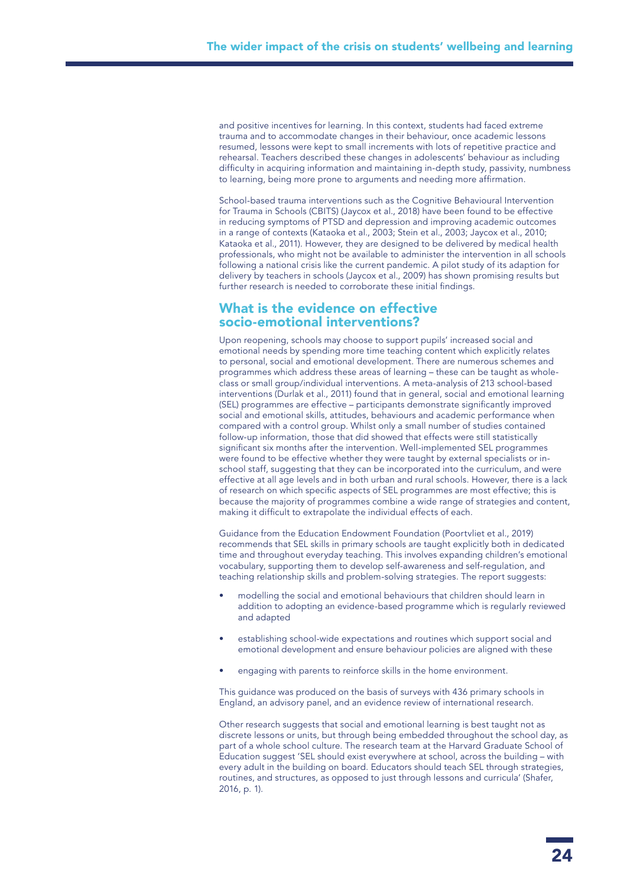and positive incentives for learning. In this context, students had faced extreme trauma and to accommodate changes in their behaviour, once academic lessons resumed, lessons were kept to small increments with lots of repetitive practice and rehearsal. Teachers described these changes in adolescents' behaviour as including difficulty in acquiring information and maintaining in-depth study, passivity, numbness to learning, being more prone to arguments and needing more affirmation.

School-based trauma interventions such as the Cognitive Behavioural Intervention for Trauma in Schools (CBITS) (Jaycox et al., 2018) have been found to be effective in reducing symptoms of PTSD and depression and improving academic outcomes in a range of contexts (Kataoka et al., 2003; Stein et al., 2003; Jaycox et al., 2010; Kataoka et al., 2011). However, they are designed to be delivered by medical health professionals, who might not be available to administer the intervention in all schools following a national crisis like the current pandemic. A pilot study of its adaption for delivery by teachers in schools (Jaycox et al., 2009) has shown promising results but further research is needed to corroborate these initial findings.

## What is the evidence on effective socio-emotional interventions?

Upon reopening, schools may choose to support pupils' increased social and emotional needs by spending more time teaching content which explicitly relates to personal, social and emotional development. There are numerous schemes and programmes which address these areas of learning – these can be taught as whole-class or small group/individual interventions. A meta-analysis of 213 school-based interventions (Durlak et al., 2011) found that in general, social and emotional learning (SEL) programmes are effective – participants demonstrate significantly improved social and emotional skills, attitudes, behaviours and academic performance when compared with a control group. Whilst only a small number of studies contained follow-up information, those that did showed that effects were still statistically significant six months after the intervention. Well-implemented SEL programmes were found to be effective whether they were taught by external specialists or in-school staff, suggesting that they can be incorporated into the curriculum, and were effective at all age levels and in both urban and rural schools. However, there is a lack of research on which specific aspects of SEL programmes are most effective; this is because the majority of programmes combine a wide range of strategies and content, making it difficult to extrapolate the individual effects of each.

Guidance from the Education Endowment Foundation (Poortvliet et al., 2019) recommends that SEL skills in primary schools are taught explicitly both in dedicated time and throughout everyday teaching. This involves expanding children's emotional vocabulary, supporting them to develop self-awareness and self-regulation, and teaching relationship skills and problem-solving strategies. The report suggests:

- modelling the social and emotional behaviours that children should learn in addition to adopting an evidence-based programme which is regularly reviewed and adapted
- establishing school-wide expectations and routines which support social and emotional development and ensure behaviour policies are aligned with these
- engaging with parents to reinforce skills in the home environment.

This guidance was produced on the basis of surveys with 436 primary schools in England, an advisory panel, and an evidence review of international research.

Other research suggests that social and emotional learning is best taught not as discrete lessons or units, but through being embedded throughout the school day, as part of a whole school culture. The research team at the Harvard Graduate School of Education suggest 'SEL should exist everywhere at school, across the building – with every adult in the building on board. Educators should teach SEL through strategies, routines, and structures, as opposed to just through lessons and curricula' (Shafer, 2016, p. 1).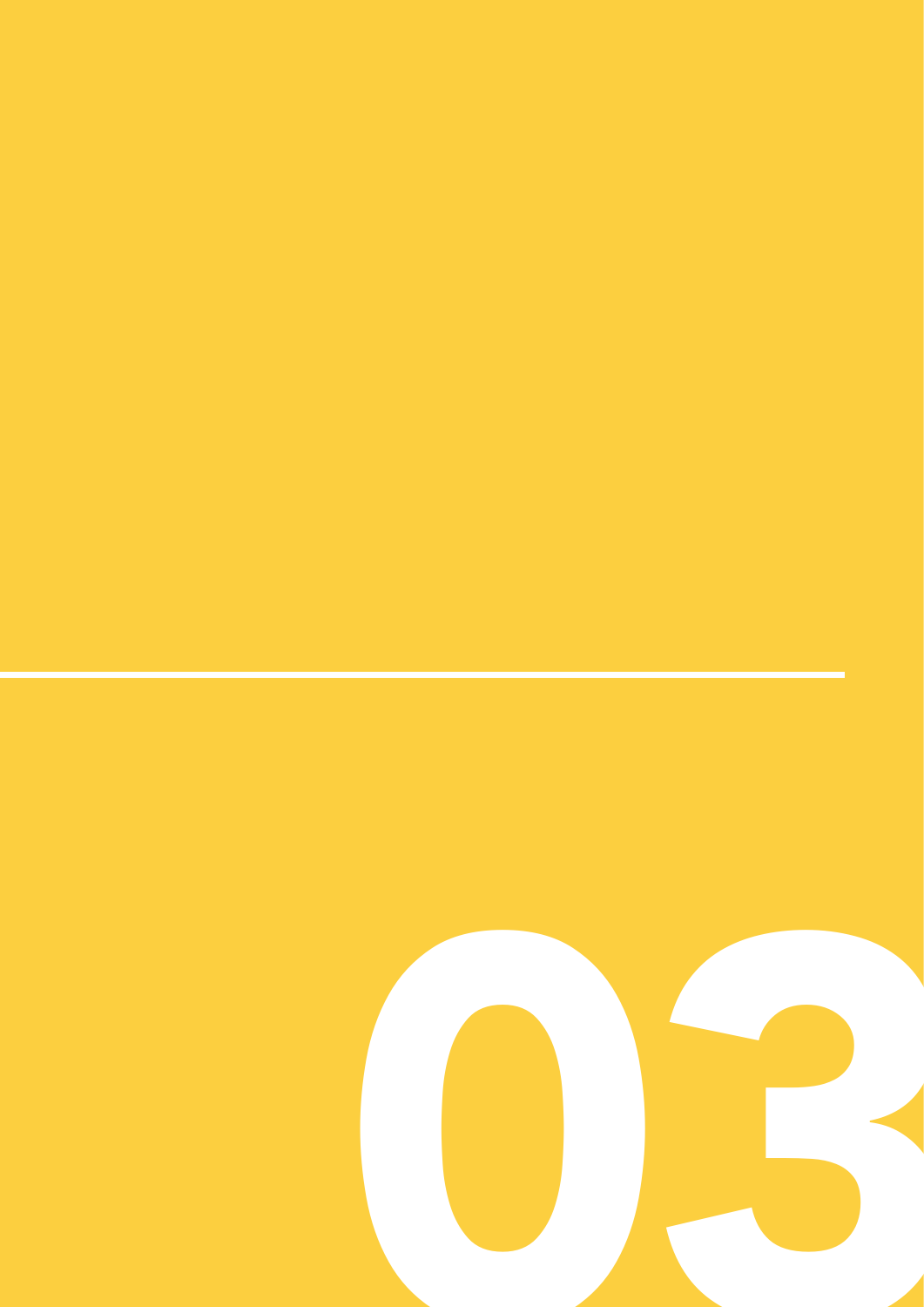# 03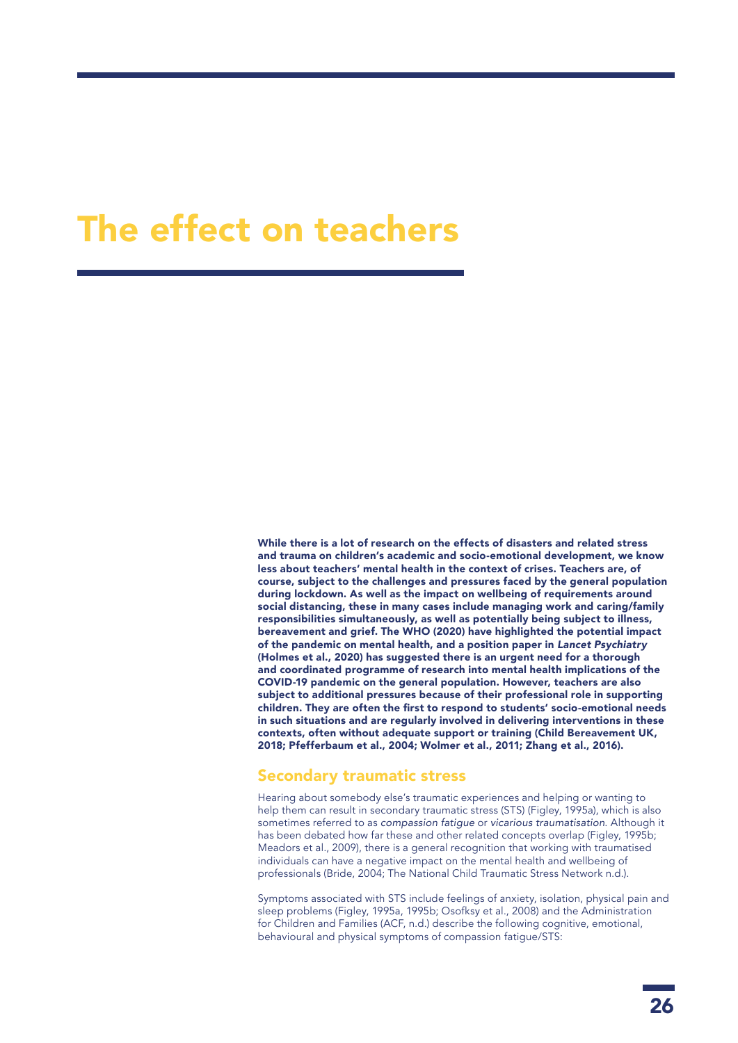# The effect on teachers

**While there is a lot of research on the effects of disasters and related stress and trauma on children's academic and socio-emotional development, we know less about teachers' mental health in the context of crises. Teachers are, of course, subject to the challenges and pressures faced by the general population during lockdown. As well as the impact on wellbeing of requirements around social distancing, these in many cases include managing work and caring/family responsibilities simultaneously, as well as potentially being subject to illness, bereavement and grief. The WHO (2020) have highlighted the potential impact of the pandemic on mental health, and a position paper in *Lancet Psychiatry* (Holmes et al., 2020) has suggested there is an urgent need for a thorough and coordinated programme of research into mental health implications of the COVID-19 pandemic on the general population. However, teachers are also subject to additional pressures because of their professional role in supporting children. They are often the first to respond to students' socio-emotional needs in such situations and are regularly involved in delivering interventions in these contexts, often without adequate support or training (Child Bereavement UK, 2018; Pfefferbaum et al., 2004; Wolmer et al., 2011; Zhang et al., 2016).**

## Secondary traumatic stress

Hearing about somebody else's traumatic experiences and helping or wanting to help them can result in secondary traumatic stress (STS) (Figley, 1995a), which is also sometimes referred to as *compassion fatigue* or *vicarious traumatisation*. Although it has been debated how far these and other related concepts overlap (Figley, 1995b; Meadors et al., 2009), there is a general recognition that working with traumatised individuals can have a negative impact on the mental health and wellbeing of professionals (Bride, 2004; The National Child Traumatic Stress Network n.d.).

Symptoms associated with STS include feelings of anxiety, isolation, physical pain and sleep problems (Figley, 1995a, 1995b; Osofksy et al., 2008) and the Administration for Children and Families (ACF, n.d.) describe the following cognitive, emotional, behavioural and physical symptoms of compassion fatigue/STS: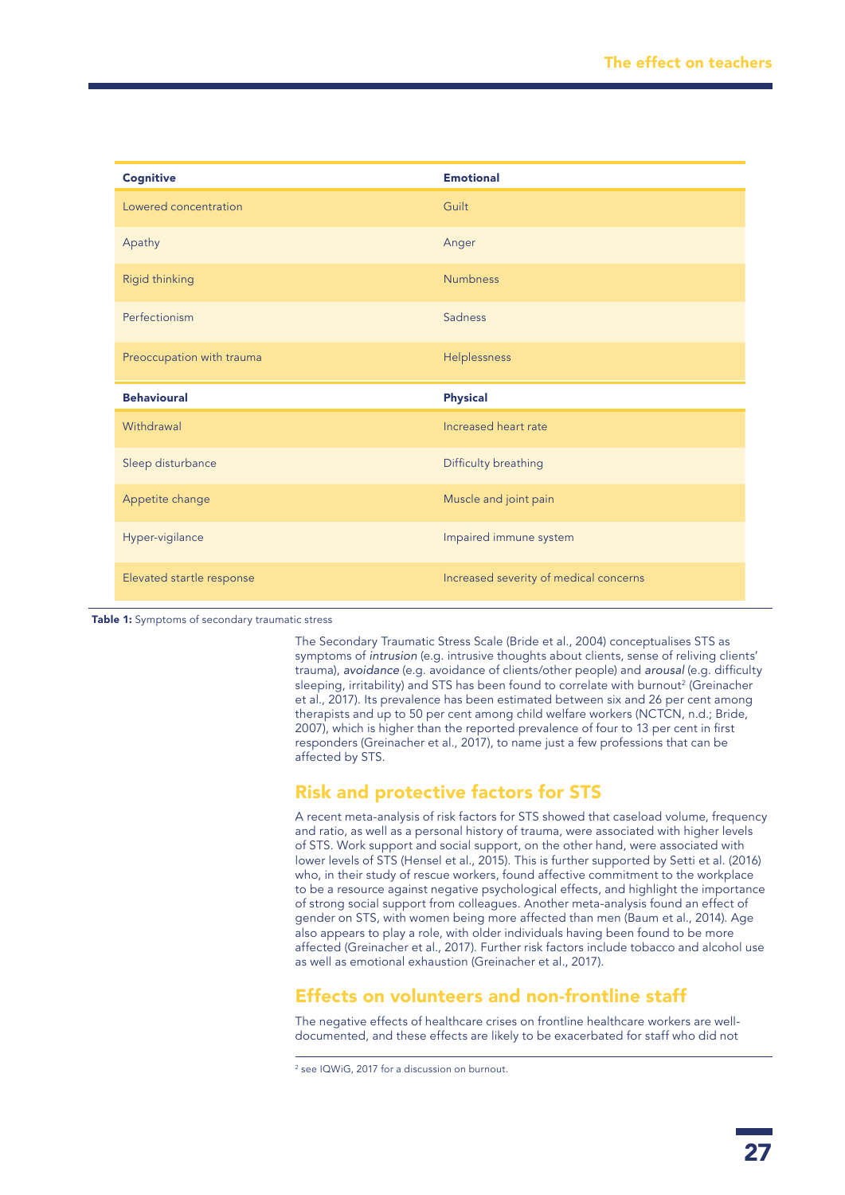| Cognitive | Emotional |
|---|---|
| Lowered concentration | Guilt |
| Apathy | Anger |
| Rigid thinking | Numbness |
| Perfectionism | Sadness |
| Preoccupation with trauma | Helplessness |
| **Behavioural** | **Physical** |
| Withdrawal | Increased heart rate |
| Sleep disturbance | Difficulty breathing |
| Appetite change | Muscle and joint pain |
| Hyper-vigilance | Impaired immune system |
| Elevated startle response | Increased severity of medical concerns |

**Table 1:** Symptoms of secondary traumatic stress

The Secondary Traumatic Stress Scale (Bride et al., 2004) conceptualises STS as symptoms of *intrusion* (e.g. intrusive thoughts about clients, sense of reliving clients' trauma), *avoidance* (e.g. avoidance of clients/other people) and *arousal* (e.g. difficulty sleeping, irritability) and STS has been found to correlate with burnout[2] (Greinacher et al., 2017). Its prevalence has been estimated between six and 26 per cent among therapists and up to 50 per cent among child welfare workers (NCTCN, n.d.; Bride, 2007), which is higher than the reported prevalence of four to 13 per cent in first responders (Greinacher et al., 2017), to name just a few professions that can be affected by STS.

## Risk and protective factors for STS

A recent meta-analysis of risk factors for STS showed that caseload volume, frequency and ratio, as well as a personal history of trauma, were associated with higher levels of STS. Work support and social support, on the other hand, were associated with lower levels of STS (Hensel et al., 2015). This is further supported by Setti et al. (2016) who, in their study of rescue workers, found affective commitment to the workplace to be a resource against negative psychological effects, and highlight the importance of strong social support from colleagues. Another meta-analysis found an effect of gender on STS, with women being more affected than men (Baum et al., 2014). Age also appears to play a role, with older individuals having been found to be more affected (Greinacher et al., 2017). Further risk factors include tobacco and alcohol use as well as emotional exhaustion (Greinacher et al., 2017).

## Effects on volunteers and non-frontline staff

The negative effects of healthcare crises on frontline healthcare workers are well-documented, and these effects are likely to be exacerbated for staff who did not

[2] see IQWiG, 2017 for a discussion on burnout.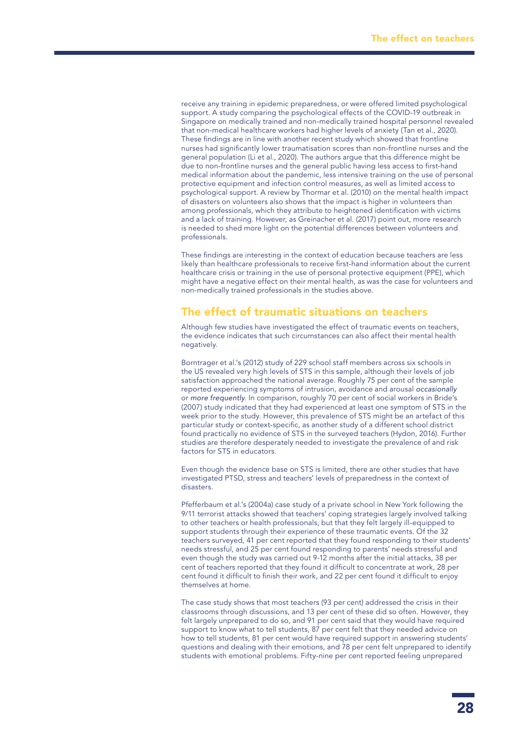receive any training in epidemic preparedness, or were offered limited psychological support. A study comparing the psychological effects of the COVID-19 outbreak in Singapore on medically trained and non-medically trained hospital personnel revealed that non-medical healthcare workers had higher levels of anxiety (Tan et al., 2020). These findings are in line with another recent study which showed that frontline nurses had significantly lower traumatisation scores than non-frontline nurses and the general population (Li et al., 2020). The authors argue that this difference might be due to non-frontline nurses and the general public having less access to first-hand medical information about the pandemic, less intensive training on the use of personal protective equipment and infection control measures, as well as limited access to psychological support. A review by Thormar et al. (2010) on the mental health impact of disasters on volunteers also shows that the impact is higher in volunteers than among professionals, which they attribute to heightened identification with victims and a lack of training. However, as Greinacher et al. (2017) point out, more research is needed to shed more light on the potential differences between volunteers and professionals.

These findings are interesting in the context of education because teachers are less likely than healthcare professionals to receive first-hand information about the current healthcare crisis or training in the use of personal protective equipment (PPE), which might have a negative effect on their mental health, as was the case for volunteers and non-medically trained professionals in the studies above.

## The effect of traumatic situations on teachers

Although few studies have investigated the effect of traumatic events on teachers, the evidence indicates that such circumstances can also affect their mental health negatively.

Borntrager et al.'s (2012) study of 229 school staff members across six schools in the US revealed very high levels of STS in this sample, although their levels of job satisfaction approached the national average. Roughly 75 per cent of the sample reported experiencing symptoms of intrusion, avoidance and arousal *occasionally* or *more frequently*. In comparison, roughly 70 per cent of social workers in Bride's (2007) study indicated that they had experienced at least one symptom of STS in the week prior to the study. However, this prevalence of STS might be an artefact of this particular study or context-specific, as another study of a different school district found practically no evidence of STS in the surveyed teachers (Hydon, 2016). Further studies are therefore desperately needed to investigate the prevalence of and risk factors for STS in educators.

Even though the evidence base on STS is limited, there are other studies that have investigated PTSD, stress and teachers' levels of preparedness in the context of disasters.

Pfefferbaum et al.'s (2004a) case study of a private school in New York following the 9/11 terrorist attacks showed that teachers' coping strategies largely involved talking to other teachers or health professionals, but that they felt largely ill-equipped to support students through their experience of these traumatic events. Of the 32 teachers surveyed, 41 per cent reported that they found responding to their students' needs stressful, and 25 per cent found responding to parents' needs stressful and even though the study was carried out 9-12 months after the initial attacks, 38 per cent of teachers reported that they found it difficult to concentrate at work, 28 per cent found it difficult to finish their work, and 22 per cent found it difficult to enjoy themselves at home.

The case study shows that most teachers (93 per cent) addressed the crisis in their classrooms through discussions, and 13 per cent of these did so often. However, they felt largely unprepared to do so, and 91 per cent said that they would have required support to know what to tell students, 87 per cent felt that they needed advice on how to tell students, 81 per cent would have required support in answering students' questions and dealing with their emotions, and 78 per cent felt unprepared to identify students with emotional problems. Fifty-nine per cent reported feeling unprepared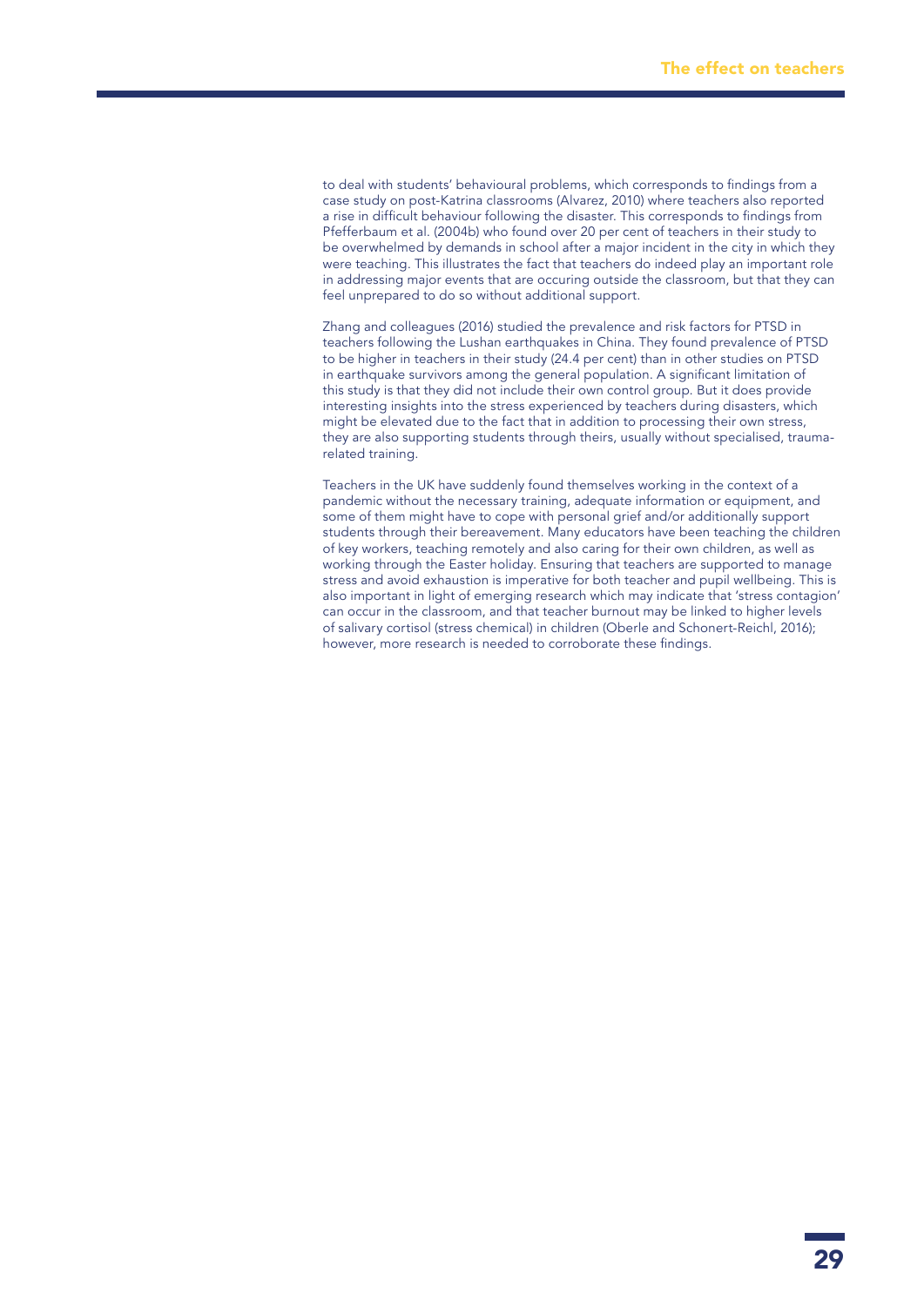to deal with students' behavioural problems, which corresponds to findings from a case study on post-Katrina classrooms (Alvarez, 2010) where teachers also reported a rise in difficult behaviour following the disaster. This corresponds to findings from Pfefferbaum et al. (2004b) who found over 20 per cent of teachers in their study to be overwhelmed by demands in school after a major incident in the city in which they were teaching. This illustrates the fact that teachers do indeed play an important role in addressing major events that are occuring outside the classroom, but that they can feel unprepared to do so without additional support.

Zhang and colleagues (2016) studied the prevalence and risk factors for PTSD in teachers following the Lushan earthquakes in China. They found prevalence of PTSD to be higher in teachers in their study (24.4 per cent) than in other studies on PTSD in earthquake survivors among the general population. A significant limitation of this study is that they did not include their own control group. But it does provide interesting insights into the stress experienced by teachers during disasters, which might be elevated due to the fact that in addition to processing their own stress, they are also supporting students through theirs, usually without specialised, trauma-related training.

Teachers in the UK have suddenly found themselves working in the context of a pandemic without the necessary training, adequate information or equipment, and some of them might have to cope with personal grief and/or additionally support students through their bereavement. Many educators have been teaching the children of key workers, teaching remotely and also caring for their own children, as well as working through the Easter holiday. Ensuring that teachers are supported to manage stress and avoid exhaustion is imperative for both teacher and pupil wellbeing. This is also important in light of emerging research which may indicate that 'stress contagion' can occur in the classroom, and that teacher burnout may be linked to higher levels of salivary cortisol (stress chemical) in children (Oberle and Schonert-Reichl, 2016); however, more research is needed to corroborate these findings.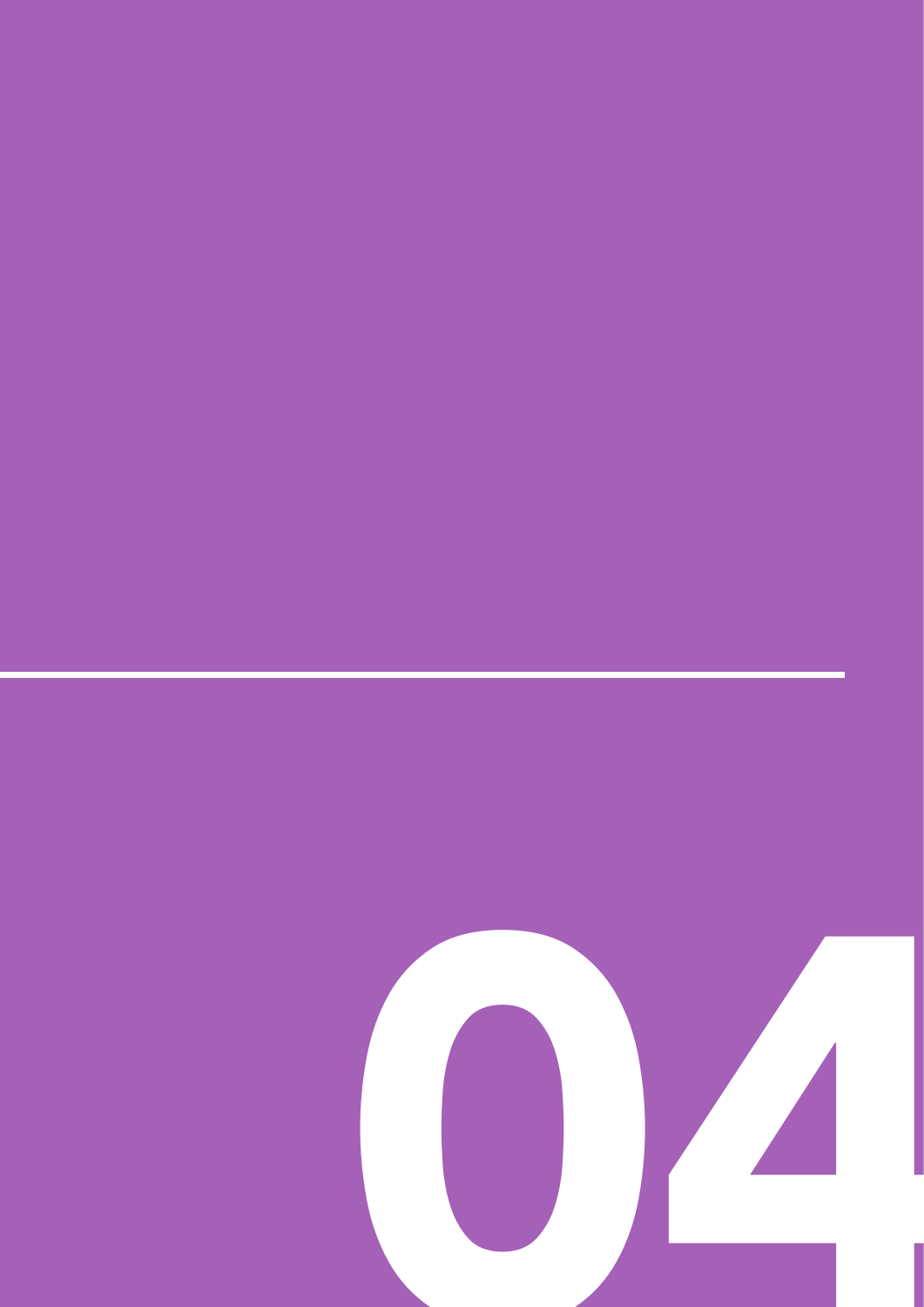# 04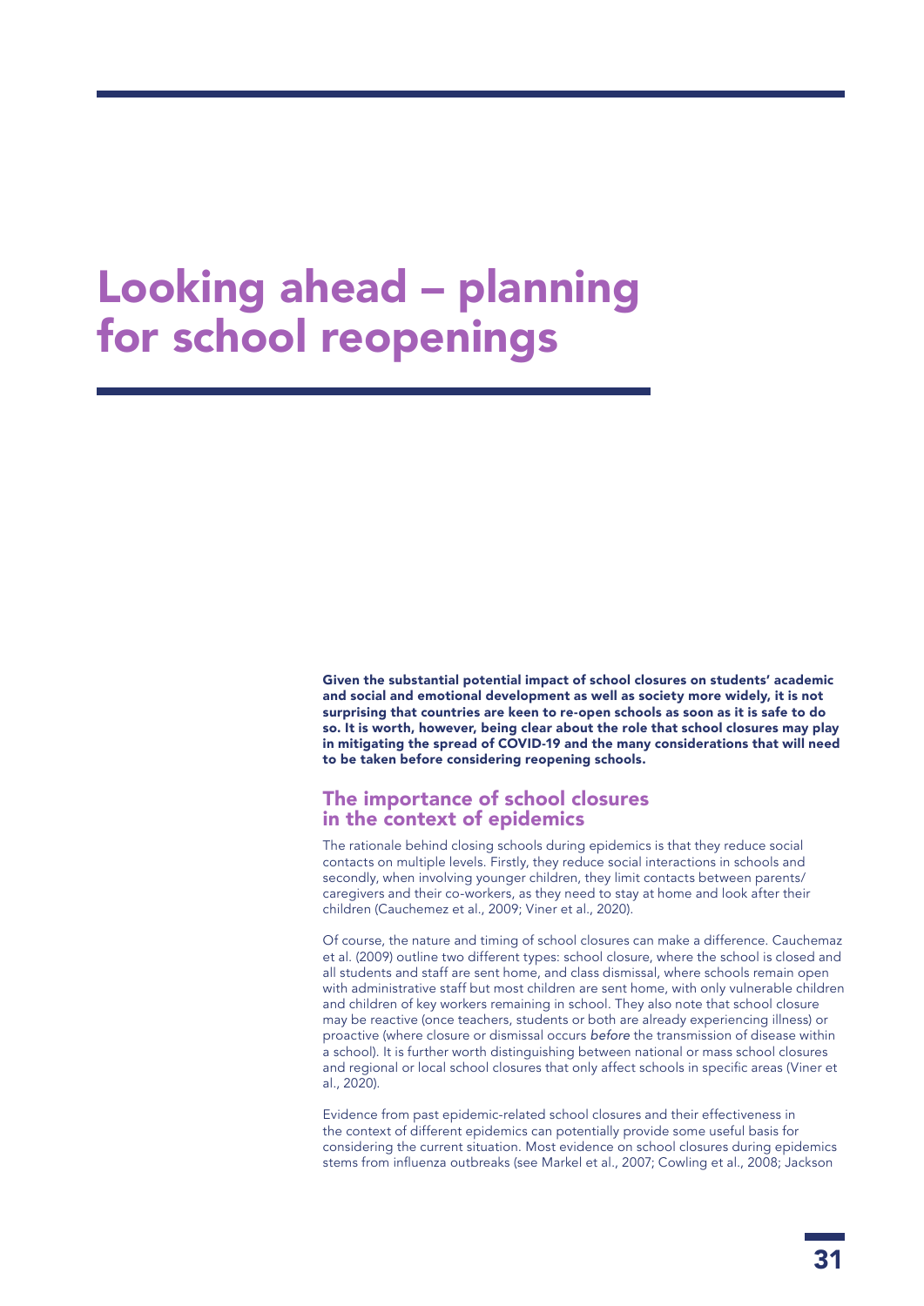# Looking ahead – planning for school reopenings

**Given the substantial potential impact of school closures on students' academic and social and emotional development as well as society more widely, it is not surprising that countries are keen to re-open schools as soon as it is safe to do so. It is worth, however, being clear about the role that school closures may play in mitigating the spread of COVID-19 and the many considerations that will need to be taken before considering reopening schools.**

## The importance of school closures in the context of epidemics

The rationale behind closing schools during epidemics is that they reduce social contacts on multiple levels. Firstly, they reduce social interactions in schools and secondly, when involving younger children, they limit contacts between parents/caregivers and their co-workers, as they need to stay at home and look after their children (Cauchemez et al., 2009; Viner et al., 2020).

Of course, the nature and timing of school closures can make a difference. Cauchemaz et al. (2009) outline two different types: school closure, where the school is closed and all students and staff are sent home, and class dismissal, where schools remain open with administrative staff but most children are sent home, with only vulnerable children and children of key workers remaining in school. They also note that school closure may be reactive (once teachers, students or both are already experiencing illness) or proactive (where closure or dismissal occurs *before* the transmission of disease within a school). It is further worth distinguishing between national or mass school closures and regional or local school closures that only affect schools in specific areas (Viner et al., 2020).

Evidence from past epidemic-related school closures and their effectiveness in the context of different epidemics can potentially provide some useful basis for considering the current situation. Most evidence on school closures during epidemics stems from influenza outbreaks (see Markel et al., 2007; Cowling et al., 2008; Jackson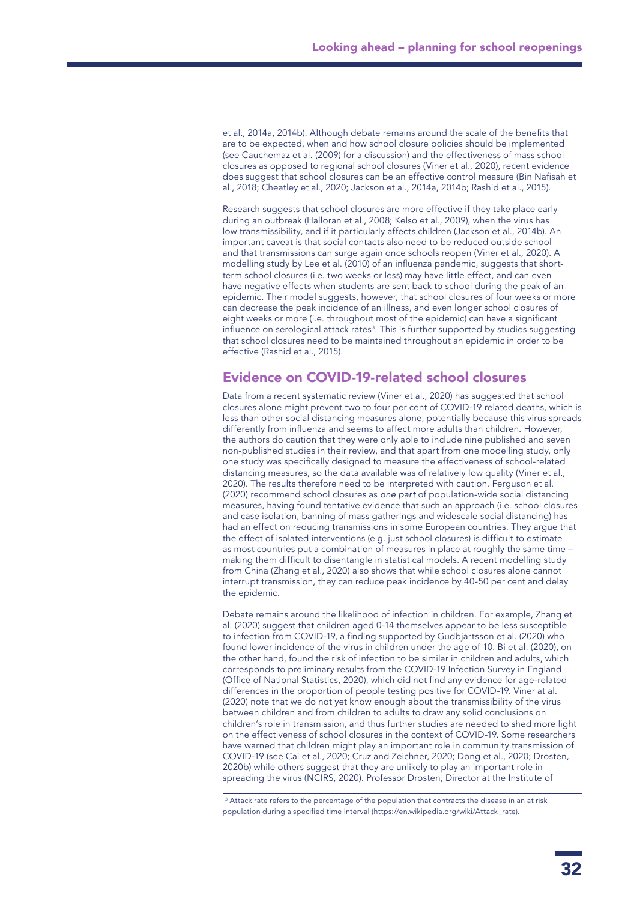et al., 2014a, 2014b). Although debate remains around the scale of the benefits that are to be expected, when and how school closure policies should be implemented (see Cauchemaz et al. (2009) for a discussion) and the effectiveness of mass school closures as opposed to regional school closures (Viner et al., 2020), recent evidence does suggest that school closures can be an effective control measure (Bin Nafisah et al., 2018; Cheatley et al., 2020; Jackson et al., 2014a, 2014b; Rashid et al., 2015).

Research suggests that school closures are more effective if they take place early during an outbreak (Halloran et al., 2008; Kelso et al., 2009), when the virus has low transmissibility, and if it particularly affects children (Jackson et al., 2014b). An important caveat is that social contacts also need to be reduced outside school and that transmissions can surge again once schools reopen (Viner et al., 2020). A modelling study by Lee et al. (2010) of an influenza pandemic, suggests that short-term school closures (i.e. two weeks or less) may have little effect, and can even have negative effects when students are sent back to school during the peak of an epidemic. Their model suggests, however, that school closures of four weeks or more can decrease the peak incidence of an illness, and even longer school closures of eight weeks or more (i.e. throughout most of the epidemic) can have a significant influence on serological attack rates[3]. This is further supported by studies suggesting that school closures need to be maintained throughout an epidemic in order to be effective (Rashid et al., 2015).

## Evidence on COVID-19-related school closures

Data from a recent systematic review (Viner et al., 2020) has suggested that school closures alone might prevent two to four per cent of COVID-19 related deaths, which is less than other social distancing measures alone, potentially because this virus spreads differently from influenza and seems to affect more adults than children. However, the authors do caution that they were only able to include nine published and seven non-published studies in their review, and that apart from one modelling study, only one study was specifically designed to measure the effectiveness of school-related distancing measures, so the data available was of relatively low quality (Viner et al., 2020). The results therefore need to be interpreted with caution. Ferguson et al. (2020) recommend school closures as *one part* of population-wide social distancing measures, having found tentative evidence that such an approach (i.e. school closures and case isolation, banning of mass gatherings and widescale social distancing) has had an effect on reducing transmissions in some European countries. They argue that the effect of isolated interventions (e.g. just school closures) is difficult to estimate as most countries put a combination of measures in place at roughly the same time – making them difficult to disentangle in statistical models. A recent modelling study from China (Zhang et al., 2020) also shows that while school closures alone cannot interrupt transmission, they can reduce peak incidence by 40-50 per cent and delay the epidemic.

Debate remains around the likelihood of infection in children. For example, Zhang et al. (2020) suggest that children aged 0-14 themselves appear to be less susceptible to infection from COVID-19, a finding supported by Gudbjartsson et al. (2020) who found lower incidence of the virus in children under the age of 10. Bi et al. (2020), on the other hand, found the risk of infection to be similar in children and adults, which corresponds to preliminary results from the COVID-19 Infection Survey in England (Office of National Statistics, 2020), which did not find any evidence for age-related differences in the proportion of people testing positive for COVID-19. Viner at al. (2020) note that we do not yet know enough about the transmissibility of the virus between children and from children to adults to draw any solid conclusions on children's role in transmission, and thus further studies are needed to shed more light on the effectiveness of school closures in the context of COVID-19. Some researchers have warned that children might play an important role in community transmission of COVID-19 (see Cai et al., 2020; Cruz and Zeichner, 2020; Dong et al., 2020; Drosten, 2020b) while others suggest that they are unlikely to play an important role in spreading the virus (NCIRS, 2020). Professor Drosten, Director at the Institute of

[3] Attack rate refers to the percentage of the population that contracts the disease in an at risk population during a specified time interval (https://en.wikipedia.org/wiki/Attack_rate).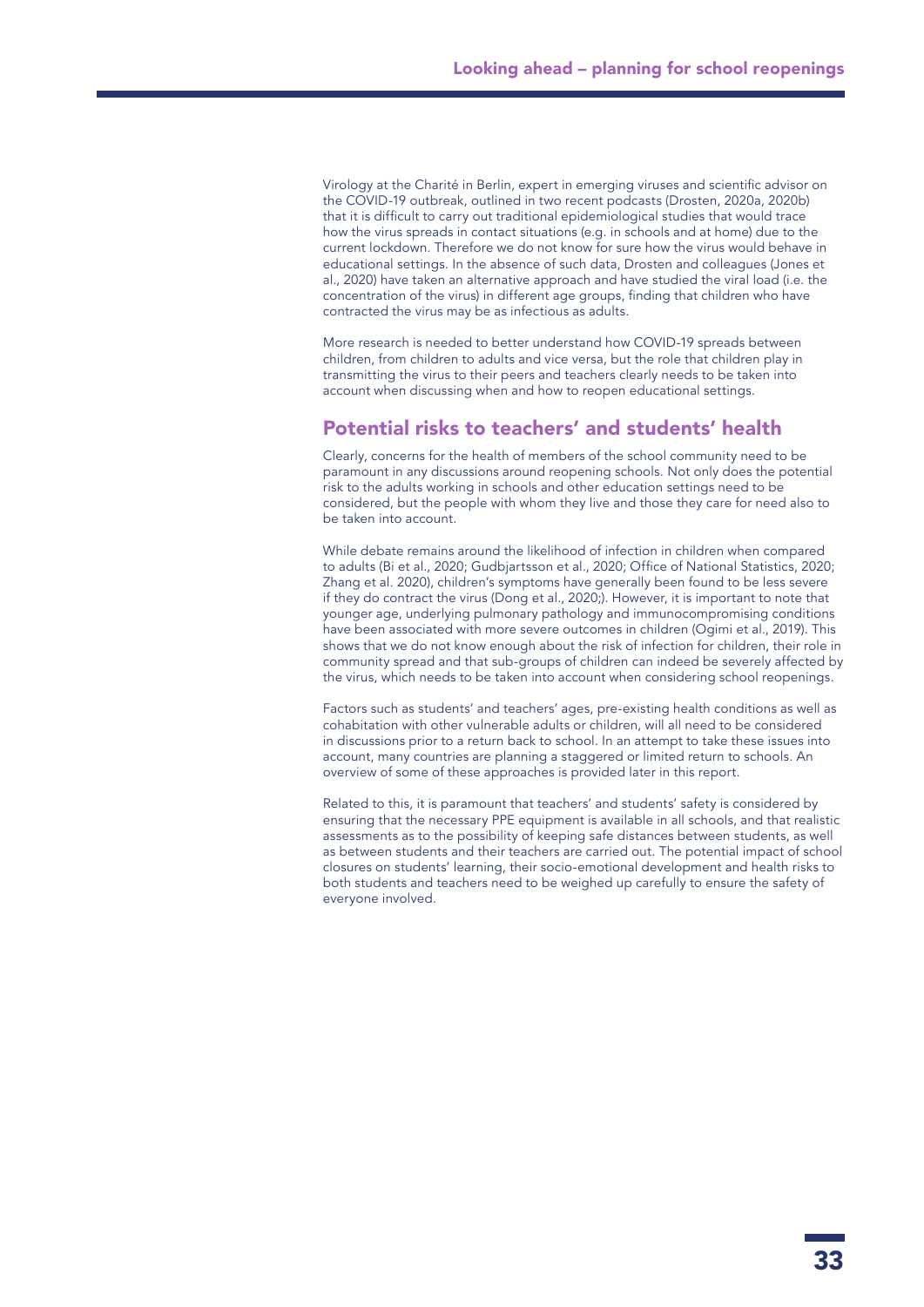Virology at the Charité in Berlin, expert in emerging viruses and scientific advisor on the COVID-19 outbreak, outlined in two recent podcasts (Drosten, 2020a, 2020b) that it is difficult to carry out traditional epidemiological studies that would trace how the virus spreads in contact situations (e.g. in schools and at home) due to the current lockdown. Therefore we do not know for sure how the virus would behave in educational settings. In the absence of such data, Drosten and colleagues (Jones et al., 2020) have taken an alternative approach and have studied the viral load (i.e. the concentration of the virus) in different age groups, finding that children who have contracted the virus may be as infectious as adults.

More research is needed to better understand how COVID-19 spreads between children, from children to adults and vice versa, but the role that children play in transmitting the virus to their peers and teachers clearly needs to be taken into account when discussing when and how to reopen educational settings.

## Potential risks to teachers' and students' health

Clearly, concerns for the health of members of the school community need to be paramount in any discussions around reopening schools. Not only does the potential risk to the adults working in schools and other education settings need to be considered, but the people with whom they live and those they care for need also to be taken into account.

While debate remains around the likelihood of infection in children when compared to adults (Bi et al., 2020; Gudbjartsson et al., 2020; Office of National Statistics, 2020; Zhang et al. 2020), children's symptoms have generally been found to be less severe if they do contract the virus (Dong et al., 2020;). However, it is important to note that younger age, underlying pulmonary pathology and immunocompromising conditions have been associated with more severe outcomes in children (Ogimi et al., 2019). This shows that we do not know enough about the risk of infection for children, their role in community spread and that sub-groups of children can indeed be severely affected by the virus, which needs to be taken into account when considering school reopenings.

Factors such as students' and teachers' ages, pre-existing health conditions as well as cohabitation with other vulnerable adults or children, will all need to be considered in discussions prior to a return back to school. In an attempt to take these issues into account, many countries are planning a staggered or limited return to schools. An overview of some of these approaches is provided later in this report.

Related to this, it is paramount that teachers' and students' safety is considered by ensuring that the necessary PPE equipment is available in all schools, and that realistic assessments as to the possibility of keeping safe distances between students, as well as between students and their teachers are carried out. The potential impact of school closures on students' learning, their socio-emotional development and health risks to both students and teachers need to be weighed up carefully to ensure the safety of everyone involved.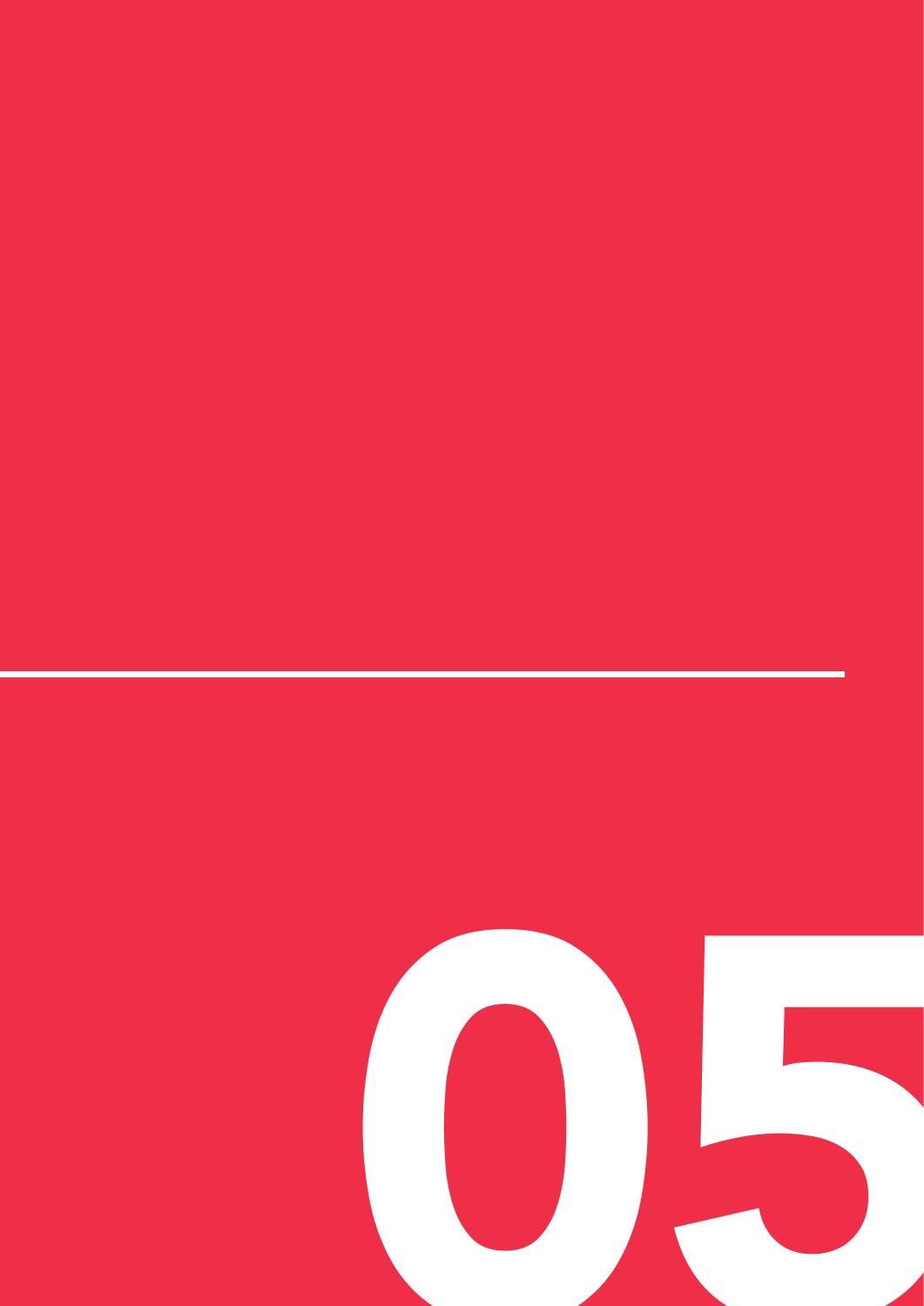# 05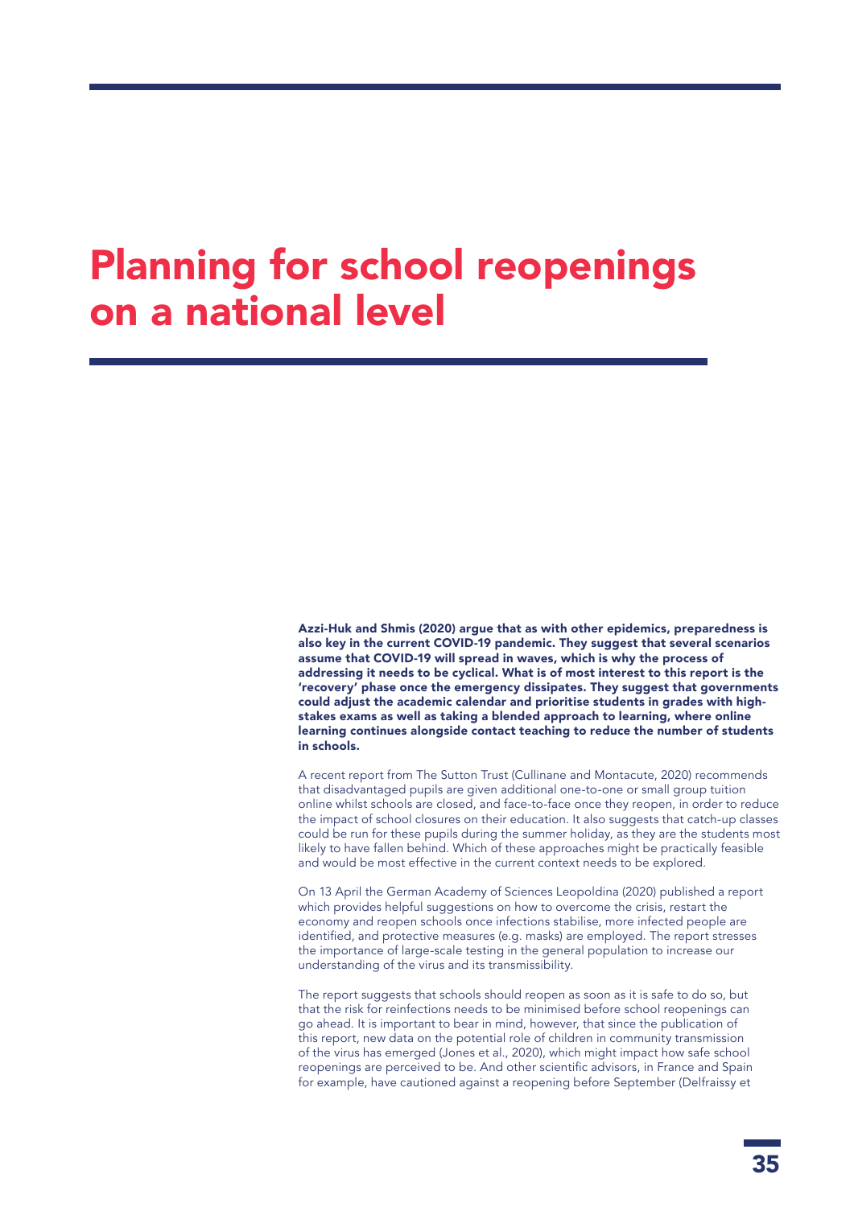# Planning for school reopenings on a national level

**Azzi-Huk and Shmis (2020) argue that as with other epidemics, preparedness is also key in the current COVID-19 pandemic. They suggest that several scenarios assume that COVID-19 will spread in waves, which is why the process of addressing it needs to be cyclical. What is of most interest to this report is the 'recovery' phase once the emergency dissipates. They suggest that governments could adjust the academic calendar and prioritise students in grades with high-stakes exams as well as taking a blended approach to learning, where online learning continues alongside contact teaching to reduce the number of students in schools.**

A recent report from The Sutton Trust (Cullinane and Montacute, 2020) recommends that disadvantaged pupils are given additional one-to-one or small group tuition online whilst schools are closed, and face-to-face once they reopen, in order to reduce the impact of school closures on their education. It also suggests that catch-up classes could be run for these pupils during the summer holiday, as they are the students most likely to have fallen behind. Which of these approaches might be practically feasible and would be most effective in the current context needs to be explored.

On 13 April the German Academy of Sciences Leopoldina (2020) published a report which provides helpful suggestions on how to overcome the crisis, restart the economy and reopen schools once infections stabilise, more infected people are identified, and protective measures (e.g. masks) are employed. The report stresses the importance of large-scale testing in the general population to increase our understanding of the virus and its transmissibility.

The report suggests that schools should reopen as soon as it is safe to do so, but that the risk for reinfections needs to be minimised before school reopenings can go ahead. It is important to bear in mind, however, that since the publication of this report, new data on the potential role of children in community transmission of the virus has emerged (Jones et al., 2020), which might impact how safe school reopenings are perceived to be. And other scientific advisors, in France and Spain for example, have cautioned against a reopening before September (Delfraissy et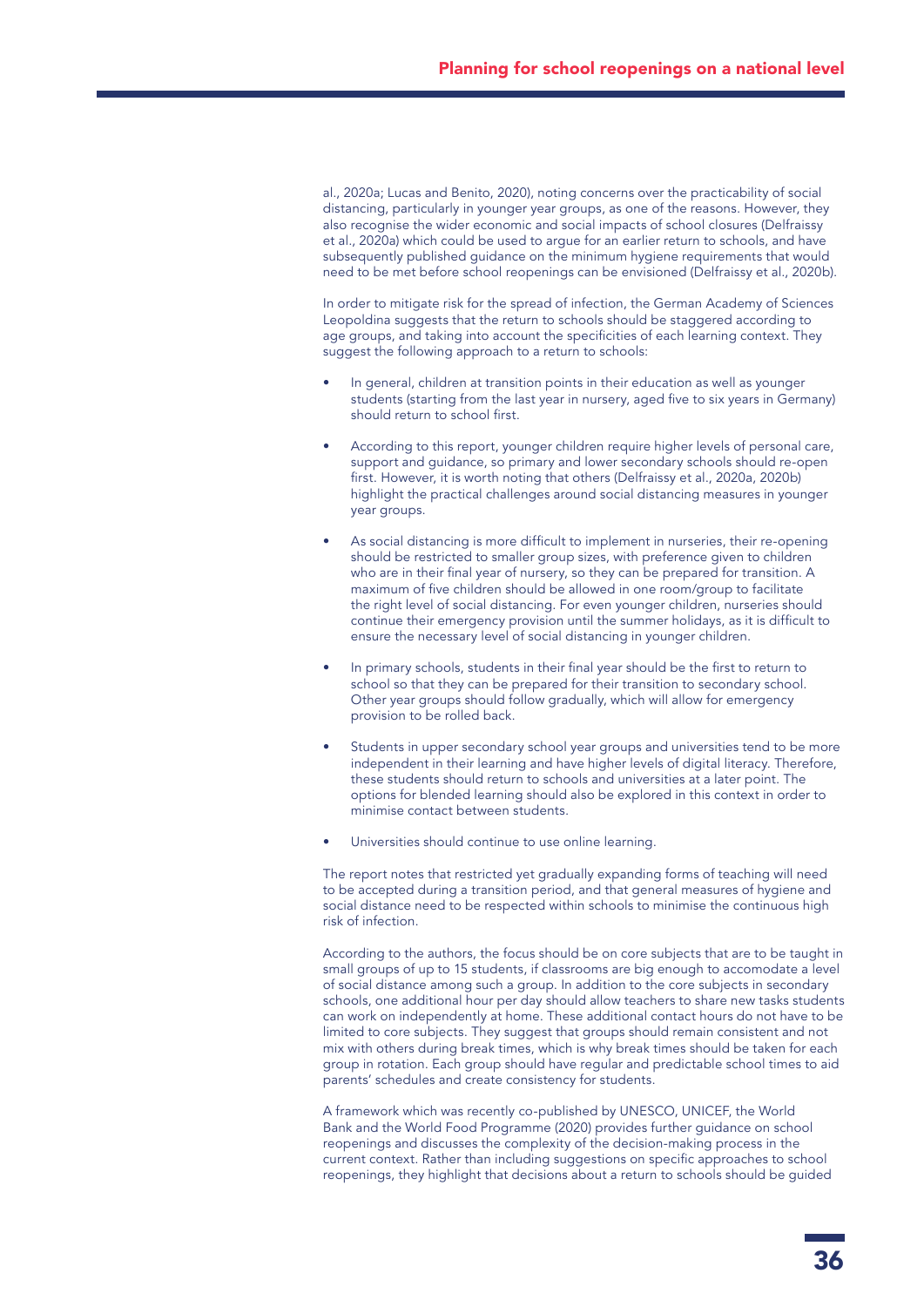al., 2020a; Lucas and Benito, 2020), noting concerns over the practicability of social distancing, particularly in younger year groups, as one of the reasons. However, they also recognise the wider economic and social impacts of school closures (Delfraissy et al., 2020a) which could be used to argue for an earlier return to schools, and have subsequently published guidance on the minimum hygiene requirements that would need to be met before school reopenings can be envisioned (Delfraissy et al., 2020b).

In order to mitigate risk for the spread of infection, the German Academy of Sciences Leopoldina suggests that the return to schools should be staggered according to age groups, and taking into account the specificities of each learning context. They suggest the following approach to a return to schools:

- In general, children at transition points in their education as well as younger students (starting from the last year in nursery, aged five to six years in Germany) should return to school first.
- According to this report, younger children require higher levels of personal care, support and guidance, so primary and lower secondary schools should re-open first. However, it is worth noting that others (Delfraissy et al., 2020a, 2020b) highlight the practical challenges around social distancing measures in younger year groups.
- As social distancing is more difficult to implement in nurseries, their re-opening should be restricted to smaller group sizes, with preference given to children who are in their final year of nursery, so they can be prepared for transition. A maximum of five children should be allowed in one room/group to facilitate the right level of social distancing. For even younger children, nurseries should continue their emergency provision until the summer holidays, as it is difficult to ensure the necessary level of social distancing in younger children.
- In primary schools, students in their final year should be the first to return to school so that they can be prepared for their transition to secondary school. Other year groups should follow gradually, which will allow for emergency provision to be rolled back.
- Students in upper secondary school year groups and universities tend to be more independent in their learning and have higher levels of digital literacy. Therefore, these students should return to schools and universities at a later point. The options for blended learning should also be explored in this context in order to minimise contact between students.
- Universities should continue to use online learning.

The report notes that restricted yet gradually expanding forms of teaching will need to be accepted during a transition period, and that general measures of hygiene and social distance need to be respected within schools to minimise the continuous high risk of infection.

According to the authors, the focus should be on core subjects that are to be taught in small groups of up to 15 students, if classrooms are big enough to accomodate a level of social distance among such a group. In addition to the core subjects in secondary schools, one additional hour per day should allow teachers to share new tasks students can work on independently at home. These additional contact hours do not have to be limited to core subjects. They suggest that groups should remain consistent and not mix with others during break times, which is why break times should be taken for each group in rotation. Each group should have regular and predictable school times to aid parents' schedules and create consistency for students.

A framework which was recently co-published by UNESCO, UNICEF, the World Bank and the World Food Programme (2020) provides further guidance on school reopenings and discusses the complexity of the decision-making process in the current context. Rather than including suggestions on specific approaches to school reopenings, they highlight that decisions about a return to schools should be guided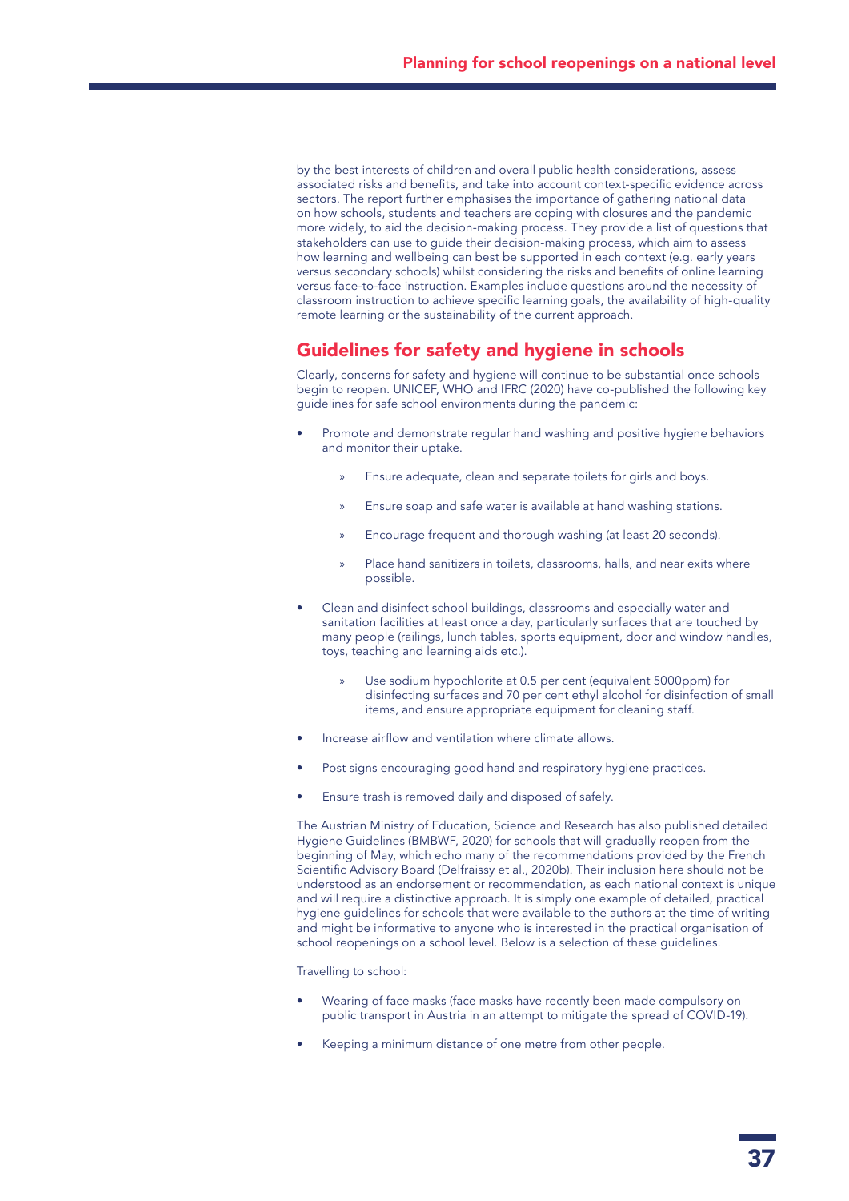by the best interests of children and overall public health considerations, assess associated risks and benefits, and take into account context-specific evidence across sectors. The report further emphasises the importance of gathering national data on how schools, students and teachers are coping with closures and the pandemic more widely, to aid the decision-making process. They provide a list of questions that stakeholders can use to guide their decision-making process, which aim to assess how learning and wellbeing can best be supported in each context (e.g. early years versus secondary schools) whilst considering the risks and benefits of online learning versus face-to-face instruction. Examples include questions around the necessity of classroom instruction to achieve specific learning goals, the availability of high-quality remote learning or the sustainability of the current approach.

## Guidelines for safety and hygiene in schools

Clearly, concerns for safety and hygiene will continue to be substantial once schools begin to reopen. UNICEF, WHO and IFRC (2020) have co-published the following key guidelines for safe school environments during the pandemic:

- Promote and demonstrate regular hand washing and positive hygiene behaviors and monitor their uptake.
  - Ensure adequate, clean and separate toilets for girls and boys.
  - Ensure soap and safe water is available at hand washing stations.
  - Encourage frequent and thorough washing (at least 20 seconds).
  - Place hand sanitizers in toilets, classrooms, halls, and near exits where possible.
- Clean and disinfect school buildings, classrooms and especially water and sanitation facilities at least once a day, particularly surfaces that are touched by many people (railings, lunch tables, sports equipment, door and window handles, toys, teaching and learning aids etc.).
  - Use sodium hypochlorite at 0.5 per cent (equivalent 5000ppm) for disinfecting surfaces and 70 per cent ethyl alcohol for disinfection of small items, and ensure appropriate equipment for cleaning staff.
- Increase airflow and ventilation where climate allows.
- Post signs encouraging good hand and respiratory hygiene practices.
- Ensure trash is removed daily and disposed of safely.

The Austrian Ministry of Education, Science and Research has also published detailed Hygiene Guidelines (BMBWF, 2020) for schools that will gradually reopen from the beginning of May, which echo many of the recommendations provided by the French Scientific Advisory Board (Delfraissy et al., 2020b). Their inclusion here should not be understood as an endorsement or recommendation, as each national context is unique and will require a distinctive approach. It is simply one example of detailed, practical hygiene guidelines for schools that were available to the authors at the time of writing and might be informative to anyone who is interested in the practical organisation of school reopenings on a school level. Below is a selection of these guidelines.

Travelling to school:

- Wearing of face masks (face masks have recently been made compulsory on public transport in Austria in an attempt to mitigate the spread of COVID-19).
- Keeping a minimum distance of one metre from other people.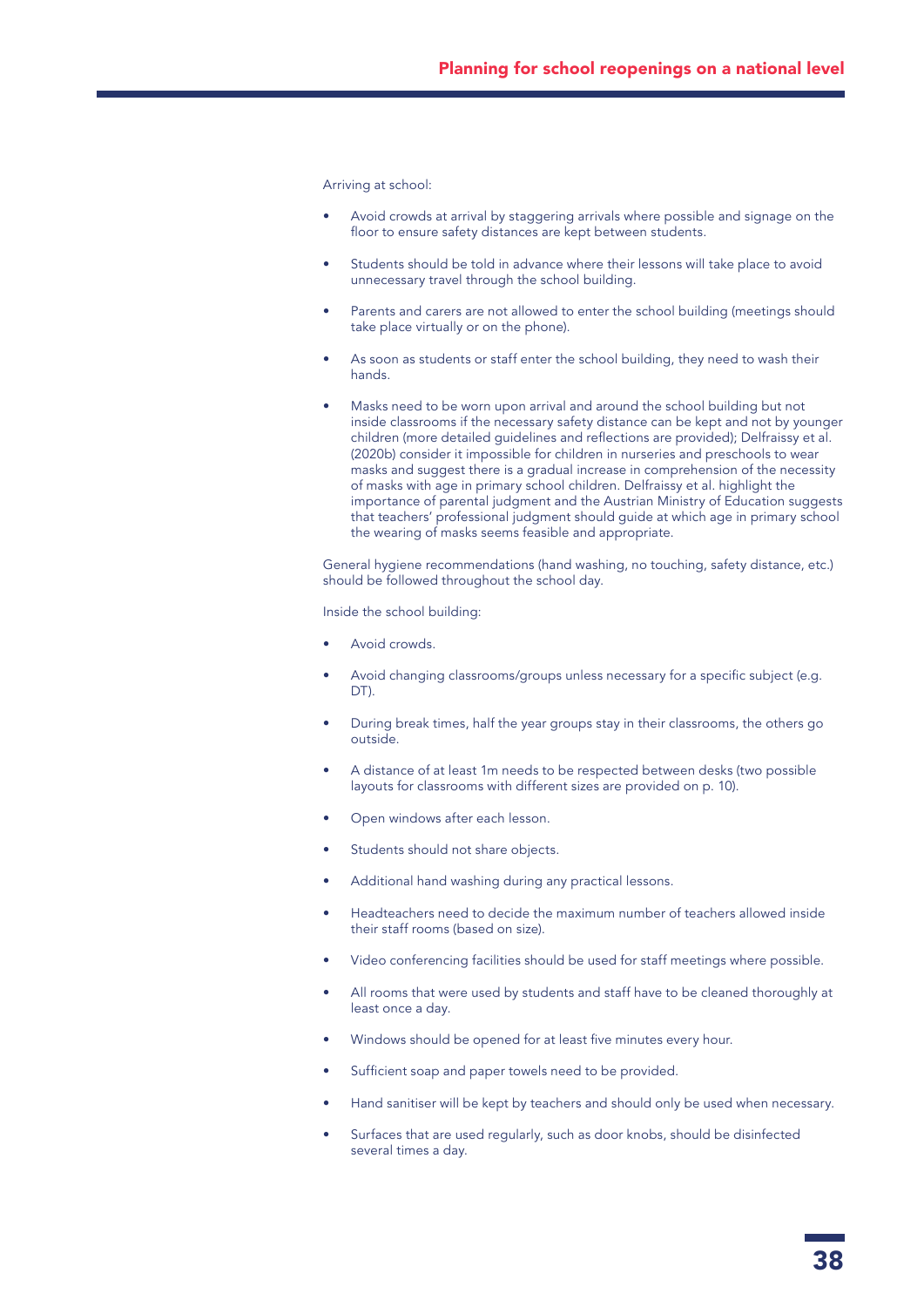Arriving at school:

- Avoid crowds at arrival by staggering arrivals where possible and signage on the floor to ensure safety distances are kept between students.
- Students should be told in advance where their lessons will take place to avoid unnecessary travel through the school building.
- Parents and carers are not allowed to enter the school building (meetings should take place virtually or on the phone).
- As soon as students or staff enter the school building, they need to wash their hands.
- Masks need to be worn upon arrival and around the school building but not inside classrooms if the necessary safety distance can be kept and not by younger children (more detailed guidelines and reflections are provided); Delfraissy et al. (2020b) consider it impossible for children in nurseries and preschools to wear masks and suggest there is a gradual increase in comprehension of the necessity of masks with age in primary school children. Delfraissy et al. highlight the importance of parental judgment and the Austrian Ministry of Education suggests that teachers' professional judgment should guide at which age in primary school the wearing of masks seems feasible and appropriate.

General hygiene recommendations (hand washing, no touching, safety distance, etc.) should be followed throughout the school day.

Inside the school building:

- Avoid crowds.
- Avoid changing classrooms/groups unless necessary for a specific subject (e.g. DT).
- During break times, half the year groups stay in their classrooms, the others go outside.
- A distance of at least 1m needs to be respected between desks (two possible layouts for classrooms with different sizes are provided on p. 10).
- Open windows after each lesson.
- Students should not share objects.
- Additional hand washing during any practical lessons.
- Headteachers need to decide the maximum number of teachers allowed inside their staff rooms (based on size).
- Video conferencing facilities should be used for staff meetings where possible.
- All rooms that were used by students and staff have to be cleaned thoroughly at least once a day.
- Windows should be opened for at least five minutes every hour.
- Sufficient soap and paper towels need to be provided.
- Hand sanitiser will be kept by teachers and should only be used when necessary.
- Surfaces that are used regularly, such as door knobs, should be disinfected several times a day.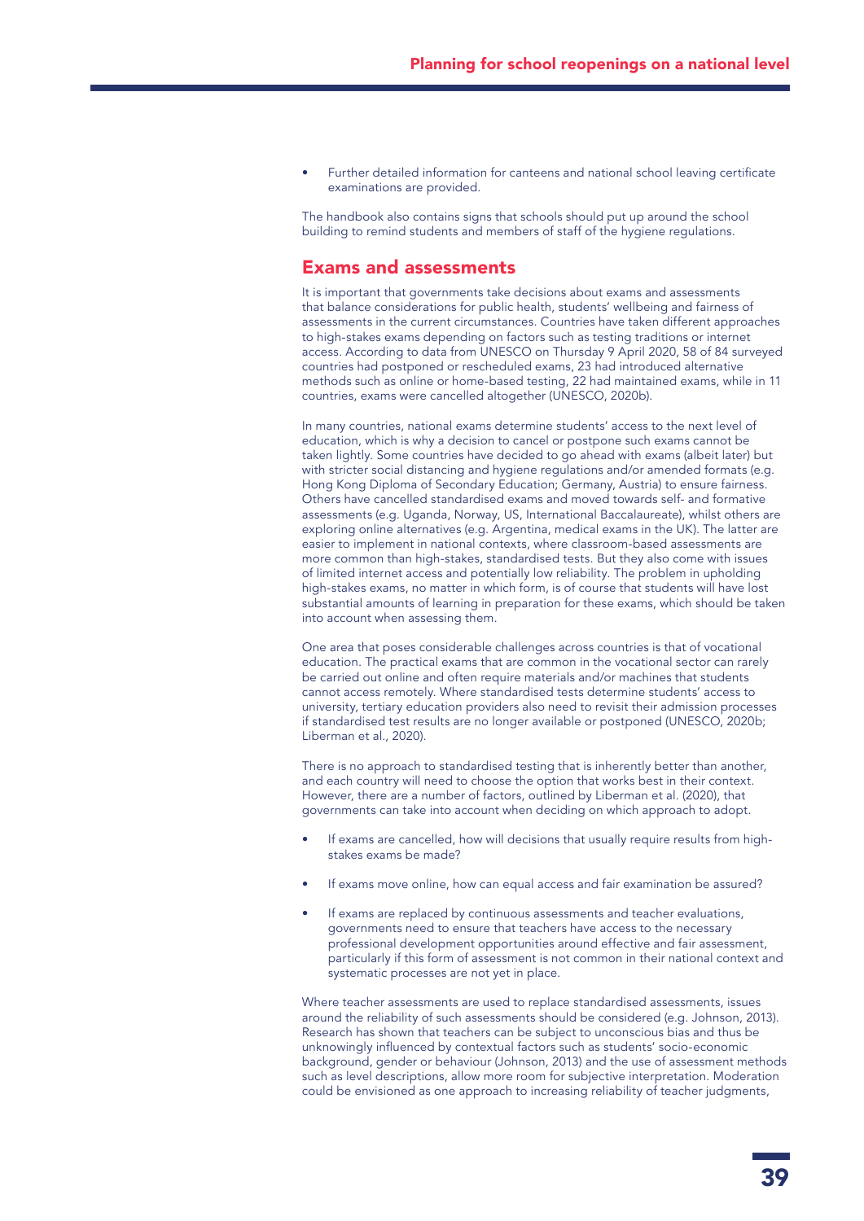- Further detailed information for canteens and national school leaving certificate examinations are provided.

The handbook also contains signs that schools should put up around the school building to remind students and members of staff of the hygiene regulations.

## Exams and assessments

It is important that governments take decisions about exams and assessments that balance considerations for public health, students' wellbeing and fairness of assessments in the current circumstances. Countries have taken different approaches to high-stakes exams depending on factors such as testing traditions or internet access. According to data from UNESCO on Thursday 9 April 2020, 58 of 84 surveyed countries had postponed or rescheduled exams, 23 had introduced alternative methods such as online or home-based testing, 22 had maintained exams, while in 11 countries, exams were cancelled altogether (UNESCO, 2020b).

In many countries, national exams determine students' access to the next level of education, which is why a decision to cancel or postpone such exams cannot be taken lightly. Some countries have decided to go ahead with exams (albeit later) but with stricter social distancing and hygiene regulations and/or amended formats (e.g. Hong Kong Diploma of Secondary Education; Germany, Austria) to ensure fairness. Others have cancelled standardised exams and moved towards self- and formative assessments (e.g. Uganda, Norway, US, International Baccalaureate), whilst others are exploring online alternatives (e.g. Argentina, medical exams in the UK). The latter are easier to implement in national contexts, where classroom-based assessments are more common than high-stakes, standardised tests. But they also come with issues of limited internet access and potentially low reliability. The problem in upholding high-stakes exams, no matter in which form, is of course that students will have lost substantial amounts of learning in preparation for these exams, which should be taken into account when assessing them.

One area that poses considerable challenges across countries is that of vocational education. The practical exams that are common in the vocational sector can rarely be carried out online and often require materials and/or machines that students cannot access remotely. Where standardised tests determine students' access to university, tertiary education providers also need to revisit their admission processes if standardised test results are no longer available or postponed (UNESCO, 2020b; Liberman et al., 2020).

There is no approach to standardised testing that is inherently better than another, and each country will need to choose the option that works best in their context. However, there are a number of factors, outlined by Liberman et al. (2020), that governments can take into account when deciding on which approach to adopt.

- If exams are cancelled, how will decisions that usually require results from high-stakes exams be made?
- If exams move online, how can equal access and fair examination be assured?
- If exams are replaced by continuous assessments and teacher evaluations, governments need to ensure that teachers have access to the necessary professional development opportunities around effective and fair assessment, particularly if this form of assessment is not common in their national context and systematic processes are not yet in place.

Where teacher assessments are used to replace standardised assessments, issues around the reliability of such assessments should be considered (e.g. Johnson, 2013). Research has shown that teachers can be subject to unconscious bias and thus be unknowingly influenced by contextual factors such as students' socio-economic background, gender or behaviour (Johnson, 2013) and the use of assessment methods such as level descriptions, allow more room for subjective interpretation. Moderation could be envisioned as one approach to increasing reliability of teacher judgments,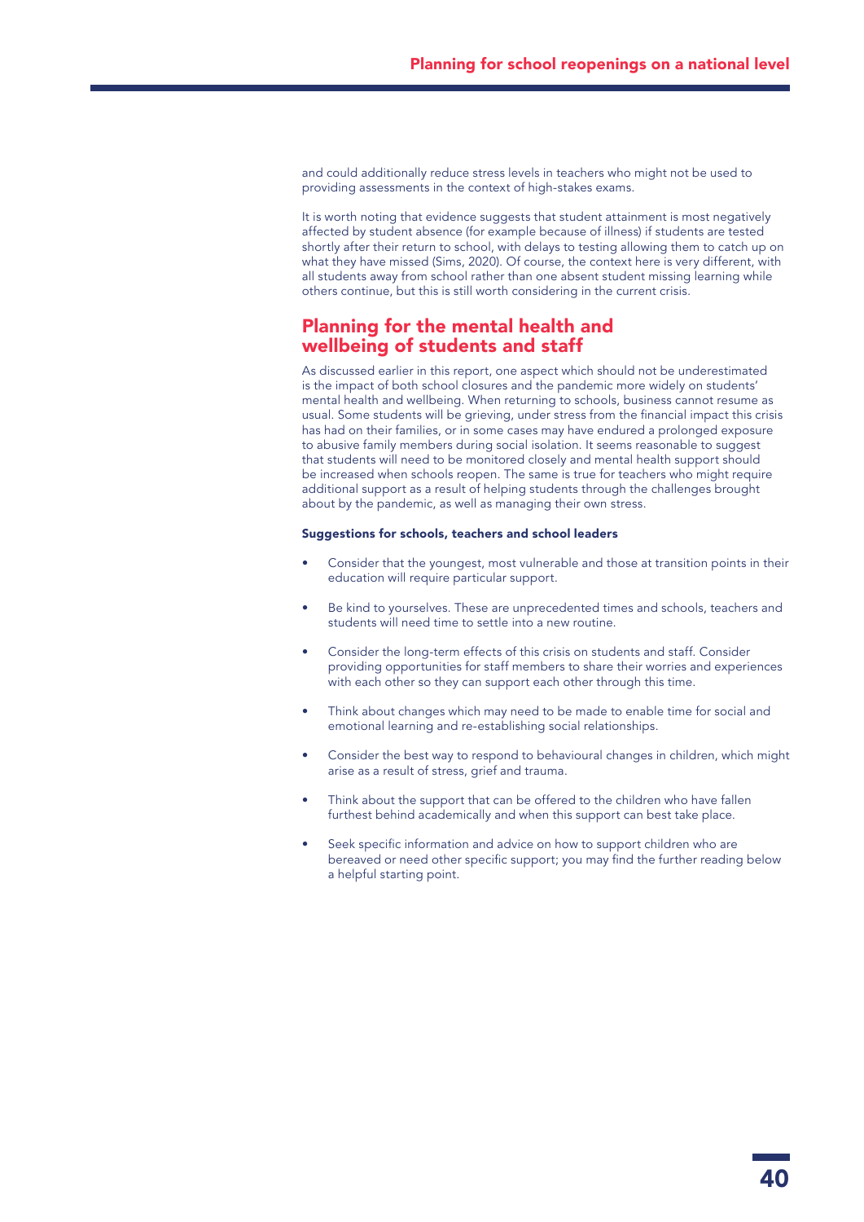and could additionally reduce stress levels in teachers who might not be used to providing assessments in the context of high-stakes exams.

It is worth noting that evidence suggests that student attainment is most negatively affected by student absence (for example because of illness) if students are tested shortly after their return to school, with delays to testing allowing them to catch up on what they have missed (Sims, 2020). Of course, the context here is very different, with all students away from school rather than one absent student missing learning while others continue, but this is still worth considering in the current crisis.

## Planning for the mental health and wellbeing of students and staff

As discussed earlier in this report, one aspect which should not be underestimated is the impact of both school closures and the pandemic more widely on students' mental health and wellbeing. When returning to schools, business cannot resume as usual. Some students will be grieving, under stress from the financial impact this crisis has had on their families, or in some cases may have endured a prolonged exposure to abusive family members during social isolation. It seems reasonable to suggest that students will need to be monitored closely and mental health support should be increased when schools reopen. The same is true for teachers who might require additional support as a result of helping students through the challenges brought about by the pandemic, as well as managing their own stress.

**Suggestions for schools, teachers and school leaders**

- Consider that the youngest, most vulnerable and those at transition points in their education will require particular support.
- Be kind to yourselves. These are unprecedented times and schools, teachers and students will need time to settle into a new routine.
- Consider the long-term effects of this crisis on students and staff. Consider providing opportunities for staff members to share their worries and experiences with each other so they can support each other through this time.
- Think about changes which may need to be made to enable time for social and emotional learning and re-establishing social relationships.
- Consider the best way to respond to behavioural changes in children, which might arise as a result of stress, grief and trauma.
- Think about the support that can be offered to the children who have fallen furthest behind academically and when this support can best take place.
- Seek specific information and advice on how to support children who are bereaved or need other specific support; you may find the further reading below a helpful starting point.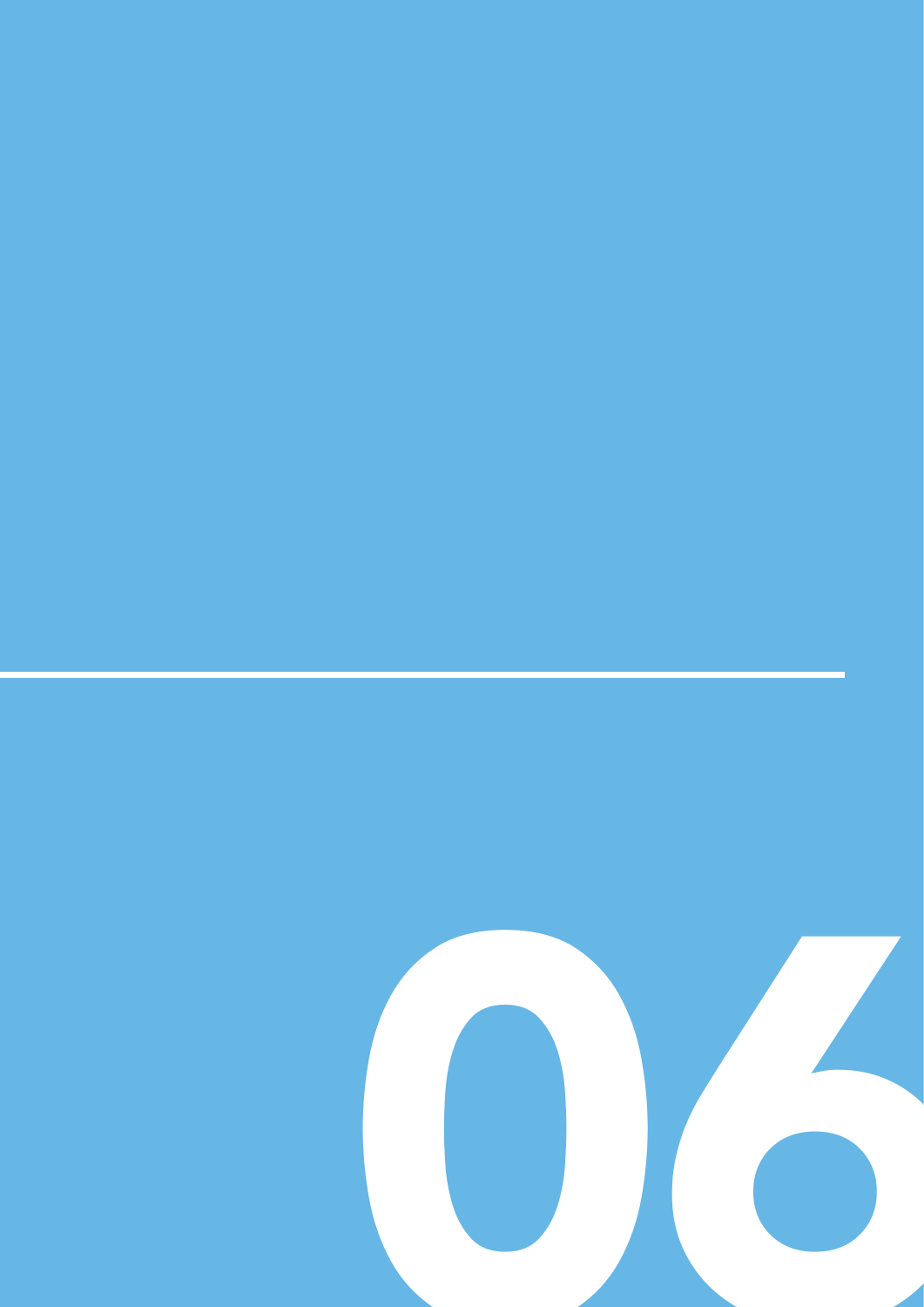# 06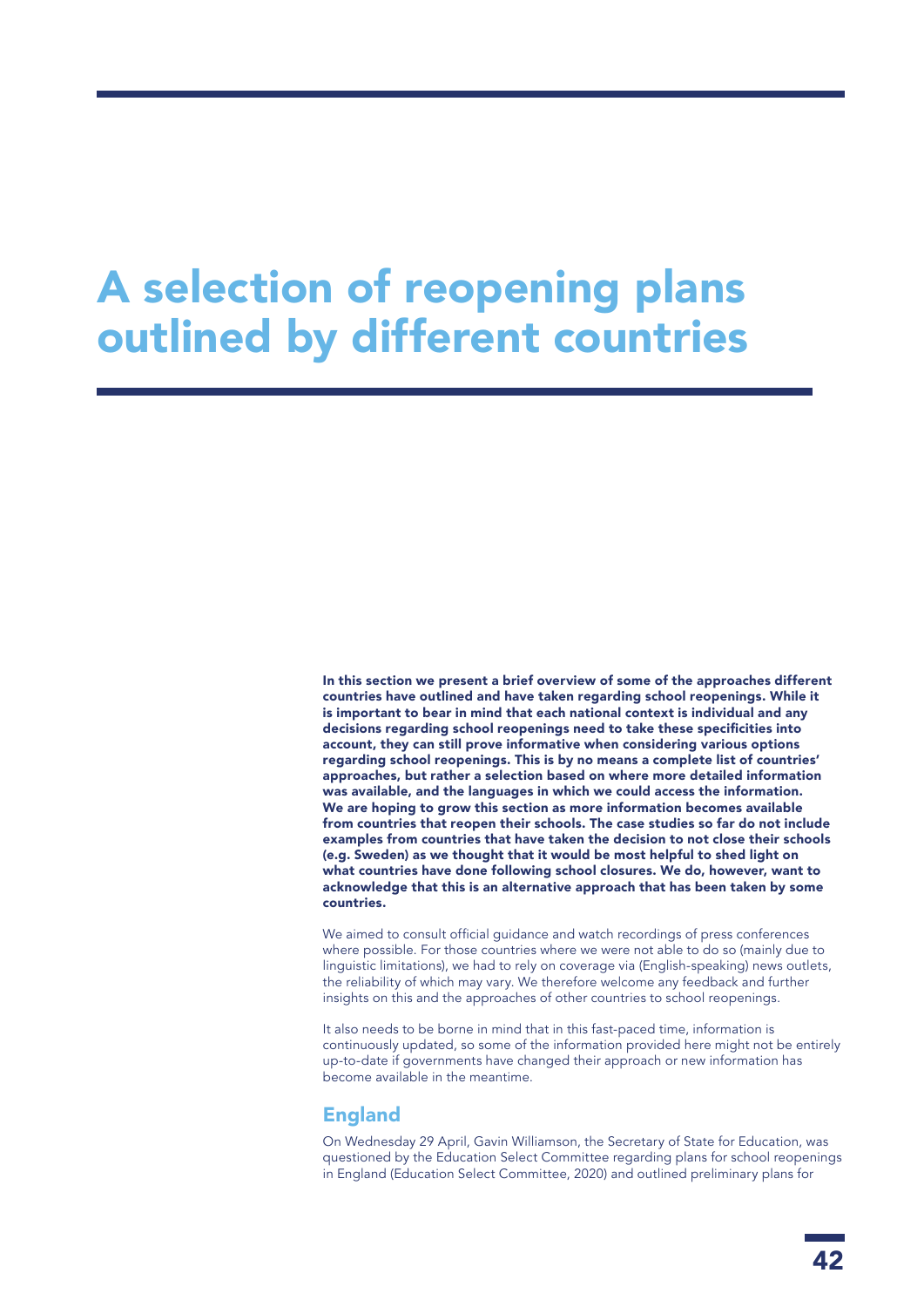# A selection of reopening plans outlined by different countries

**In this section we present a brief overview of some of the approaches different countries have outlined and have taken regarding school reopenings. While it is important to bear in mind that each national context is individual and any decisions regarding school reopenings need to take these specificities into account, they can still prove informative when considering various options regarding school reopenings. This is by no means a complete list of countries' approaches, but rather a selection based on where more detailed information was available, and the languages in which we could access the information. We are hoping to grow this section as more information becomes available from countries that reopen their schools. The case studies so far do not include examples from countries that have taken the decision to not close their schools (e.g. Sweden) as we thought that it would be most helpful to shed light on what countries have done following school closures. We do, however, want to acknowledge that this is an alternative approach that has been taken by some countries.**

We aimed to consult official guidance and watch recordings of press conferences where possible. For those countries where we were not able to do so (mainly due to linguistic limitations), we had to rely on coverage via (English-speaking) news outlets, the reliability of which may vary. We therefore welcome any feedback and further insights on this and the approaches of other countries to school reopenings.

It also needs to be borne in mind that in this fast-paced time, information is continuously updated, so some of the information provided here might not be entirely up-to-date if governments have changed their approach or new information has become available in the meantime.

## England

On Wednesday 29 April, Gavin Williamson, the Secretary of State for Education, was questioned by the Education Select Committee regarding plans for school reopenings in England (Education Select Committee, 2020) and outlined preliminary plans for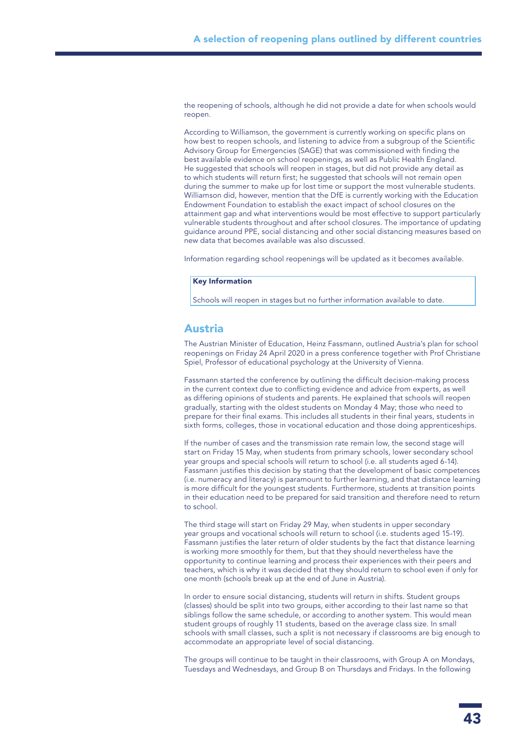the reopening of schools, although he did not provide a date for when schools would reopen.

According to Williamson, the government is currently working on specific plans on how best to reopen schools, and listening to advice from a subgroup of the Scientific Advisory Group for Emergencies (SAGE) that was commissioned with finding the best available evidence on school reopenings, as well as Public Health England. He suggested that schools will reopen in stages, but did not provide any detail as to which students will return first; he suggested that schools will not remain open during the summer to make up for lost time or support the most vulnerable students. Williamson did, however, mention that the DfE is currently working with the Education Endowment Foundation to establish the exact impact of school closures on the attainment gap and what interventions would be most effective to support particularly vulnerable students throughout and after school closures. The importance of updating guidance around PPE, social distancing and other social distancing measures based on new data that becomes available was also discussed.

Information regarding school reopenings will be updated as it becomes available.

> **Key Information**
>
> Schools will reopen in stages but no further information available to date.

## Austria

The Austrian Minister of Education, Heinz Fassmann, outlined Austria's plan for school reopenings on Friday 24 April 2020 in a press conference together with Prof Christiane Spiel, Professor of educational psychology at the University of Vienna.

Fassmann started the conference by outlining the difficult decision-making process in the current context due to conflicting evidence and advice from experts, as well as differing opinions of students and parents. He explained that schools will reopen gradually, starting with the oldest students on Monday 4 May; those who need to prepare for their final exams. This includes all students in their final years, students in sixth forms, colleges, those in vocational education and those doing apprenticeships.

If the number of cases and the transmission rate remain low, the second stage will start on Friday 15 May, when students from primary schools, lower secondary school year groups and special schools will return to school (i.e. all students aged 6-14). Fassmann justifies this decision by stating that the development of basic competences (i.e. numeracy and literacy) is paramount to further learning, and that distance learning is more difficult for the youngest students. Furthermore, students at transition points in their education need to be prepared for said transition and therefore need to return to school.

The third stage will start on Friday 29 May, when students in upper secondary year groups and vocational schools will return to school (i.e. students aged 15-19). Fassmann justifies the later return of older students by the fact that distance learning is working more smoothly for them, but that they should nevertheless have the opportunity to continue learning and process their experiences with their peers and teachers, which is why it was decided that they should return to school even if only for one month (schools break up at the end of June in Austria).

In order to ensure social distancing, students will return in shifts. Student groups (classes) should be split into two groups, either according to their last name so that siblings follow the same schedule, or according to another system. This would mean student groups of roughly 11 students, based on the average class size. In small schools with small classes, such a split is not necessary if classrooms are big enough to accommodate an appropriate level of social distancing.

The groups will continue to be taught in their classrooms, with Group A on Mondays, Tuesdays and Wednesdays, and Group B on Thursdays and Fridays. In the following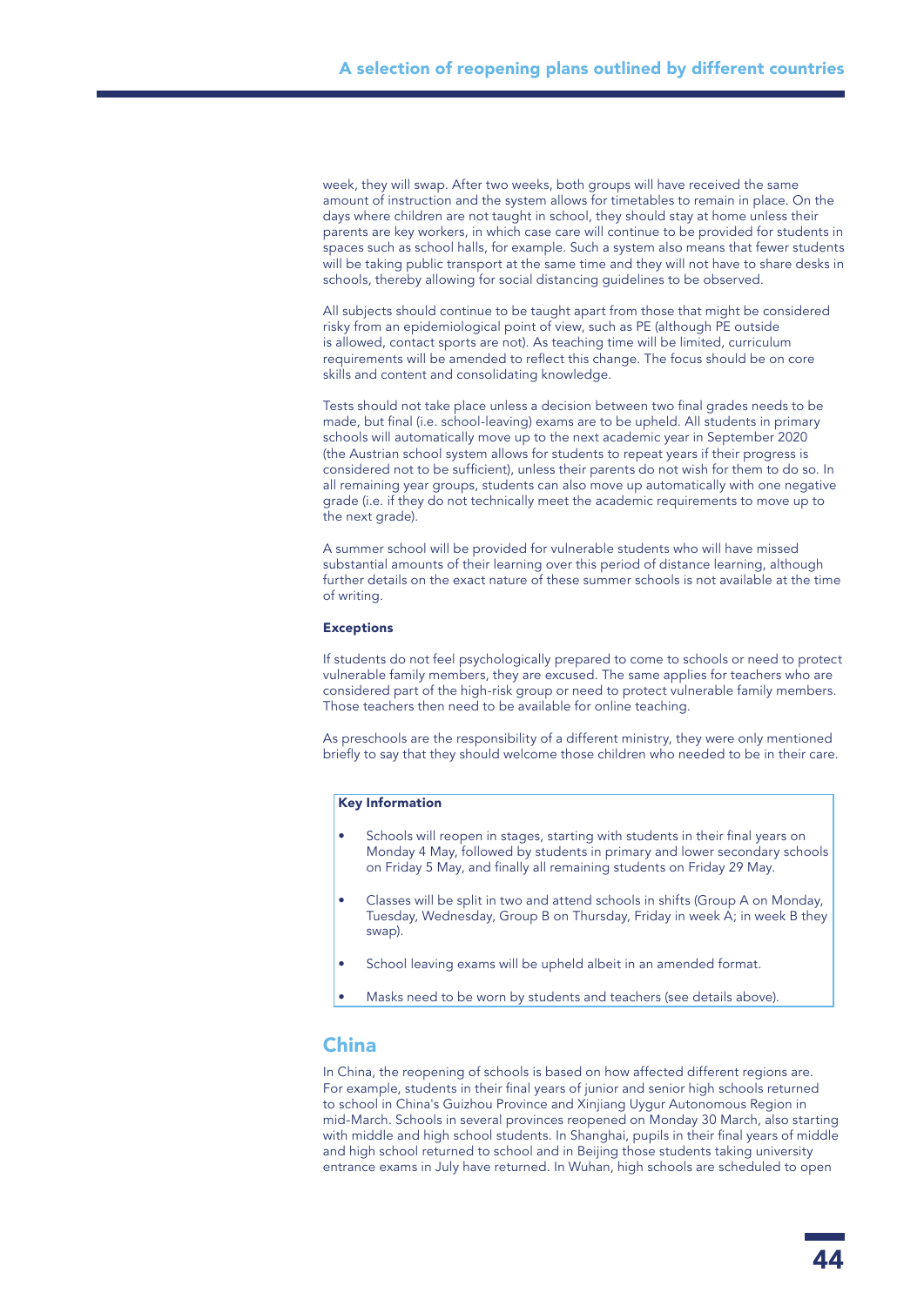week, they will swap. After two weeks, both groups will have received the same amount of instruction and the system allows for timetables to remain in place. On the days where children are not taught in school, they should stay at home unless their parents are key workers, in which case care will continue to be provided for students in spaces such as school halls, for example. Such a system also means that fewer students will be taking public transport at the same time and they will not have to share desks in schools, thereby allowing for social distancing guidelines to be observed.

All subjects should continue to be taught apart from those that might be considered risky from an epidemiological point of view, such as PE (although PE outside is allowed, contact sports are not). As teaching time will be limited, curriculum requirements will be amended to reflect this change. The focus should be on core skills and content and consolidating knowledge.

Tests should not take place unless a decision between two final grades needs to be made, but final (i.e. school-leaving) exams are to be upheld. All students in primary schools will automatically move up to the next academic year in September 2020 (the Austrian school system allows for students to repeat years if their progress is considered not to be sufficient), unless their parents do not wish for them to do so. In all remaining year groups, students can also move up automatically with one negative grade (i.e. if they do not technically meet the academic requirements to move up to the next grade).

A summer school will be provided for vulnerable students who will have missed substantial amounts of their learning over this period of distance learning, although further details on the exact nature of these summer schools is not available at the time of writing.

**Exceptions**

If students do not feel psychologically prepared to come to schools or need to protect vulnerable family members, they are excused. The same applies for teachers who are considered part of the high-risk group or need to protect vulnerable family members. Those teachers then need to be available for online teaching.

As preschools are the responsibility of a different ministry, they were only mentioned briefly to say that they should welcome those children who needed to be in their care.

**Key Information**

- Schools will reopen in stages, starting with students in their final years on Monday 4 May, followed by students in primary and lower secondary schools on Friday 5 May, and finally all remaining students on Friday 29 May.
- Classes will be split in two and attend schools in shifts (Group A on Monday, Tuesday, Wednesday, Group B on Thursday, Friday in week A; in week B they swap).
- School leaving exams will be upheld albeit in an amended format.
- Masks need to be worn by students and teachers (see details above).

## China

In China, the reopening of schools is based on how affected different regions are. For example, students in their final years of junior and senior high schools returned to school in China's Guizhou Province and Xinjiang Uygur Autonomous Region in mid-March. Schools in several provinces reopened on Monday 30 March, also starting with middle and high school students. In Shanghai, pupils in their final years of middle and high school returned to school and in Beijing those students taking university entrance exams in July have returned. In Wuhan, high schools are scheduled to open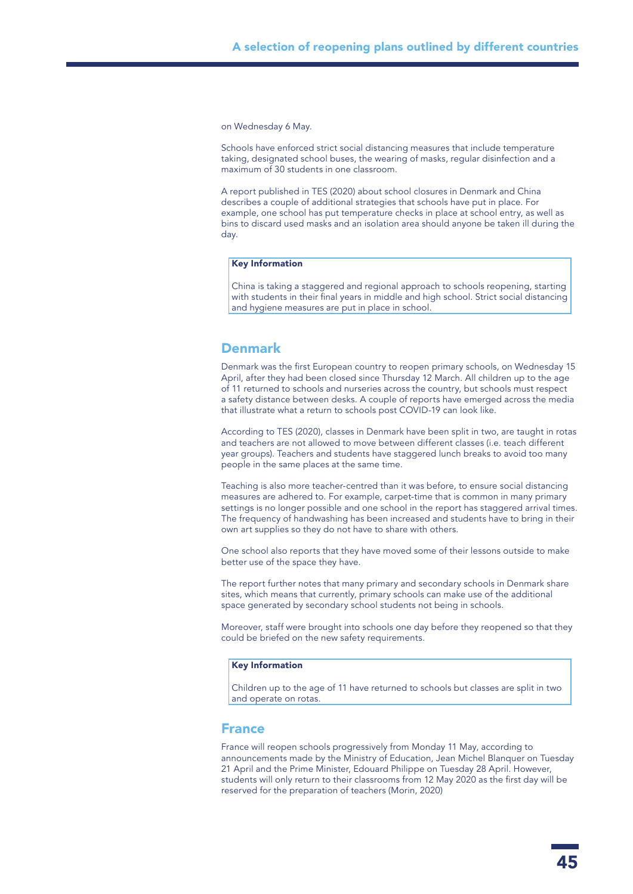on Wednesday 6 May.

Schools have enforced strict social distancing measures that include temperature taking, designated school buses, the wearing of masks, regular disinfection and a maximum of 30 students in one classroom.

A report published in TES (2020) about school closures in Denmark and China describes a couple of additional strategies that schools have put in place. For example, one school has put temperature checks in place at school entry, as well as bins to discard used masks and an isolation area should anyone be taken ill during the day.

> **Key Information**
>
> China is taking a staggered and regional approach to schools reopening, starting with students in their final years in middle and high school. Strict social distancing and hygiene measures are put in place in school.

## Denmark

Denmark was the first European country to reopen primary schools, on Wednesday 15 April, after they had been closed since Thursday 12 March. All children up to the age of 11 returned to schools and nurseries across the country, but schools must respect a safety distance between desks. A couple of reports have emerged across the media that illustrate what a return to schools post COVID-19 can look like.

According to TES (2020), classes in Denmark have been split in two, are taught in rotas and teachers are not allowed to move between different classes (i.e. teach different year groups). Teachers and students have staggered lunch breaks to avoid too many people in the same places at the same time.

Teaching is also more teacher-centred than it was before, to ensure social distancing measures are adhered to. For example, carpet-time that is common in many primary settings is no longer possible and one school in the report has staggered arrival times. The frequency of handwashing has been increased and students have to bring in their own art supplies so they do not have to share with others.

One school also reports that they have moved some of their lessons outside to make better use of the space they have.

The report further notes that many primary and secondary schools in Denmark share sites, which means that currently, primary schools can make use of the additional space generated by secondary school students not being in schools.

Moreover, staff were brought into schools one day before they reopened so that they could be briefed on the new safety requirements.

> **Key Information**
>
> Children up to the age of 11 have returned to schools but classes are split in two and operate on rotas.

## France

France will reopen schools progressively from Monday 11 May, according to announcements made by the Ministry of Education, Jean Michel Blanquer on Tuesday 21 April and the Prime Minister, Edouard Philippe on Tuesday 28 April. However, students will only return to their classrooms from 12 May 2020 as the first day will be reserved for the preparation of teachers (Morin, 2020)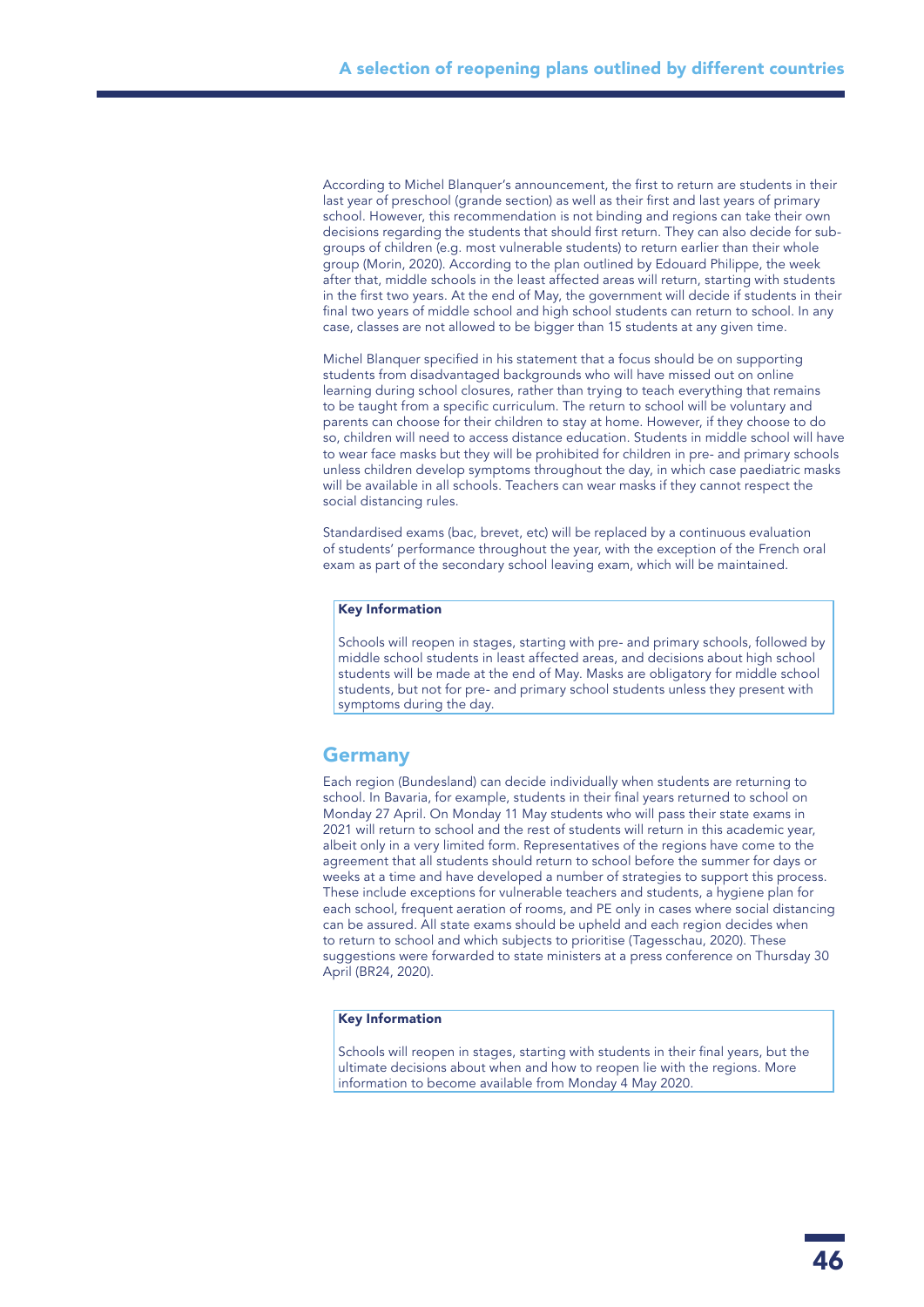According to Michel Blanquer's announcement, the first to return are students in their last year of preschool (grande section) as well as their first and last years of primary school. However, this recommendation is not binding and regions can take their own decisions regarding the students that should first return. They can also decide for sub-groups of children (e.g. most vulnerable students) to return earlier than their whole group (Morin, 2020). According to the plan outlined by Edouard Philippe, the week after that, middle schools in the least affected areas will return, starting with students in the first two years. At the end of May, the government will decide if students in their final two years of middle school and high school students can return to school. In any case, classes are not allowed to be bigger than 15 students at any given time.

Michel Blanquer specified in his statement that a focus should be on supporting students from disadvantaged backgrounds who will have missed out on online learning during school closures, rather than trying to teach everything that remains to be taught from a specific curriculum. The return to school will be voluntary and parents can choose for their children to stay at home. However, if they choose to do so, children will need to access distance education. Students in middle school will have to wear face masks but they will be prohibited for children in pre- and primary schools unless children develop symptoms throughout the day, in which case paediatric masks will be available in all schools. Teachers can wear masks if they cannot respect the social distancing rules.

Standardised exams (bac, brevet, etc) will be replaced by a continuous evaluation of students' performance throughout the year, with the exception of the French oral exam as part of the secondary school leaving exam, which will be maintained.

**Key Information**

Schools will reopen in stages, starting with pre- and primary schools, followed by middle school students in least affected areas, and decisions about high school students will be made at the end of May. Masks are obligatory for middle school students, but not for pre- and primary school students unless they present with symptoms during the day.

## Germany

Each region (Bundesland) can decide individually when students are returning to school. In Bavaria, for example, students in their final years returned to school on Monday 27 April. On Monday 11 May students who will pass their state exams in 2021 will return to school and the rest of students will return in this academic year, albeit only in a very limited form. Representatives of the regions have come to the agreement that all students should return to school before the summer for days or weeks at a time and have developed a number of strategies to support this process. These include exceptions for vulnerable teachers and students, a hygiene plan for each school, frequent aeration of rooms, and PE only in cases where social distancing can be assured. All state exams should be upheld and each region decides when to return to school and which subjects to prioritise (Tagesschau, 2020). These suggestions were forwarded to state ministers at a press conference on Thursday 30 April (BR24, 2020).

**Key Information**

Schools will reopen in stages, starting with students in their final years, but the ultimate decisions about when and how to reopen lie with the regions. More information to become available from Monday 4 May 2020.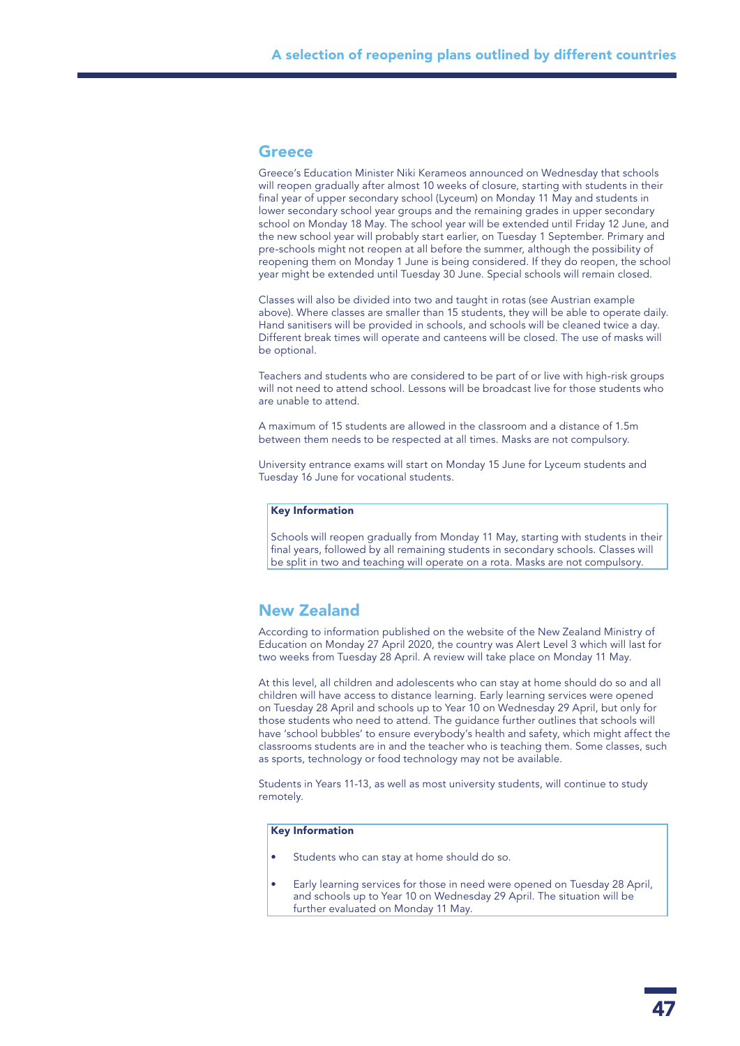## Greece

Greece's Education Minister Niki Kerameos announced on Wednesday that schools will reopen gradually after almost 10 weeks of closure, starting with students in their final year of upper secondary school (Lyceum) on Monday 11 May and students in lower secondary school year groups and the remaining grades in upper secondary school on Monday 18 May. The school year will be extended until Friday 12 June, and the new school year will probably start earlier, on Tuesday 1 September. Primary and pre-schools might not reopen at all before the summer, although the possibility of reopening them on Monday 1 June is being considered. If they do reopen, the school year might be extended until Tuesday 30 June. Special schools will remain closed.

Classes will also be divided into two and taught in rotas (see Austrian example above). Where classes are smaller than 15 students, they will be able to operate daily. Hand sanitisers will be provided in schools, and schools will be cleaned twice a day. Different break times will operate and canteens will be closed. The use of masks will be optional.

Teachers and students who are considered to be part of or live with high-risk groups will not need to attend school. Lessons will be broadcast live for those students who are unable to attend.

A maximum of 15 students are allowed in the classroom and a distance of 1.5m between them needs to be respected at all times. Masks are not compulsory.

University entrance exams will start on Monday 15 June for Lyceum students and Tuesday 16 June for vocational students.

**Key Information**

Schools will reopen gradually from Monday 11 May, starting with students in their final years, followed by all remaining students in secondary schools. Classes will be split in two and teaching will operate on a rota. Masks are not compulsory.

## New Zealand

According to information published on the website of the New Zealand Ministry of Education on Monday 27 April 2020, the country was Alert Level 3 which will last for two weeks from Tuesday 28 April. A review will take place on Monday 11 May.

At this level, all children and adolescents who can stay at home should do so and all children will have access to distance learning. Early learning services were opened on Tuesday 28 April and schools up to Year 10 on Wednesday 29 April, but only for those students who need to attend. The guidance further outlines that schools will have 'school bubbles' to ensure everybody's health and safety, which might affect the classrooms students are in and the teacher who is teaching them. Some classes, such as sports, technology or food technology may not be available.

Students in Years 11-13, as well as most university students, will continue to study remotely.

**Key Information**

- Students who can stay at home should do so.
- Early learning services for those in need were opened on Tuesday 28 April, and schools up to Year 10 on Wednesday 29 April. The situation will be further evaluated on Monday 11 May.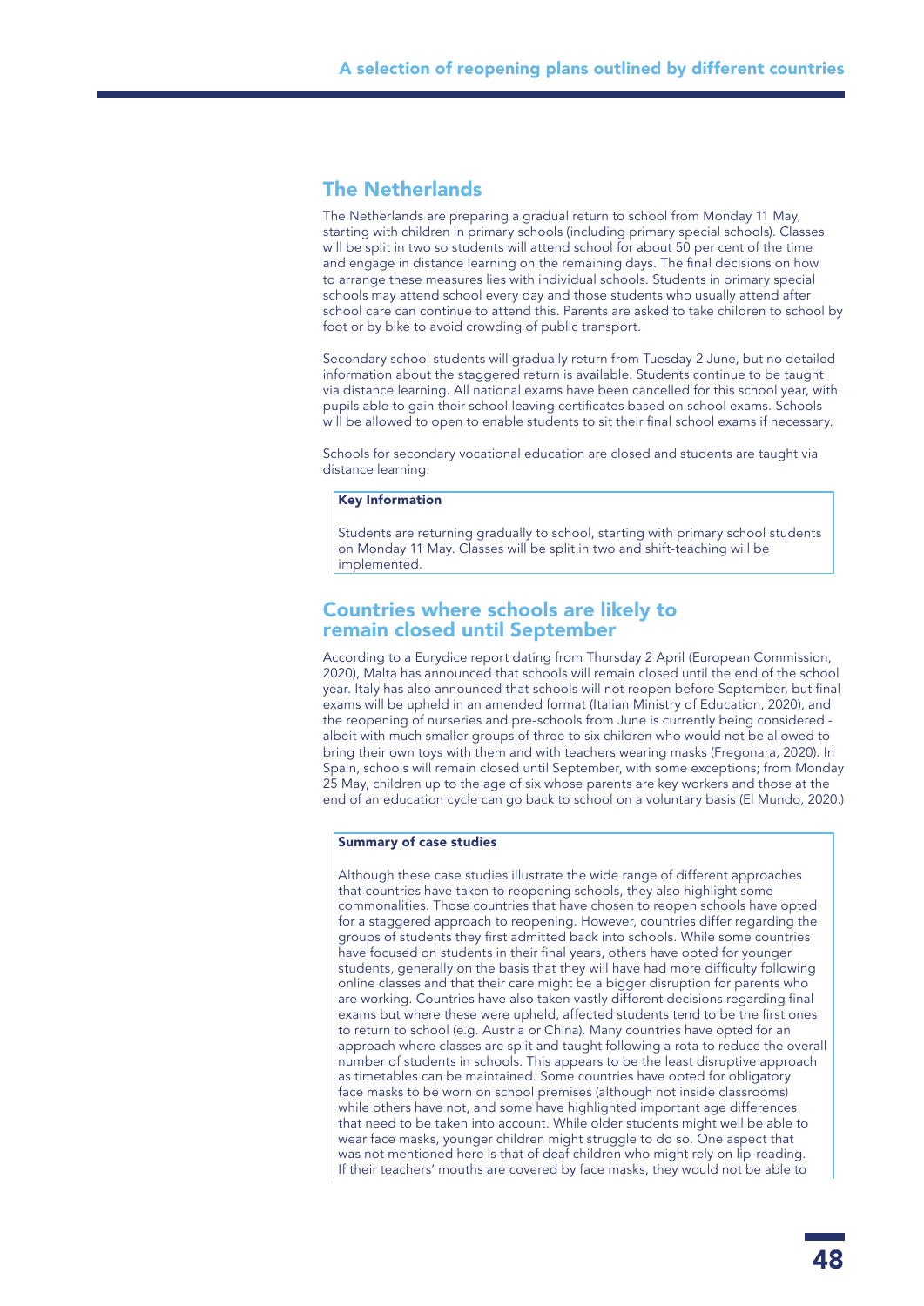## The Netherlands

The Netherlands are preparing a gradual return to school from Monday 11 May, starting with children in primary schools (including primary special schools). Classes will be split in two so students will attend school for about 50 per cent of the time and engage in distance learning on the remaining days. The final decisions on how to arrange these measures lies with individual schools. Students in primary special schools may attend school every day and those students who usually attend after school care can continue to attend this. Parents are asked to take children to school by foot or by bike to avoid crowding of public transport.

Secondary school students will gradually return from Tuesday 2 June, but no detailed information about the staggered return is available. Students continue to be taught via distance learning. All national exams have been cancelled for this school year, with pupils able to gain their school leaving certificates based on school exams. Schools will be allowed to open to enable students to sit their final school exams if necessary.

Schools for secondary vocational education are closed and students are taught via distance learning.

**Key Information**

Students are returning gradually to school, starting with primary school students on Monday 11 May. Classes will be split in two and shift-teaching will be implemented.

## Countries where schools are likely to remain closed until September

According to a Eurydice report dating from Thursday 2 April (European Commission, 2020), Malta has announced that schools will remain closed until the end of the school year. Italy has also announced that schools will not reopen before September, but final exams will be upheld in an amended format (Italian Ministry of Education, 2020), and the reopening of nurseries and pre-schools from June is currently being considered - albeit with much smaller groups of three to six children who would not be allowed to bring their own toys with them and with teachers wearing masks (Fregonara, 2020). In Spain, schools will remain closed until September, with some exceptions; from Monday 25 May, children up to the age of six whose parents are key workers and those at the end of an education cycle can go back to school on a voluntary basis (El Mundo, 2020.)

**Summary of case studies**

Although these case studies illustrate the wide range of different approaches that countries have taken to reopening schools, they also highlight some commonalities. Those countries that have chosen to reopen schools have opted for a staggered approach to reopening. However, countries differ regarding the groups of students they first admitted back into schools. While some countries have focused on students in their final years, others have opted for younger students, generally on the basis that they will have had more difficulty following online classes and that their care might be a bigger disruption for parents who are working. Countries have also taken vastly different decisions regarding final exams but where these were upheld, affected students tend to be the first ones to return to school (e.g. Austria or China). Many countries have opted for an approach where classes are split and taught following a rota to reduce the overall number of students in schools. This appears to be the least disruptive approach as timetables can be maintained. Some countries have opted for obligatory face masks to be worn on school premises (although not inside classrooms) while others have not, and some have highlighted important age differences that need to be taken into account. While older students might well be able to wear face masks, younger children might struggle to do so. One aspect that was not mentioned here is that of deaf children who might rely on lip-reading. If their teachers' mouths are covered by face masks, they would not be able to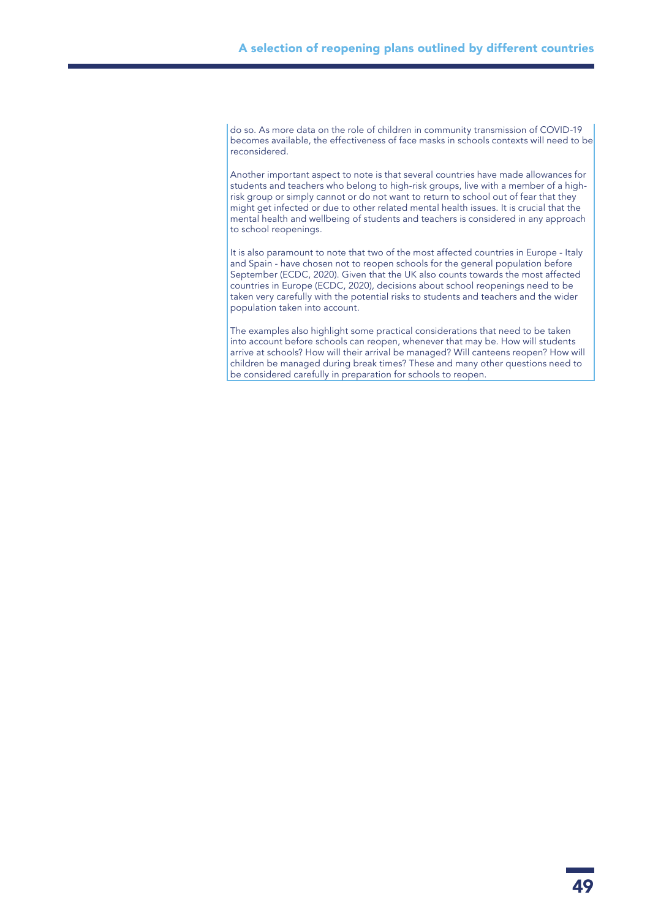do so. As more data on the role of children in community transmission of COVID-19 becomes available, the effectiveness of face masks in schools contexts will need to be reconsidered.

Another important aspect to note is that several countries have made allowances for students and teachers who belong to high-risk groups, live with a member of a high-risk group or simply cannot or do not want to return to school out of fear that they might get infected or due to other related mental health issues. It is crucial that the mental health and wellbeing of students and teachers is considered in any approach to school reopenings.

It is also paramount to note that two of the most affected countries in Europe - Italy and Spain - have chosen not to reopen schools for the general population before September (ECDC, 2020). Given that the UK also counts towards the most affected countries in Europe (ECDC, 2020), decisions about school reopenings need to be taken very carefully with the potential risks to students and teachers and the wider population taken into account.

The examples also highlight some practical considerations that need to be taken into account before schools can reopen, whenever that may be. How will students arrive at schools? How will their arrival be managed? Will canteens reopen? How will children be managed during break times? These and many other questions need to be considered carefully in preparation for schools to reopen.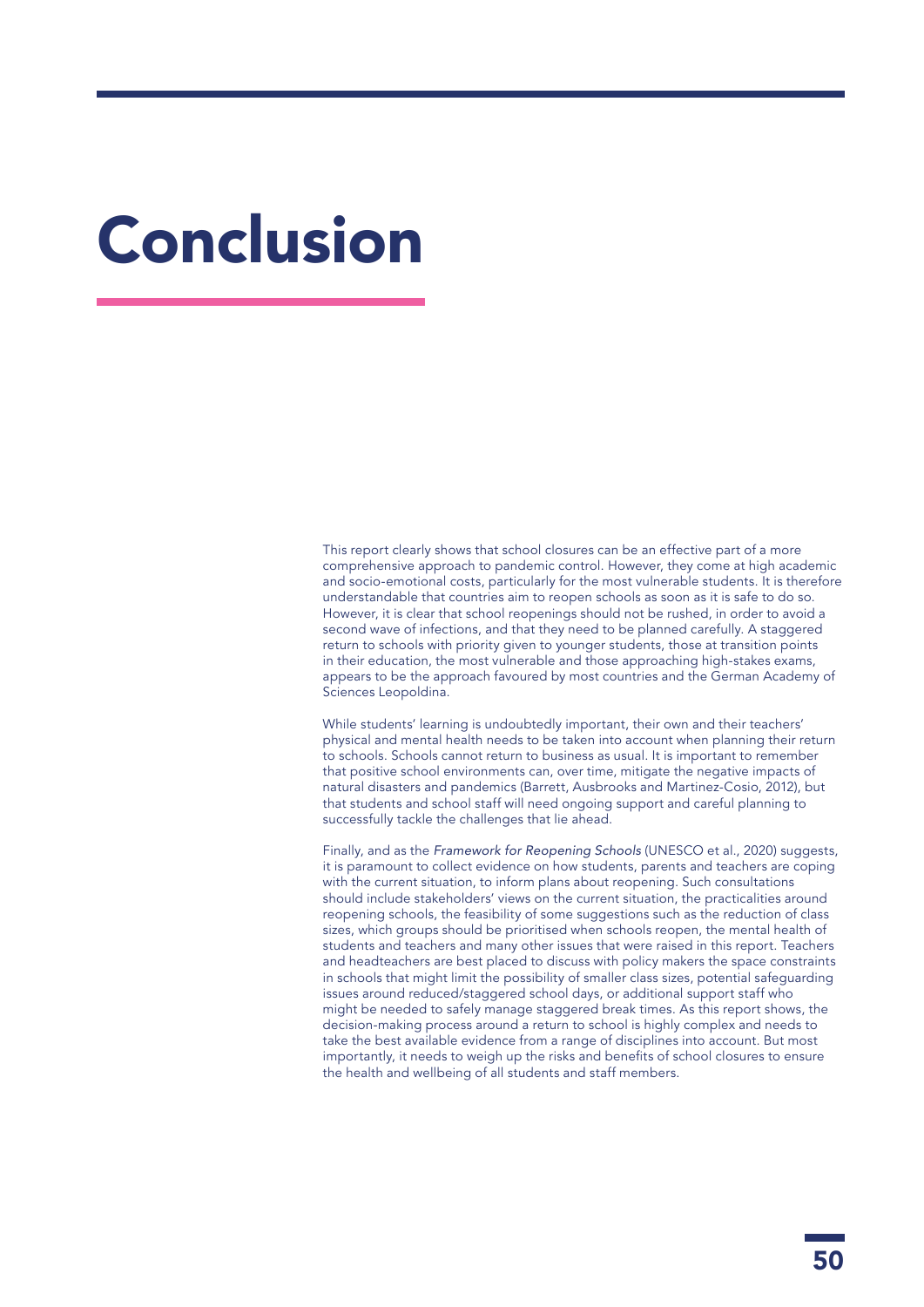# Conclusion

This report clearly shows that school closures can be an effective part of a more comprehensive approach to pandemic control. However, they come at high academic and socio-emotional costs, particularly for the most vulnerable students. It is therefore understandable that countries aim to reopen schools as soon as it is safe to do so. However, it is clear that school reopenings should not be rushed, in order to avoid a second wave of infections, and that they need to be planned carefully. A staggered return to schools with priority given to younger students, those at transition points in their education, the most vulnerable and those approaching high-stakes exams, appears to be the approach favoured by most countries and the German Academy of Sciences Leopoldina.

While students' learning is undoubtedly important, their own and their teachers' physical and mental health needs to be taken into account when planning their return to schools. Schools cannot return to business as usual. It is important to remember that positive school environments can, over time, mitigate the negative impacts of natural disasters and pandemics (Barrett, Ausbrooks and Martinez-Cosio, 2012), but that students and school staff will need ongoing support and careful planning to successfully tackle the challenges that lie ahead.

Finally, and as the *Framework for Reopening Schools* (UNESCO et al., 2020) suggests, it is paramount to collect evidence on how students, parents and teachers are coping with the current situation, to inform plans about reopening. Such consultations should include stakeholders' views on the current situation, the practicalities around reopening schools, the feasibility of some suggestions such as the reduction of class sizes, which groups should be prioritised when schools reopen, the mental health of students and teachers and many other issues that were raised in this report. Teachers and headteachers are best placed to discuss with policy makers the space constraints in schools that might limit the possibility of smaller class sizes, potential safeguarding issues around reduced/staggered school days, or additional support staff who might be needed to safely manage staggered break times. As this report shows, the decision-making process around a return to school is highly complex and needs to take the best available evidence from a range of disciplines into account. But most importantly, it needs to weigh up the risks and benefits of school closures to ensure the health and wellbeing of all students and staff members.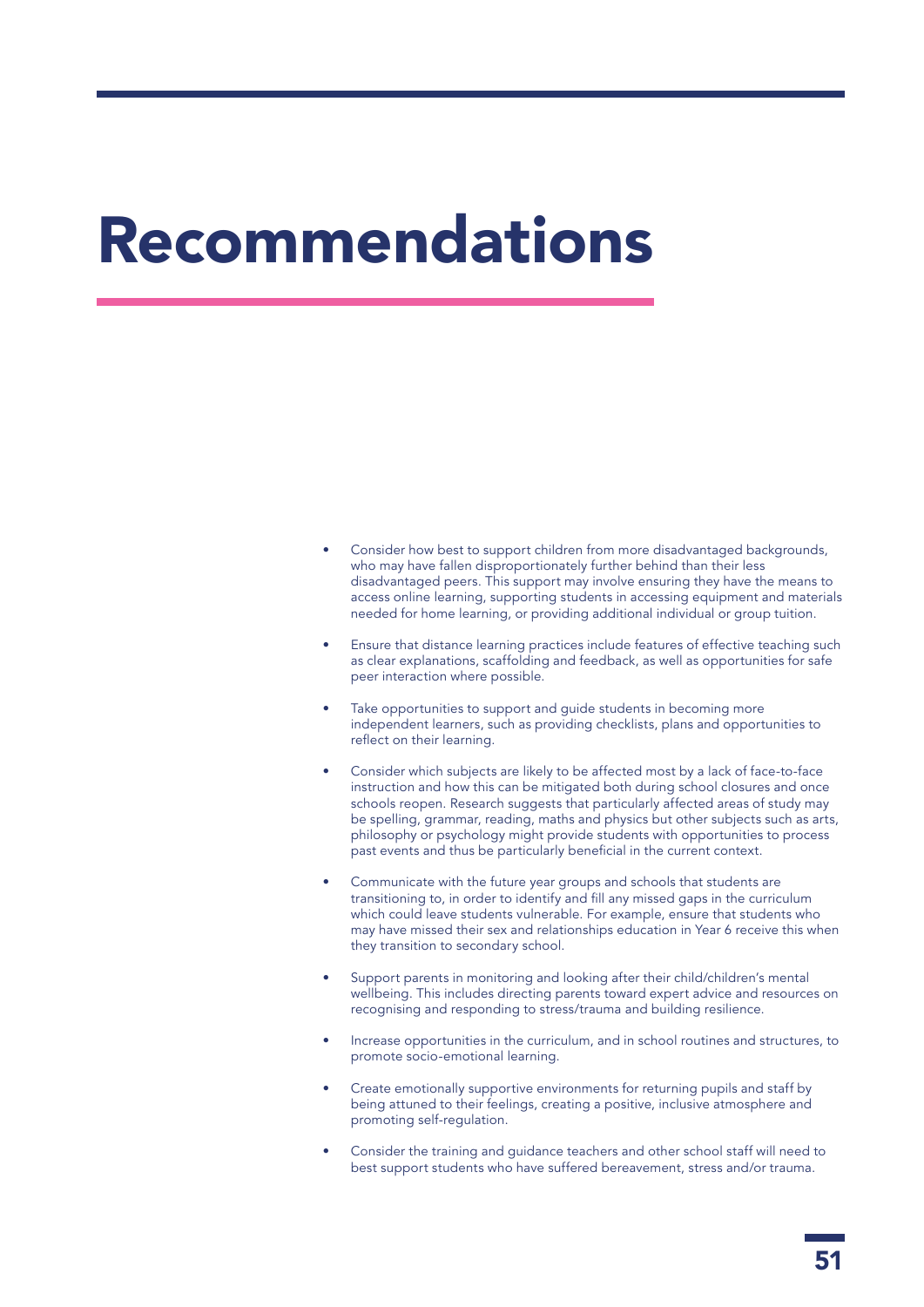# Recommendations

- Consider how best to support children from more disadvantaged backgrounds, who may have fallen disproportionately further behind than their less disadvantaged peers. This support may involve ensuring they have the means to access online learning, supporting students in accessing equipment and materials needed for home learning, or providing additional individual or group tuition.

- Ensure that distance learning practices include features of effective teaching such as clear explanations, scaffolding and feedback, as well as opportunities for safe peer interaction where possible.

- Take opportunities to support and guide students in becoming more independent learners, such as providing checklists, plans and opportunities to reflect on their learning.

- Consider which subjects are likely to be affected most by a lack of face-to-face instruction and how this can be mitigated both during school closures and once schools reopen. Research suggests that particularly affected areas of study may be spelling, grammar, reading, maths and physics but other subjects such as arts, philosophy or psychology might provide students with opportunities to process past events and thus be particularly beneficial in the current context.

- Communicate with the future year groups and schools that students are transitioning to, in order to identify and fill any missed gaps in the curriculum which could leave students vulnerable. For example, ensure that students who may have missed their sex and relationships education in Year 6 receive this when they transition to secondary school.

- Support parents in monitoring and looking after their child/children's mental wellbeing. This includes directing parents toward expert advice and resources on recognising and responding to stress/trauma and building resilience.

- Increase opportunities in the curriculum, and in school routines and structures, to promote socio-emotional learning.

- Create emotionally supportive environments for returning pupils and staff by being attuned to their feelings, creating a positive, inclusive atmosphere and promoting self-regulation.

- Consider the training and guidance teachers and other school staff will need to best support students who have suffered bereavement, stress and/or trauma.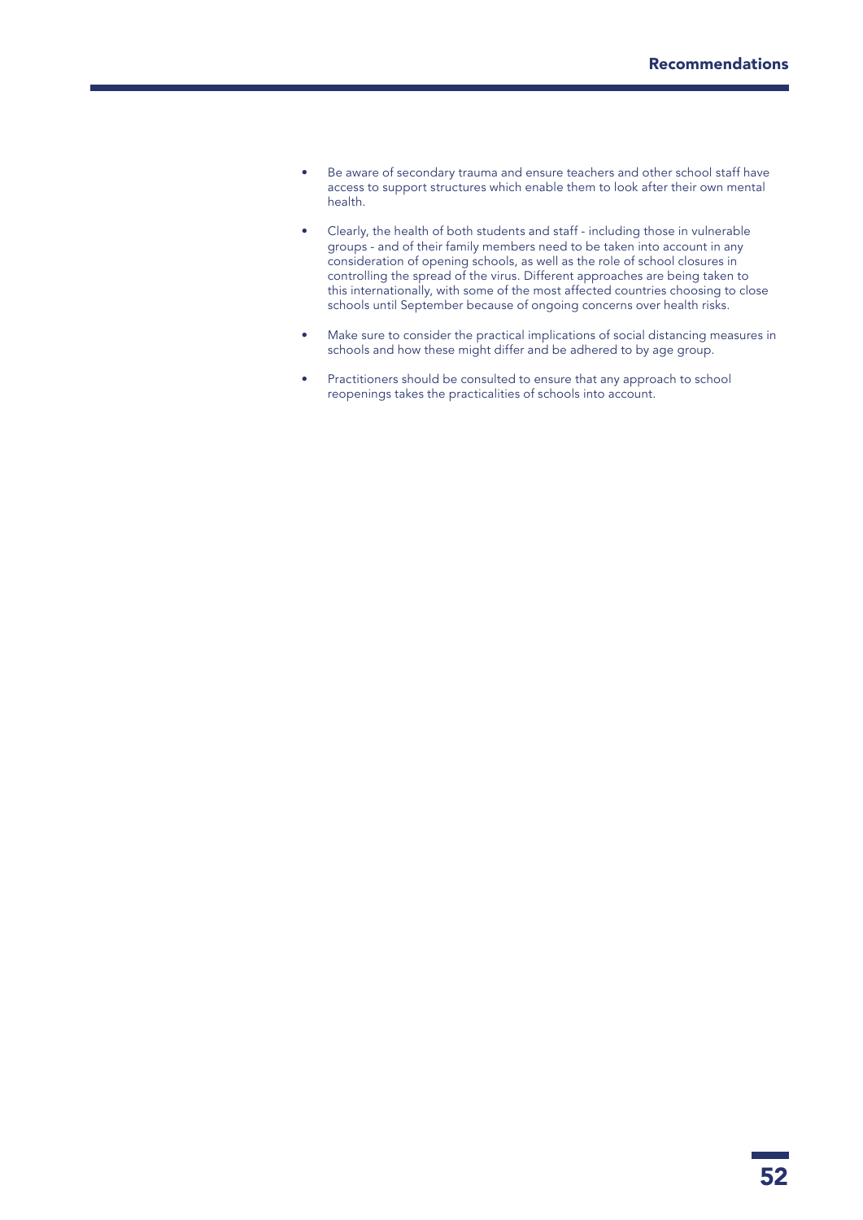- Be aware of secondary trauma and ensure teachers and other school staff have access to support structures which enable them to look after their own mental health.

- Clearly, the health of both students and staff - including those in vulnerable groups - and of their family members need to be taken into account in any consideration of opening schools, as well as the role of school closures in controlling the spread of the virus. Different approaches are being taken to this internationally, with some of the most affected countries choosing to close schools until September because of ongoing concerns over health risks.

- Make sure to consider the practical implications of social distancing measures in schools and how these might differ and be adhered to by age group.

- Practitioners should be consulted to ensure that any approach to school reopenings takes the practicalities of schools into account.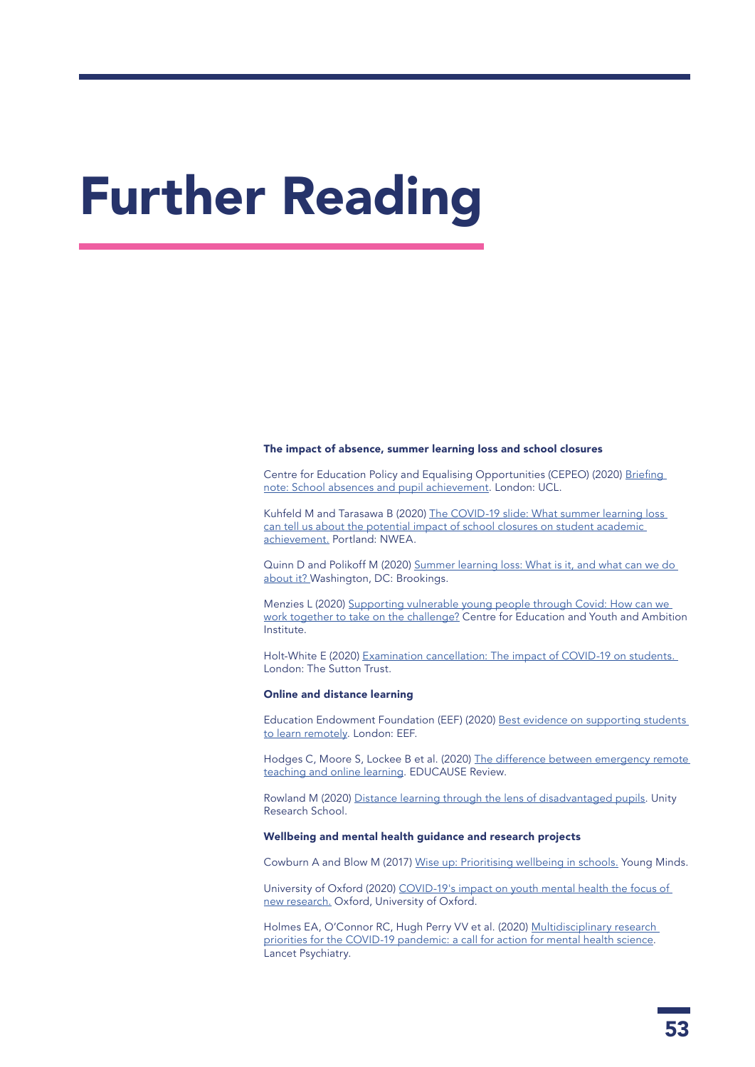# Further Reading

### The impact of absence, summer learning loss and school closures

Centre for Education Policy and Equalising Opportunities (CEPEO) (2020) Briefing note: School absences and pupil achievement. London: UCL.

Kuhfeld M and Tarasawa B (2020) The COVID-19 slide: What summer learning loss can tell us about the potential impact of school closures on student academic achievement. Portland: NWEA.

Quinn D and Polikoff M (2020) Summer learning loss: What is it, and what can we do about it? Washington, DC: Brookings.

Menzies L (2020) Supporting vulnerable young people through Covid: How can we work together to take on the challenge? Centre for Education and Youth and Ambition Institute.

Holt-White E (2020) Examination cancellation: The impact of COVID-19 on students. London: The Sutton Trust.

### Online and distance learning

Education Endowment Foundation (EEF) (2020) Best evidence on supporting students to learn remotely. London: EEF.

Hodges C, Moore S, Lockee B et al. (2020) The difference between emergency remote teaching and online learning. EDUCAUSE Review.

Rowland M (2020) Distance learning through the lens of disadvantaged pupils. Unity Research School.

### Wellbeing and mental health guidance and research projects

Cowburn A and Blow M (2017) Wise up: Prioritising wellbeing in schools. Young Minds.

University of Oxford (2020) COVID-19's impact on youth mental health the focus of new research. Oxford, University of Oxford.

Holmes EA, O'Connor RC, Hugh Perry VV et al. (2020) Multidisciplinary research priorities for the COVID-19 pandemic: a call for action for mental health science. Lancet Psychiatry.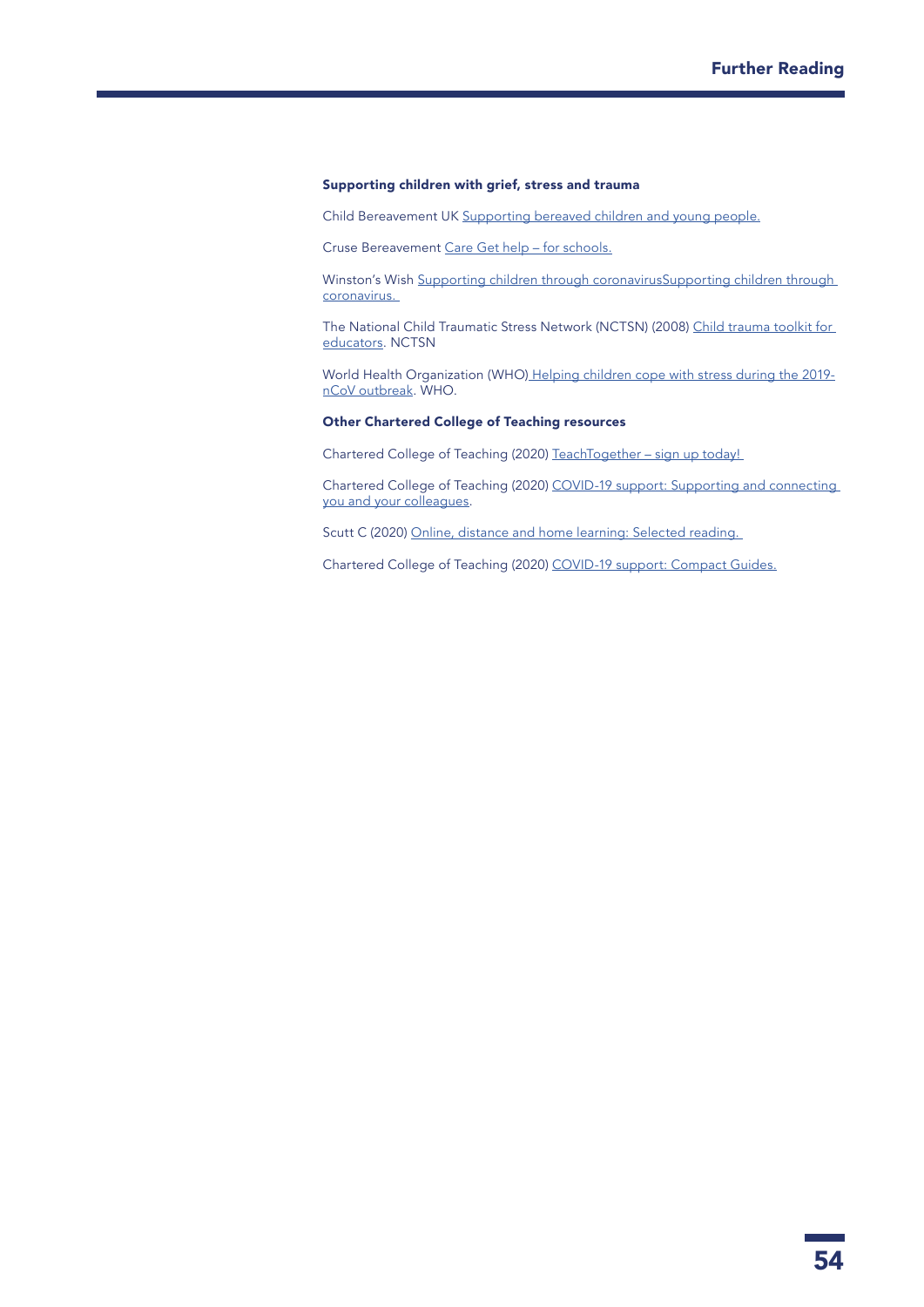## Further Reading

**Supporting children with grief, stress and trauma**

Child Bereavement UK Supporting bereaved children and young people.

Cruse Bereavement Care Get help – for schools.

Winston's Wish Supporting children through coronavirusSupporting children through coronavirus.

The National Child Traumatic Stress Network (NCTSN) (2008) Child trauma toolkit for educators. NCTSN

World Health Organization (WHO) Helping children cope with stress during the 2019-nCoV outbreak. WHO.

**Other Chartered College of Teaching resources**

Chartered College of Teaching (2020) TeachTogether – sign up today!

Chartered College of Teaching (2020) COVID-19 support: Supporting and connecting you and your colleagues.

Scutt C (2020) Online, distance and home learning: Selected reading.

Chartered College of Teaching (2020) COVID-19 support: Compact Guides.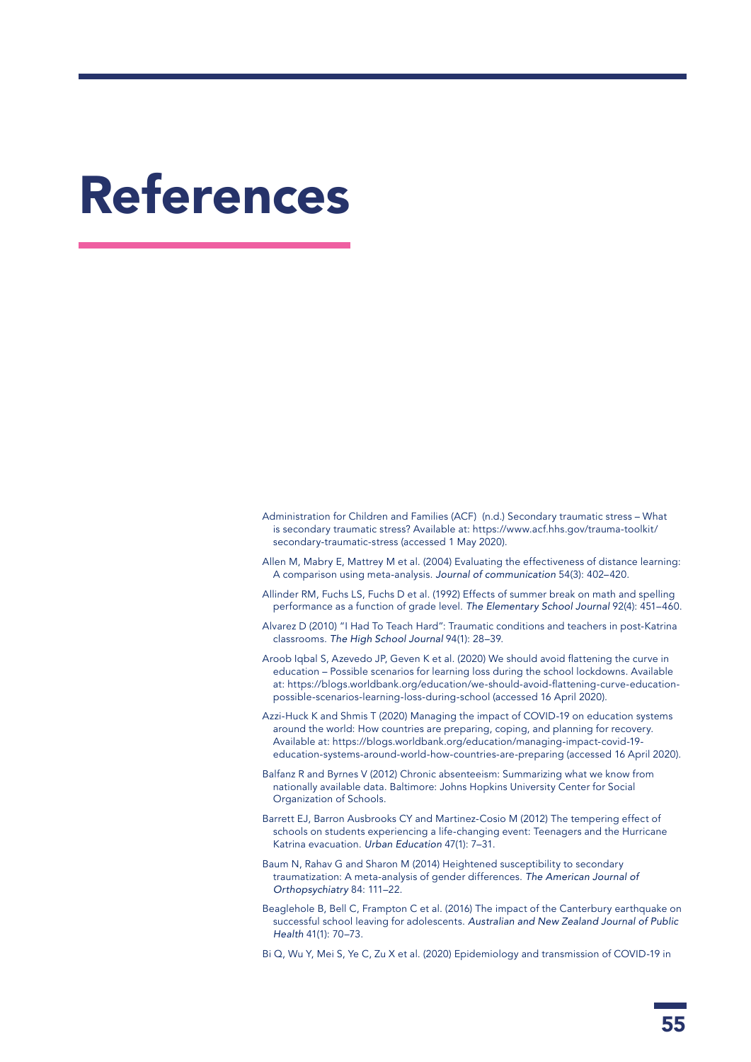# References

Administration for Children and Families (ACF) (n.d.) Secondary traumatic stress – What is secondary traumatic stress? Available at: https://www.acf.hhs.gov/trauma-toolkit/secondary-traumatic-stress (accessed 1 May 2020).

Allen M, Mabry E, Mattrey M et al. (2004) Evaluating the effectiveness of distance learning: A comparison using meta-analysis. *Journal of communication* 54(3): 402–420.

Allinder RM, Fuchs LS, Fuchs D et al. (1992) Effects of summer break on math and spelling performance as a function of grade level. *The Elementary School Journal* 92(4): 451–460.

Alvarez D (2010) "I Had To Teach Hard": Traumatic conditions and teachers in post-Katrina classrooms. *The High School Journal* 94(1): 28–39.

Aroob Iqbal S, Azevedo JP, Geven K et al. (2020) We should avoid flattening the curve in education – Possible scenarios for learning loss during the school lockdowns. Available at: https://blogs.worldbank.org/education/we-should-avoid-flattening-curve-education-possible-scenarios-learning-loss-during-school (accessed 16 April 2020).

Azzi-Huck K and Shmis T (2020) Managing the impact of COVID-19 on education systems around the world: How countries are preparing, coping, and planning for recovery. Available at: https://blogs.worldbank.org/education/managing-impact-covid-19-education-systems-around-world-how-countries-are-preparing (accessed 16 April 2020).

Balfanz R and Byrnes V (2012) Chronic absenteeism: Summarizing what we know from nationally available data. Baltimore: Johns Hopkins University Center for Social Organization of Schools.

Barrett EJ, Barron Ausbrooks CY and Martinez-Cosio M (2012) The tempering effect of schools on students experiencing a life-changing event: Teenagers and the Hurricane Katrina evacuation. *Urban Education* 47(1): 7–31.

Baum N, Rahav G and Sharon M (2014) Heightened susceptibility to secondary traumatization: A meta-analysis of gender differences. *The American Journal of Orthopsychiatry* 84: 111–22.

Beaglehole B, Bell C, Frampton C et al. (2016) The impact of the Canterbury earthquake on successful school leaving for adolescents. *Australian and New Zealand Journal of Public Health* 41(1): 70–73.

Bi Q, Wu Y, Mei S, Ye C, Zu X et al. (2020) Epidemiology and transmission of COVID-19 in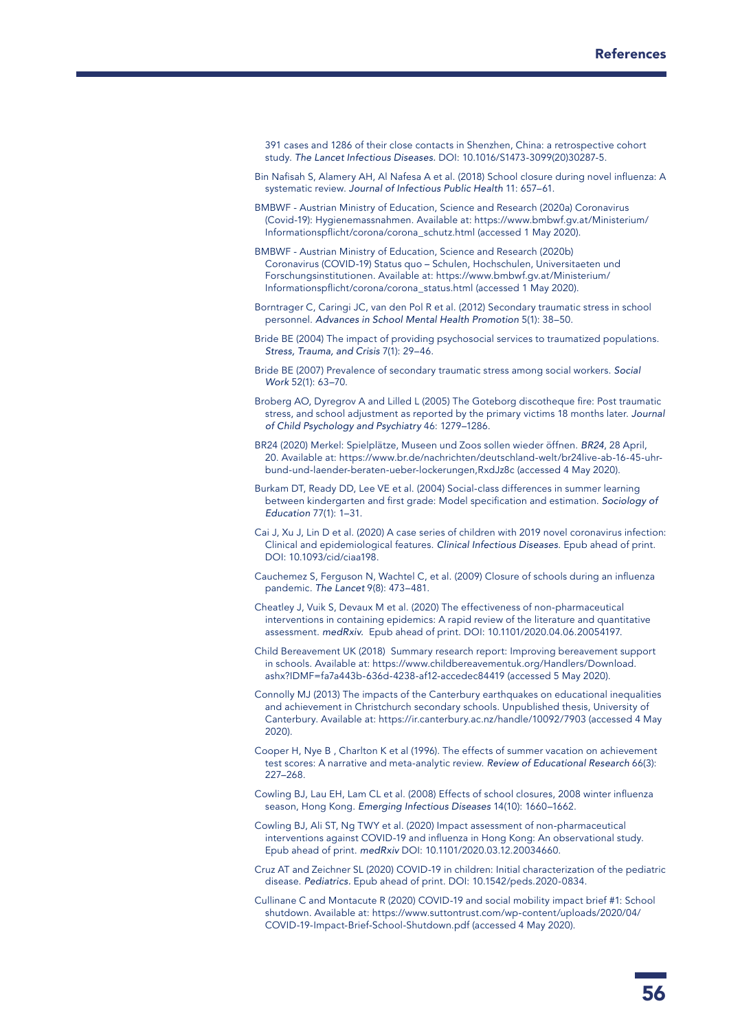391 cases and 1286 of their close contacts in Shenzhen, China: a retrospective cohort study. *The Lancet Infectious Diseases.* DOI: 10.1016/S1473-3099(20)30287-5.

Bin Nafisah S, Alamery AH, Al Nafesa A et al. (2018) School closure during novel influenza: A systematic review. *Journal of Infectious Public Health* 11: 657–61.

BMBWF - Austrian Ministry of Education, Science and Research (2020a) Coronavirus (Covid-19): Hygienemassnahmen. Available at: https://www.bmbwf.gv.at/Ministerium/Informationspflicht/corona/corona_schutz.html (accessed 1 May 2020).

BMBWF - Austrian Ministry of Education, Science and Research (2020b) Coronavirus (COVID-19) Status quo – Schulen, Hochschulen, Universitaeten und Forschungsinstitutionen. Available at: https://www.bmbwf.gv.at/Ministerium/Informationspflicht/corona/corona_status.html (accessed 1 May 2020).

Borntrager C, Caringi JC, van den Pol R et al. (2012) Secondary traumatic stress in school personnel. *Advances in School Mental Health Promotion* 5(1): 38–50.

Bride BE (2004) The impact of providing psychosocial services to traumatized populations. *Stress, Trauma, and Crisis* 7(1): 29–46.

Bride BE (2007) Prevalence of secondary traumatic stress among social workers. *Social Work* 52(1): 63–70.

Broberg AO, Dyregrov A and Lilled L (2005) The Goteborg discotheque fire: Post traumatic stress, and school adjustment as reported by the primary victims 18 months later. *Journal of Child Psychology and Psychiatry* 46: 1279–1286.

BR24 (2020) Merkel: Spielplätze, Museen und Zoos sollen wieder öffnen. *BR24*, 28 April, 20. Available at: https://www.br.de/nachrichten/deutschland-welt/br24live-ab-16-45-uhr-bund-und-laender-beraten-ueber-lockerungen,RxdJz8c (accessed 4 May 2020).

Burkam DT, Ready DD, Lee VE et al. (2004) Social-class differences in summer learning between kindergarten and first grade: Model specification and estimation. *Sociology of Education* 77(1): 1–31.

Cai J, Xu J, Lin D et al. (2020) A case series of children with 2019 novel coronavirus infection: Clinical and epidemiological features. *Clinical Infectious Diseases.* Epub ahead of print. DOI: 10.1093/cid/ciaa198.

Cauchemez S, Ferguson N, Wachtel C, et al. (2009) Closure of schools during an influenza pandemic. *The Lancet* 9(8): 473–481.

Cheatley J, Vuik S, Devaux M et al. (2020) The effectiveness of non-pharmaceutical interventions in containing epidemics: A rapid review of the literature and quantitative assessment. *medRxiv.* Epub ahead of print. DOI: 10.1101/2020.04.06.20054197.

Child Bereavement UK (2018) Summary research report: Improving bereavement support in schools. Available at: https://www.childbereavementuk.org/Handlers/Download.ashx?IDMF=fa7a443b-636d-4238-af12-accedec84419 (accessed 5 May 2020).

Connolly MJ (2013) The impacts of the Canterbury earthquakes on educational inequalities and achievement in Christchurch secondary schools. Unpublished thesis, University of Canterbury. Available at: https://ir.canterbury.ac.nz/handle/10092/7903 (accessed 4 May 2020).

Cooper H, Nye B , Charlton K et al (1996). The effects of summer vacation on achievement test scores: A narrative and meta-analytic review. *Review of Educational Research* 66(3): 227–268.

Cowling BJ, Lau EH, Lam CL et al. (2008) Effects of school closures, 2008 winter influenza season, Hong Kong. *Emerging Infectious Diseases* 14(10): 1660–1662.

Cowling BJ, Ali ST, Ng TWY et al. (2020) Impact assessment of non-pharmaceutical interventions against COVID-19 and influenza in Hong Kong: An observational study. Epub ahead of print. *medRxiv* DOI: 10.1101/2020.03.12.20034660.

Cruz AT and Zeichner SL (2020) COVID-19 in children: Initial characterization of the pediatric disease. *Pediatrics.* Epub ahead of print. DOI: 10.1542/peds.2020-0834.

Cullinane C and Montacute R (2020) COVID-19 and social mobility impact brief #1: School shutdown. Available at: https://www.suttontrust.com/wp-content/uploads/2020/04/COVID-19-Impact-Brief-School-Shutdown.pdf (accessed 4 May 2020).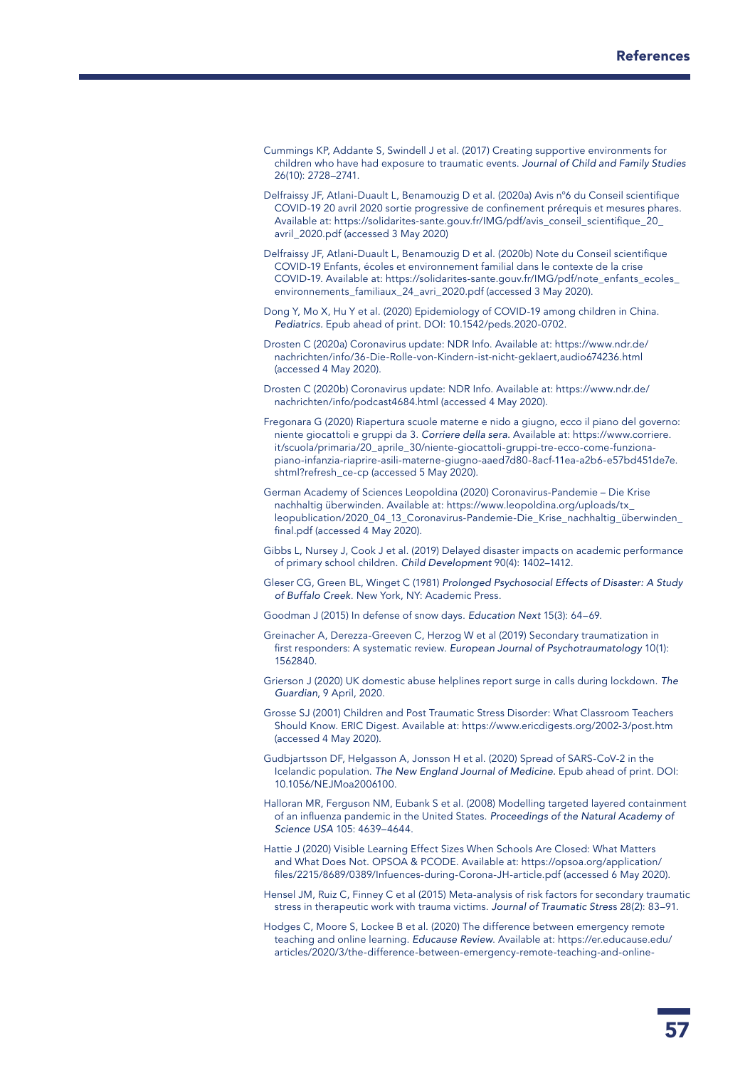Cummings KP, Addante S, Swindell J et al. (2017) Creating supportive environments for children who have had exposure to traumatic events. *Journal of Child and Family Studies* 26(10): 2728–2741.

Delfraissy JF, Atlani-Duault L, Benamouzig D et al. (2020a) Avis n°6 du Conseil scientifique COVID-19 20 avril 2020 sortie progressive de confinement prérequis et mesures phares. Available at: https://solidarites-sante.gouv.fr/IMG/pdf/avis_conseil_scientifique_20_avril_2020.pdf (accessed 3 May 2020)

Delfraissy JF, Atlani-Duault L, Benamouzig D et al. (2020b) Note du Conseil scientifique COVID-19 Enfants, écoles et environnement familial dans le contexte de la crise COVID-19. Available at: https://solidarites-sante.gouv.fr/IMG/pdf/note_enfants_ecoles_environnements_familiaux_24_avri_2020.pdf (accessed 3 May 2020).

Dong Y, Mo X, Hu Y et al. (2020) Epidemiology of COVID-19 among children in China. *Pediatrics*. Epub ahead of print. DOI: 10.1542/peds.2020-0702.

Drosten C (2020a) Coronavirus update: NDR Info. Available at: https://www.ndr.de/nachrichten/info/36-Die-Rolle-von-Kindern-ist-nicht-geklaert,audio674236.html (accessed 4 May 2020).

Drosten C (2020b) Coronavirus update: NDR Info. Available at: https://www.ndr.de/nachrichten/info/podcast4684.html (accessed 4 May 2020).

Fregonara G (2020) Riapertura scuole materne e nido a giugno, ecco il piano del governo: niente giocattoli e gruppi da 3. *Corriere della sera*. Available at: https://www.corriere.it/scuola/primaria/20_aprile_30/niente-giocattoli-gruppi-tre-ecco-come-funziona-piano-infanzia-riaprire-asili-materne-giugno-aaed7d80-8acf-11ea-a2b6-e57bd451de7e.shtml?refresh_ce-cp (accessed 5 May 2020).

German Academy of Sciences Leopoldina (2020) Coronavirus-Pandemie – Die Krise nachhaltig überwinden. Available at: https://www.leopoldina.org/uploads/tx_leopublication/2020_04_13_Coronavirus-Pandemie-Die_Krise_nachhaltig_überwinden_final.pdf (accessed 4 May 2020).

Gibbs L, Nursey J, Cook J et al. (2019) Delayed disaster impacts on academic performance of primary school children. *Child Development* 90(4): 1402–1412.

Gleser CG, Green BL, Winget C (1981) *Prolonged Psychosocial Effects of Disaster: A Study of Buffalo Creek*. New York, NY: Academic Press.

Goodman J (2015) In defense of snow days. *Education Next* 15(3): 64–69.

Greinacher A, Derezza-Greeven C, Herzog W et al (2019) Secondary traumatization in first responders: A systematic review. *European Journal of Psychotraumatology* 10(1): 1562840.

Grierson J (2020) UK domestic abuse helplines report surge in calls during lockdown. *The Guardian*, 9 April, 2020.

Grosse SJ (2001) Children and Post Traumatic Stress Disorder: What Classroom Teachers Should Know. ERIC Digest. Available at: https://www.ericdigests.org/2002-3/post.htm (accessed 4 May 2020).

Gudbjartsson DF, Helgasson A, Jonsson H et al. (2020) Spread of SARS-CoV-2 in the Icelandic population. *The New England Journal of Medicine*. Epub ahead of print. DOI: 10.1056/NEJMoa2006100.

Halloran MR, Ferguson NM, Eubank S et al. (2008) Modelling targeted layered containment of an influenza pandemic in the United States. *Proceedings of the Natural Academy of Science USA* 105: 4639–4644.

Hattie J (2020) Visible Learning Effect Sizes When Schools Are Closed: What Matters and What Does Not. OPSOA & PCODE. Available at: https://opsoa.org/application/files/2215/8689/0389/Infuences-during-Corona-JH-article.pdf (accessed 6 May 2020).

Hensel JM, Ruiz C, Finney C et al (2015) Meta-analysis of risk factors for secondary traumatic stress in therapeutic work with trauma victims. *Journal of Traumatic Stress* 28(2): 83–91.

Hodges C, Moore S, Lockee B et al. (2020) The difference between emergency remote teaching and online learning. *Educause Review*. Available at: https://er.educause.edu/articles/2020/3/the-difference-between-emergency-remote-teaching-and-online-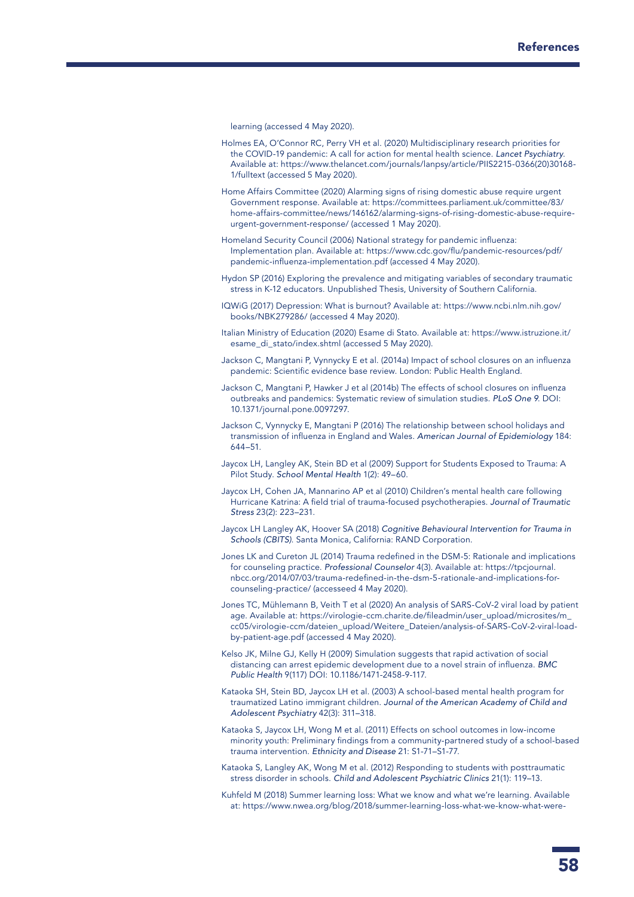learning (accessed 4 May 2020).

Holmes EA, O'Connor RC, Perry VH et al. (2020) Multidisciplinary research priorities for the COVID-19 pandemic: A call for action for mental health science. *Lancet Psychiatry*. Available at: https://www.thelancet.com/journals/lanpsy/article/PIIS2215-0366(20)30168-1/fulltext (accessed 5 May 2020).

Home Affairs Committee (2020) Alarming signs of rising domestic abuse require urgent Government response. Available at: https://committees.parliament.uk/committee/83/home-affairs-committee/news/146162/alarming-signs-of-rising-domestic-abuse-require-urgent-government-response/ (accessed 1 May 2020).

Homeland Security Council (2006) National strategy for pandemic influenza: Implementation plan. Available at: https://www.cdc.gov/flu/pandemic-resources/pdf/pandemic-influenza-implementation.pdf (accessed 4 May 2020).

Hydon SP (2016) Exploring the prevalence and mitigating variables of secondary traumatic stress in K-12 educators. Unpublished Thesis, University of Southern California.

IQWiG (2017) Depression: What is burnout? Available at: https://www.ncbi.nlm.nih.gov/books/NBK279286/ (accessed 4 May 2020).

Italian Ministry of Education (2020) Esame di Stato. Available at: https://www.istruzione.it/esame_di_stato/index.shtml (accessed 5 May 2020).

Jackson C, Mangtani P, Vynnycky E et al. (2014a) Impact of school closures on an influenza pandemic: Scientific evidence base review. London: Public Health England.

Jackson C, Mangtani P, Hawker J et al (2014b) The effects of school closures on influenza outbreaks and pandemics: Systematic review of simulation studies. *PLoS One 9*. DOI: 10.1371/journal.pone.0097297.

Jackson C, Vynnycky E, Mangtani P (2016) The relationship between school holidays and transmission of influenza in England and Wales. *American Journal of Epidemiology* 184: 644–51.

Jaycox LH, Langley AK, Stein BD et al (2009) Support for Students Exposed to Trauma: A Pilot Study. *School Mental Health* 1(2): 49–60.

Jaycox LH, Cohen JA, Mannarino AP et al (2010) Children's mental health care following Hurricane Katrina: A field trial of trauma-focused psychotherapies. *Journal of Traumatic Stress* 23(2): 223–231.

Jaycox LH Langley AK, Hoover SA (2018) *Cognitive Behavioural Intervention for Trauma in Schools (CBITS)*. Santa Monica, California: RAND Corporation.

Jones LK and Cureton JL (2014) Trauma redefined in the DSM-5: Rationale and implications for counseling practice. *Professional Counselor* 4(3). Available at: https://tpcjournal.nbcc.org/2014/07/03/trauma-redefined-in-the-dsm-5-rationale-and-implications-for-counseling-practice/ (accesseed 4 May 2020).

Jones TC, Mühlemann B, Veith T et al (2020) An analysis of SARS-CoV-2 viral load by patient age. Available at: https://virologie-ccm.charite.de/fileadmin/user_upload/microsites/m_cc05/virologie-ccm/dateien_upload/Weitere_Dateien/analysis-of-SARS-CoV-2-viral-load-by-patient-age.pdf (accessed 4 May 2020).

Kelso JK, Milne GJ, Kelly H (2009) Simulation suggests that rapid activation of social distancing can arrest epidemic development due to a novel strain of influenza. *BMC Public Health* 9(117) DOI: 10.1186/1471-2458-9-117.

Kataoka SH, Stein BD, Jaycox LH et al. (2003) A school-based mental health program for traumatized Latino immigrant children. *Journal of the American Academy of Child and Adolescent Psychiatry* 42(3): 311–318.

Kataoka S, Jaycox LH, Wong M et al. (2011) Effects on school outcomes in low-income minority youth: Preliminary findings from a community-partnered study of a school-based trauma intervention. *Ethnicity and Disease* 21: S1-71–S1-77.

Kataoka S, Langley AK, Wong M et al. (2012) Responding to students with posttraumatic stress disorder in schools. *Child and Adolescent Psychiatric Clinics* 21(1): 119–13.

Kuhfeld M (2018) Summer learning loss: What we know and what we're learning. Available at: https://www.nwea.org/blog/2018/summer-learning-loss-what-we-know-what-were-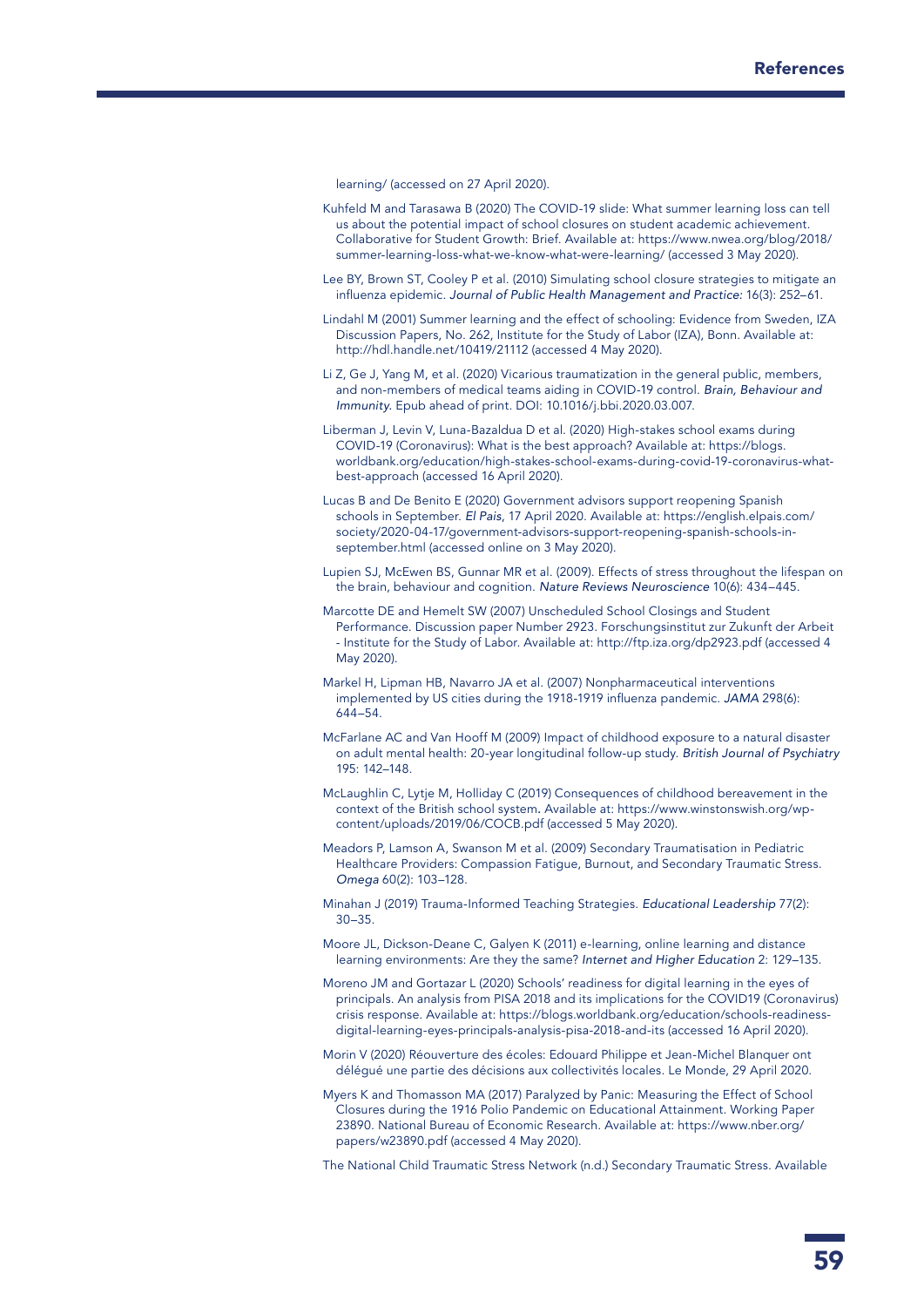learning/ (accessed on 27 April 2020).

Kuhfeld M and Tarasawa B (2020) The COVID-19 slide: What summer learning loss can tell us about the potential impact of school closures on student academic achievement. Collaborative for Student Growth: Brief. Available at: https://www.nwea.org/blog/2018/summer-learning-loss-what-we-know-what-were-learning/ (accessed 3 May 2020).

Lee BY, Brown ST, Cooley P et al. (2010) Simulating school closure strategies to mitigate an influenza epidemic. *Journal of Public Health Management and Practice:* 16(3): 252–61.

Lindahl M (2001) Summer learning and the effect of schooling: Evidence from Sweden, IZA Discussion Papers, No. 262, Institute for the Study of Labor (IZA), Bonn. Available at: http://hdl.handle.net/10419/21112 (accessed 4 May 2020).

Li Z, Ge J, Yang M, et al. (2020) Vicarious traumatization in the general public, members, and non-members of medical teams aiding in COVID-19 control. *Brain, Behaviour and Immunity.* Epub ahead of print. DOI: 10.1016/j.bbi.2020.03.007.

Liberman J, Levin V, Luna-Bazaldua D et al. (2020) High-stakes school exams during COVID-19 (Coronavirus): What is the best approach? Available at: https://blogs.worldbank.org/education/high-stakes-school-exams-during-covid-19-coronavirus-what-best-approach (accessed 16 April 2020).

Lucas B and De Benito E (2020) Government advisors support reopening Spanish schools in September. *El Pais*, 17 April 2020. Available at: https://english.elpais.com/society/2020-04-17/government-advisors-support-reopening-spanish-schools-in-september.html (accessed online on 3 May 2020).

Lupien SJ, McEwen BS, Gunnar MR et al. (2009). Effects of stress throughout the lifespan on the brain, behaviour and cognition. *Nature Reviews Neuroscience* 10(6): 434–445.

Marcotte DE and Hemelt SW (2007) Unscheduled School Closings and Student Performance. Discussion paper Number 2923. Forschungsinstitut zur Zukunft der Arbeit - Institute for the Study of Labor. Available at: http://ftp.iza.org/dp2923.pdf (accessed 4 May 2020).

Markel H, Lipman HB, Navarro JA et al. (2007) Nonpharmaceutical interventions implemented by US cities during the 1918-1919 influenza pandemic. *JAMA* 298(6): 644–54.

McFarlane AC and Van Hooff M (2009) Impact of childhood exposure to a natural disaster on adult mental health: 20-year longitudinal follow-up study. *British Journal of Psychiatry* 195: 142–148.

McLaughlin C, Lytje M, Holliday C (2019) Consequences of childhood bereavement in the context of the British school system**.** Available at: https://www.winstonswish.org/wp-content/uploads/2019/06/COCB.pdf (accessed 5 May 2020).

Meadors P, Lamson A, Swanson M et al. (2009) Secondary Traumatisation in Pediatric Healthcare Providers: Compassion Fatigue, Burnout, and Secondary Traumatic Stress. *Omega* 60(2): 103–128.

Minahan J (2019) Trauma-Informed Teaching Strategies. *Educational Leadership* 77(2): 30–35.

Moore JL, Dickson-Deane C, Galyen K (2011) e-learning, online learning and distance learning environments: Are they the same? *Internet and Higher Education* 2: 129–135.

Moreno JM and Gortazar L (2020) Schools' readiness for digital learning in the eyes of principals. An analysis from PISA 2018 and its implications for the COVID19 (Coronavirus) crisis response. Available at: https://blogs.worldbank.org/education/schools-readiness-digital-learning-eyes-principals-analysis-pisa-2018-and-its (accessed 16 April 2020).

Morin V (2020) Réouverture des écoles: Edouard Philippe et Jean-Michel Blanquer ont délégué une partie des décisions aux collectivités locales. Le Monde, 29 April 2020.

Myers K and Thomasson MA (2017) Paralyzed by Panic: Measuring the Effect of School Closures during the 1916 Polio Pandemic on Educational Attainment. Working Paper 23890. National Bureau of Economic Research. Available at: https://www.nber.org/papers/w23890.pdf (accessed 4 May 2020).

The National Child Traumatic Stress Network (n.d.) Secondary Traumatic Stress. Available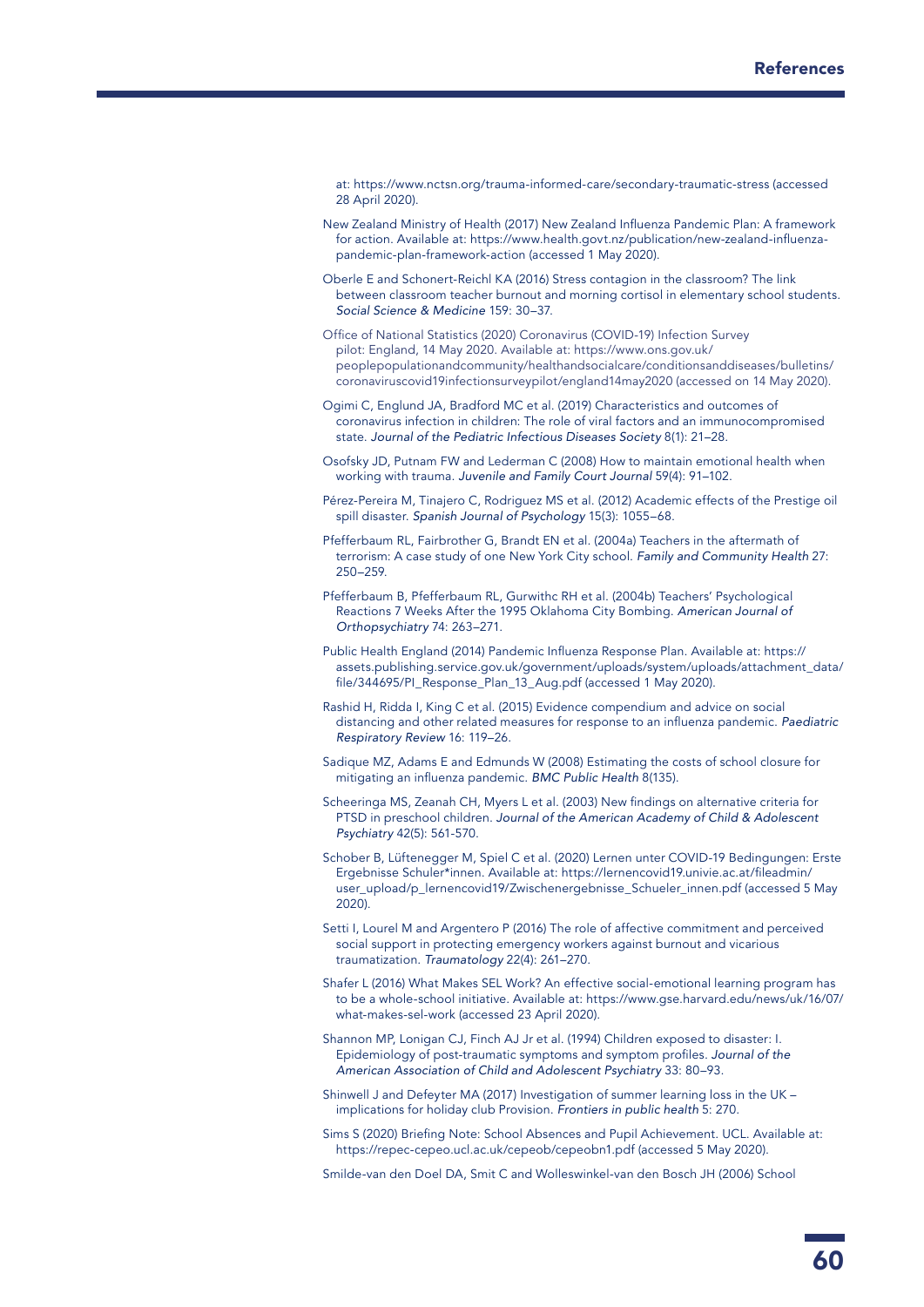at: https://www.nctsn.org/trauma-informed-care/secondary-traumatic-stress (accessed 28 April 2020).

New Zealand Ministry of Health (2017) New Zealand Influenza Pandemic Plan: A framework for action. Available at: https://www.health.govt.nz/publication/new-zealand-influenza-pandemic-plan-framework-action (accessed 1 May 2020).

Oberle E and Schonert-Reichl KA (2016) Stress contagion in the classroom? The link between classroom teacher burnout and morning cortisol in elementary school students. *Social Science & Medicine* 159: 30–37.

Office of National Statistics (2020) Coronavirus (COVID-19) Infection Survey pilot: England, 14 May 2020. Available at: https://www.ons.gov.uk/peoplepopulationandcommunity/healthandsocialcare/conditionsanddiseases/bulletins/coronaviruscovid19infectionsurveypilot/england14may2020 (accessed on 14 May 2020).

Ogimi C, Englund JA, Bradford MC et al. (2019) Characteristics and outcomes of coronavirus infection in children: The role of viral factors and an immunocompromised state. *Journal of the Pediatric Infectious Diseases Society* 8(1): 21–28.

Osofsky JD, Putnam FW and Lederman C (2008) How to maintain emotional health when working with trauma. *Juvenile and Family Court Journal* 59(4): 91–102.

Pérez-Pereira M, Tinajero C, Rodriguez MS et al. (2012) Academic effects of the Prestige oil spill disaster. *Spanish Journal of Psychology* 15(3): 1055–68.

Pfefferbaum RL, Fairbrother G, Brandt EN et al. (2004a) Teachers in the aftermath of terrorism: A case study of one New York City school. *Family and Community Health* 27: 250–259.

Pfefferbaum B, Pfefferbaum RL, Gurwithc RH et al. (2004b) Teachers' Psychological Reactions 7 Weeks After the 1995 Oklahoma City Bombing. *American Journal of Orthopsychiatry* 74: 263–271.

Public Health England (2014) Pandemic Influenza Response Plan. Available at: https://assets.publishing.service.gov.uk/government/uploads/system/uploads/attachment_data/file/344695/PI_Response_Plan_13_Aug.pdf (accessed 1 May 2020).

Rashid H, Ridda I, King C et al. (2015) Evidence compendium and advice on social distancing and other related measures for response to an influenza pandemic. *Paediatric Respiratory Review* 16: 119–26.

Sadique MZ, Adams E and Edmunds W (2008) Estimating the costs of school closure for mitigating an influenza pandemic. *BMC Public Health* 8(135).

Scheeringa MS, Zeanah CH, Myers L et al. (2003) New findings on alternative criteria for PTSD in preschool children. *Journal of the American Academy of Child & Adolescent Psychiatry* 42(5): 561-570.

Schober B, Lüftenegger M, Spiel C et al. (2020) Lernen unter COVID-19 Bedingungen: Erste Ergebnisse Schuler*innen. Available at: https://lernencovid19.univie.ac.at/fileadmin/user_upload/p_lernencovid19/Zwischenergebnisse_Schueler_innen.pdf (accessed 5 May 2020).

Setti I, Lourel M and Argentero P (2016) The role of affective commitment and perceived social support in protecting emergency workers against burnout and vicarious traumatization. *Traumatology* 22(4): 261–270.

Shafer L (2016) What Makes SEL Work? An effective social-emotional learning program has to be a whole-school initiative. Available at: https://www.gse.harvard.edu/news/uk/16/07/what-makes-sel-work (accessed 23 April 2020).

Shannon MP, Lonigan CJ, Finch AJ Jr et al. (1994) Children exposed to disaster: I. Epidemiology of post-traumatic symptoms and symptom profiles. *Journal of the American Association of Child and Adolescent Psychiatry* 33: 80–93.

Shinwell J and Defeyter MA (2017) Investigation of summer learning loss in the UK – implications for holiday club Provision. *Frontiers in public health* 5: 270.

Sims S (2020) Briefing Note: School Absences and Pupil Achievement. UCL. Available at: https://repec-cepeo.ucl.ac.uk/cepeob/cepeobn1.pdf (accessed 5 May 2020).

Smilde-van den Doel DA, Smit C and Wolleswinkel-van den Bosch JH (2006) School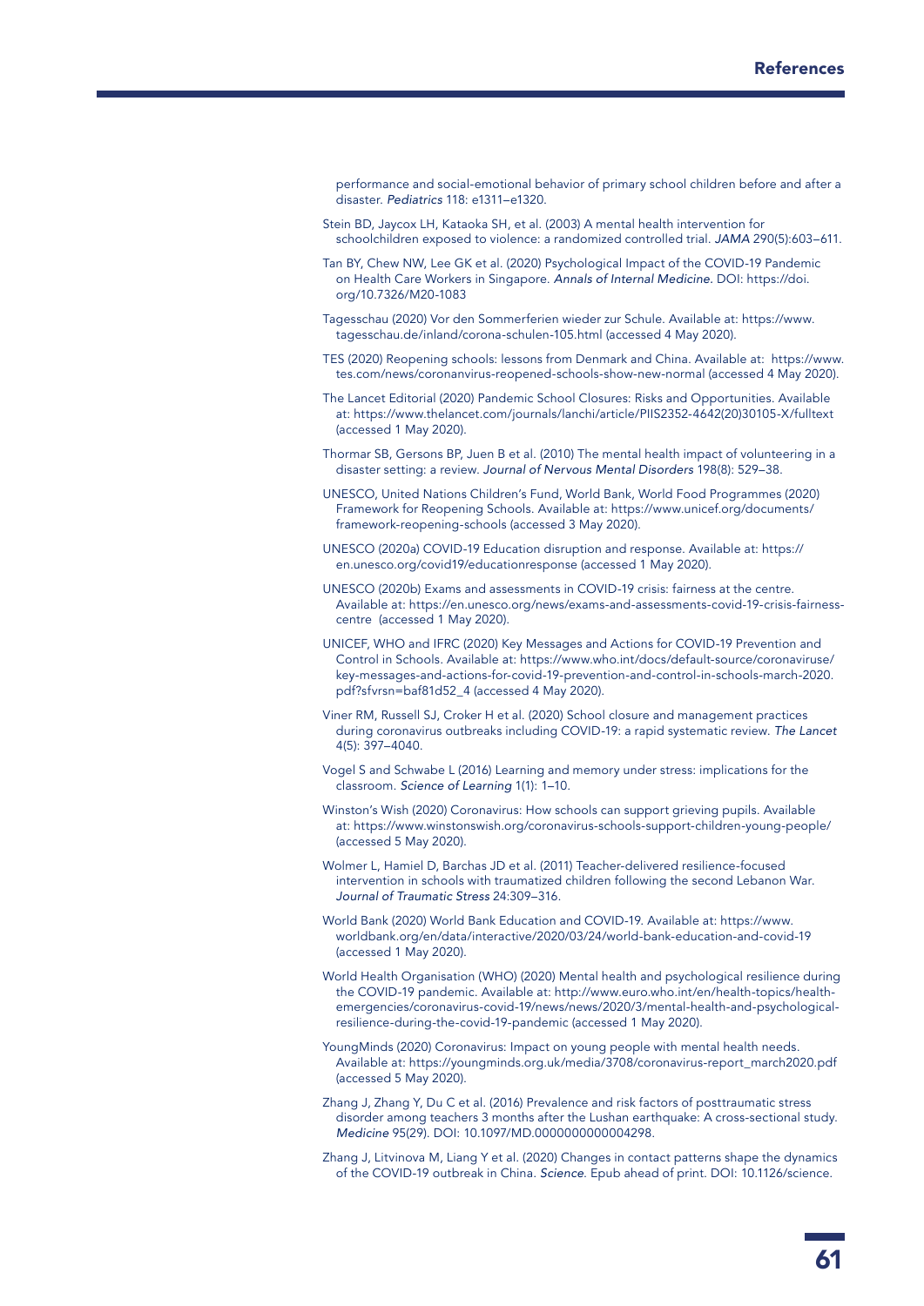performance and social-emotional behavior of primary school children before and after a disaster. *Pediatrics* 118: e1311–e1320.

Stein BD, Jaycox LH, Kataoka SH, et al. (2003) A mental health intervention for schoolchildren exposed to violence: a randomized controlled trial. *JAMA* 290(5):603–611.

Tan BY, Chew NW, Lee GK et al. (2020) Psychological Impact of the COVID-19 Pandemic on Health Care Workers in Singapore. *Annals of Internal Medicine.* DOI: https://doi.org/10.7326/M20-1083

Tagesschau (2020) Vor den Sommerferien wieder zur Schule. Available at: https://www.tagesschau.de/inland/corona-schulen-105.html (accessed 4 May 2020).

TES (2020) Reopening schools: lessons from Denmark and China. Available at: https://www.tes.com/news/coronanvirus-reopened-schools-show-new-normal (accessed 4 May 2020).

The Lancet Editorial (2020) Pandemic School Closures: Risks and Opportunities. Available at: https://www.thelancet.com/journals/lanchi/article/PIIS2352-4642(20)30105-X/fulltext (accessed 1 May 2020).

Thormar SB, Gersons BP, Juen B et al. (2010) The mental health impact of volunteering in a disaster setting: a review. *Journal of Nervous Mental Disorders* 198(8): 529–38.

UNESCO, United Nations Children's Fund, World Bank, World Food Programmes (2020) Framework for Reopening Schools. Available at: https://www.unicef.org/documents/framework-reopening-schools (accessed 3 May 2020).

UNESCO (2020a) COVID-19 Education disruption and response. Available at: https://en.unesco.org/covid19/educationresponse (accessed 1 May 2020).

UNESCO (2020b) Exams and assessments in COVID-19 crisis: fairness at the centre. Available at: https://en.unesco.org/news/exams-and-assessments-covid-19-crisis-fairness-centre (accessed 1 May 2020).

UNICEF, WHO and IFRC (2020) Key Messages and Actions for COVID-19 Prevention and Control in Schools. Available at: https://www.who.int/docs/default-source/coronaviruse/key-messages-and-actions-for-covid-19-prevention-and-control-in-schools-march-2020.pdf?sfvrsn=baf81d52_4 (accessed 4 May 2020).

Viner RM, Russell SJ, Croker H et al. (2020) School closure and management practices during coronavirus outbreaks including COVID-19: a rapid systematic review. *The Lancet* 4(5): 397–4040.

Vogel S and Schwabe L (2016) Learning and memory under stress: implications for the classroom. *Science of Learning* 1(1): 1–10.

Winston's Wish (2020) Coronavirus: How schools can support grieving pupils. Available at: https://www.winstonswish.org/coronavirus-schools-support-children-young-people/ (accessed 5 May 2020).

Wolmer L, Hamiel D, Barchas JD et al. (2011) Teacher-delivered resilience-focused intervention in schools with traumatized children following the second Lebanon War. *Journal of Traumatic Stress* 24:309–316.

World Bank (2020) World Bank Education and COVID-19. Available at: https://www.worldbank.org/en/data/interactive/2020/03/24/world-bank-education-and-covid-19 (accessed 1 May 2020).

World Health Organisation (WHO) (2020) Mental health and psychological resilience during the COVID-19 pandemic. Available at: http://www.euro.who.int/en/health-topics/health-emergencies/coronavirus-covid-19/news/news/2020/3/mental-health-and-psychological-resilience-during-the-covid-19-pandemic (accessed 1 May 2020).

YoungMinds (2020) Coronavirus: Impact on young people with mental health needs. Available at: https://youngminds.org.uk/media/3708/coronavirus-report_march2020.pdf (accessed 5 May 2020).

Zhang J, Zhang Y, Du C et al. (2016) Prevalence and risk factors of posttraumatic stress disorder among teachers 3 months after the Lushan earthquake: A cross-sectional study. *Medicine* 95(29). DOI: 10.1097/MD.0000000000004298.

Zhang J, Litvinova M, Liang Y et al. (2020) Changes in contact patterns shape the dynamics of the COVID-19 outbreak in China. *Science.* Epub ahead of print. DOI: 10.1126/science.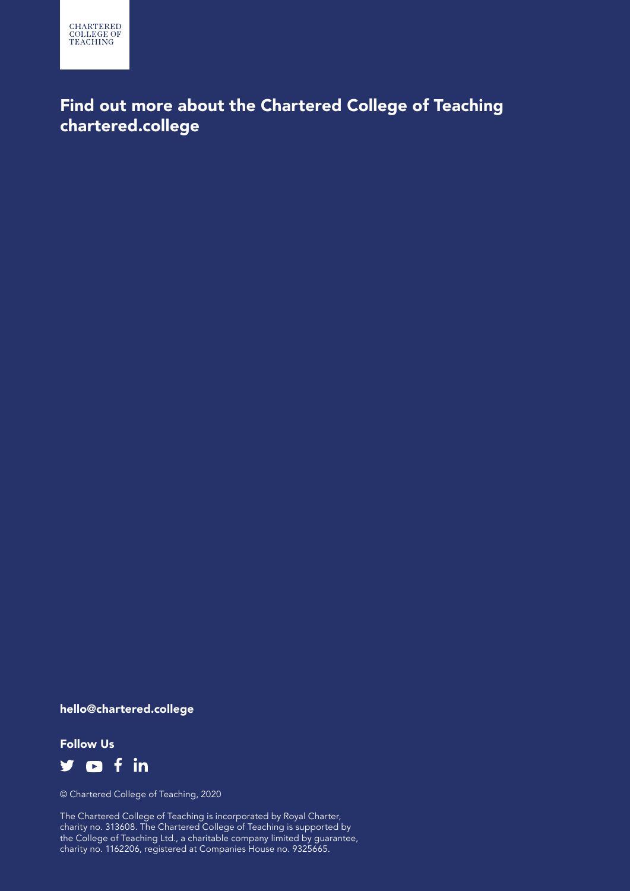CHARTERED COLLEGE OF TEACHING

## Find out more about the Chartered College of Teaching chartered.college

**hello@chartered.college**

**Follow Us**

© Chartered College of Teaching, 2020

The Chartered College of Teaching is incorporated by Royal Charter, charity no. 313608. The Chartered College of Teaching is supported by the College of Teaching Ltd., a charitable company limited by guarantee, charity no. 1162206, registered at Companies House no. 9325665.